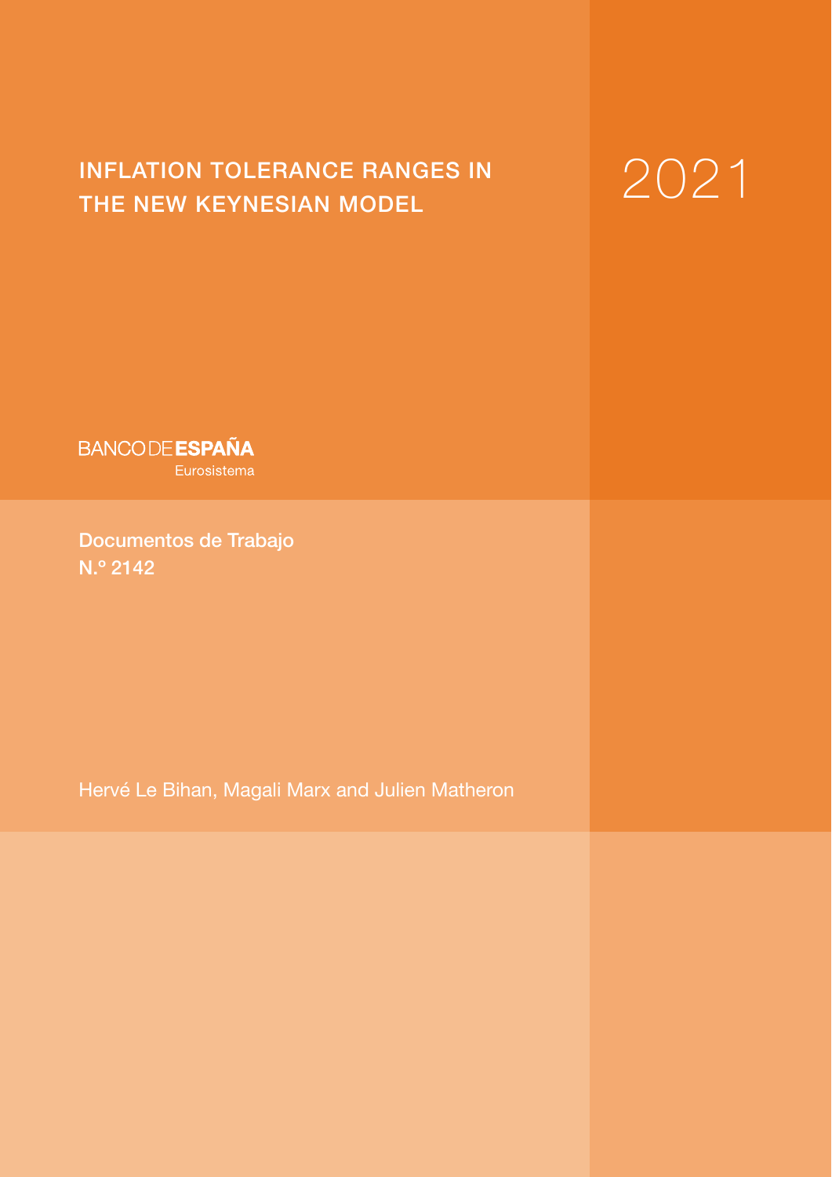# INFLATION TOLERANCE RANGES IN THE NEW KEYNESIAN MODEL

2021

BANCO DE ESPAÑA
Eurosistema

Documentos de Trabajo
N.º 2142

Hervé Le Bihan, Magali Marx and Julien Matheron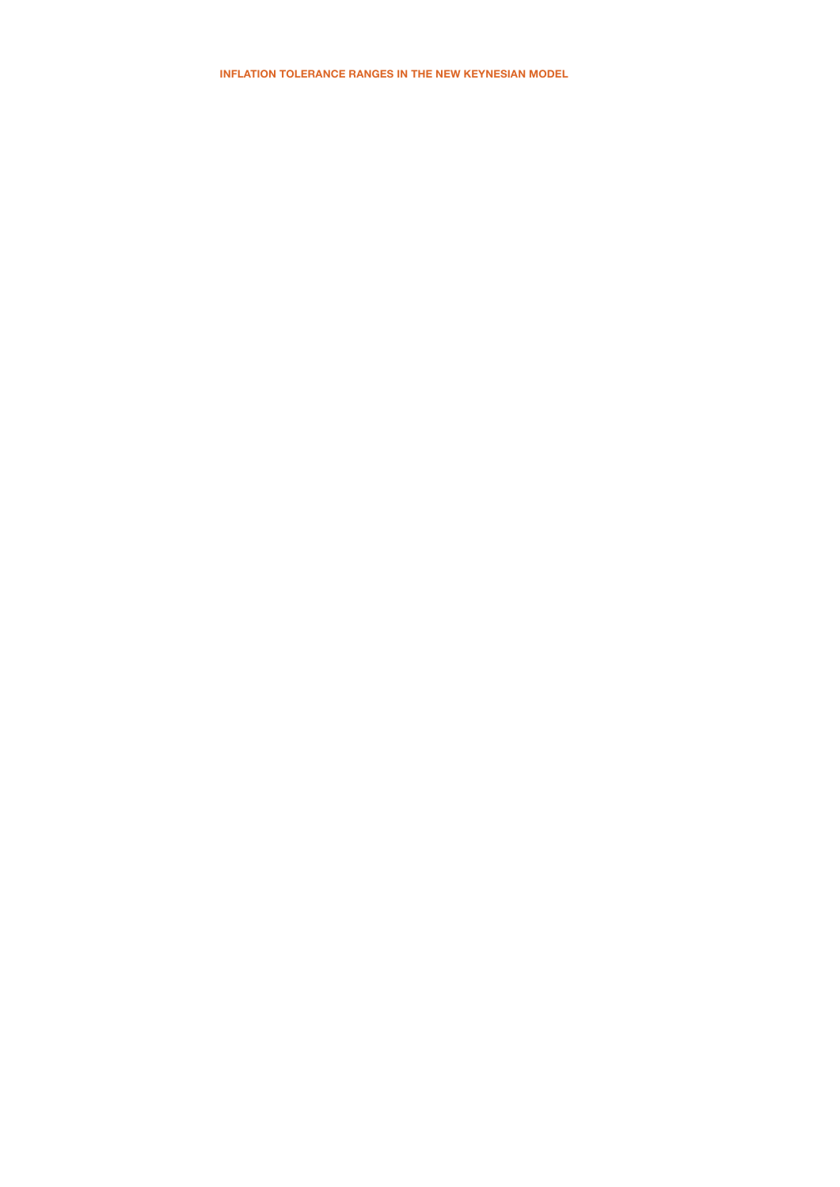# INFLATION TOLERANCE RANGES IN THE NEW KEYNESIAN MODEL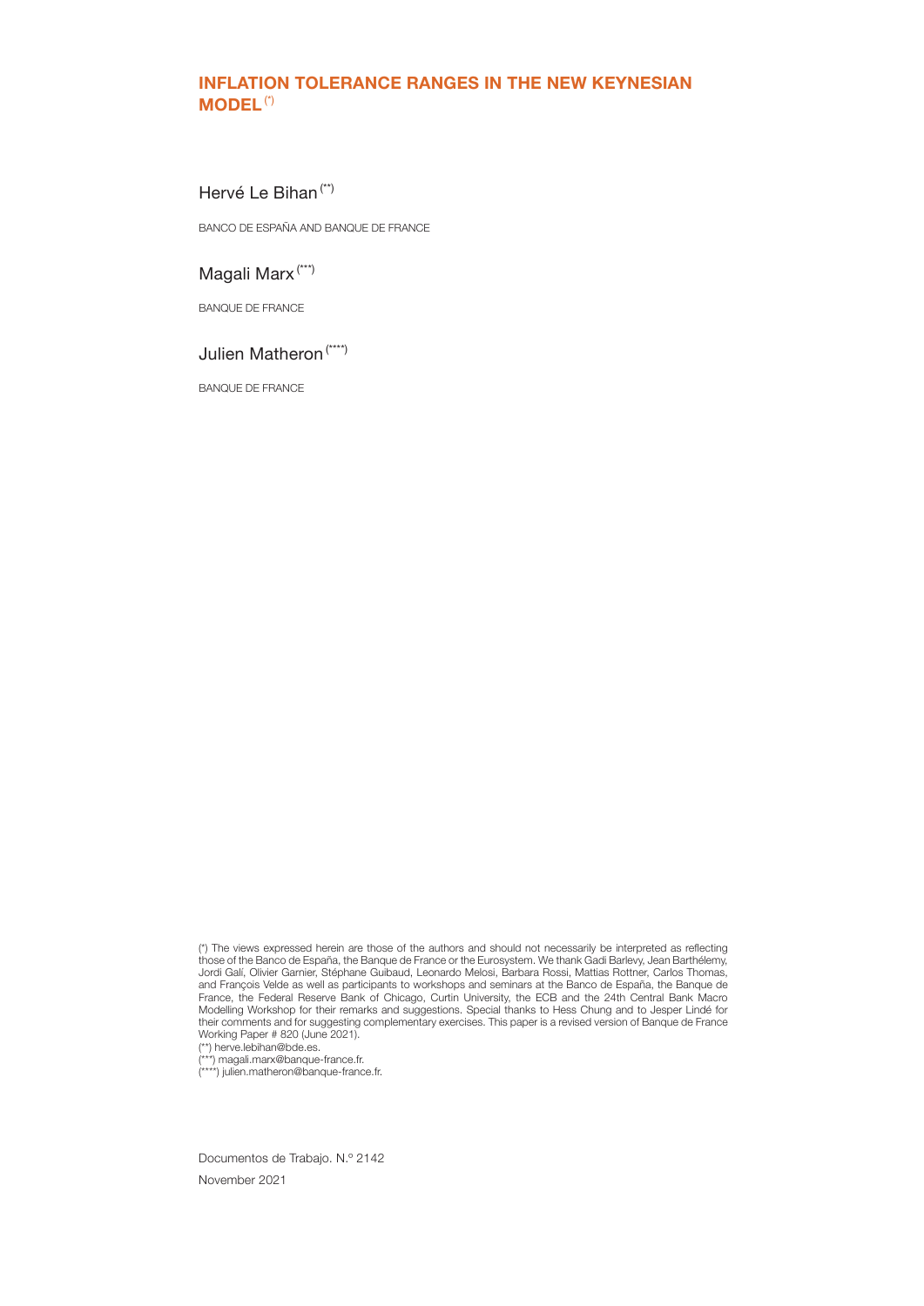# INFLATION TOLERANCE RANGES IN THE NEW KEYNESIAN MODEL [(*)]

Hervé Le Bihan [(**)]

BANCO DE ESPAÑA AND BANQUE DE FRANCE

Magali Marx [(***)]

BANQUE DE FRANCE

Julien Matheron [(****)]

BANQUE DE FRANCE

(*) The views expressed herein are those of the authors and should not necessarily be interpreted as reflecting those of the Banco de España, the Banque de France or the Eurosystem. We thank Gadi Barlevy, Jean Barthélemy, Jordi Galí, Olivier Garnier, Stéphane Guibaud, Leonardo Melosi, Barbara Rossi, Mattias Rottner, Carlos Thomas, and François Velde as well as participants to workshops and seminars at the Banco de España, the Banque de France, the Federal Reserve Bank of Chicago, Curtin University, the ECB and the 24th Central Bank Macro Modelling Workshop for their remarks and suggestions. Special thanks to Hess Chung and to Jesper Lindé for their comments and for suggesting complementary exercises. This paper is a revised version of Banque de France Working Paper # 820 (June 2021).

(**) herve.lebihan@bde.es.

(***) magali.marx@banque-france.fr.

(****) julien.matheron@banque-france.fr.

Documentos de Trabajo. N.º 2142

November 2021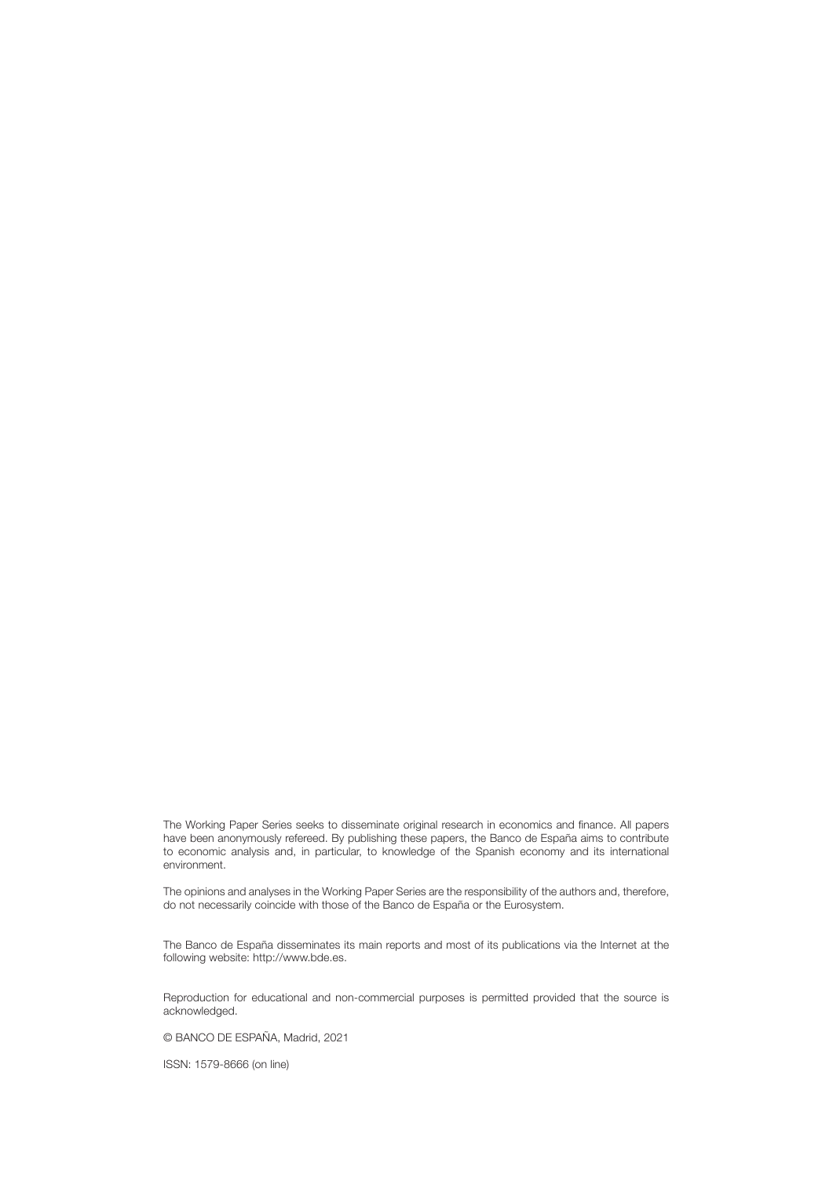The Working Paper Series seeks to disseminate original research in economics and finance. All papers have been anonymously refereed. By publishing these papers, the Banco de España aims to contribute to economic analysis and, in particular, to knowledge of the Spanish economy and its international environment.

The opinions and analyses in the Working Paper Series are the responsibility of the authors and, therefore, do not necessarily coincide with those of the Banco de España or the Eurosystem.

The Banco de España disseminates its main reports and most of its publications via the Internet at the following website: http://www.bde.es.

Reproduction for educational and non-commercial purposes is permitted provided that the source is acknowledged.

© BANCO DE ESPAÑA, Madrid, 2021

ISSN: 1579-8666 (on line)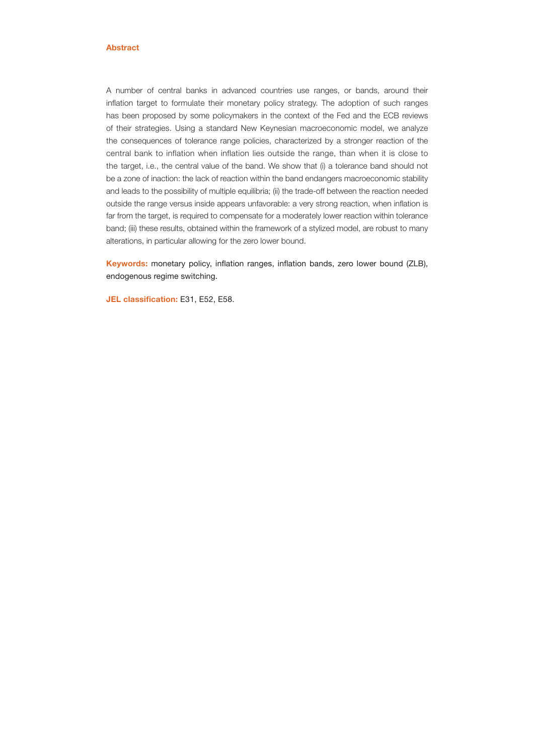## Abstract

A number of central banks in advanced countries use ranges, or bands, around their inflation target to formulate their monetary policy strategy. The adoption of such ranges has been proposed by some policymakers in the context of the Fed and the ECB reviews of their strategies. Using a standard New Keynesian macroeconomic model, we analyze the consequences of tolerance range policies, characterized by a stronger reaction of the central bank to inflation when inflation lies outside the range, than when it is close to the target, i.e., the central value of the band. We show that (i) a tolerance band should not be a zone of inaction: the lack of reaction within the band endangers macroeconomic stability and leads to the possibility of multiple equilibria; (ii) the trade-off between the reaction needed outside the range versus inside appears unfavorable: a very strong reaction, when inflation is far from the target, is required to compensate for a moderately lower reaction within tolerance band; (iii) these results, obtained within the framework of a stylized model, are robust to many alterations, in particular allowing for the zero lower bound.

**Keywords:** monetary policy, inflation ranges, inflation bands, zero lower bound (ZLB), endogenous regime switching.

**JEL classification:** E31, E52, E58.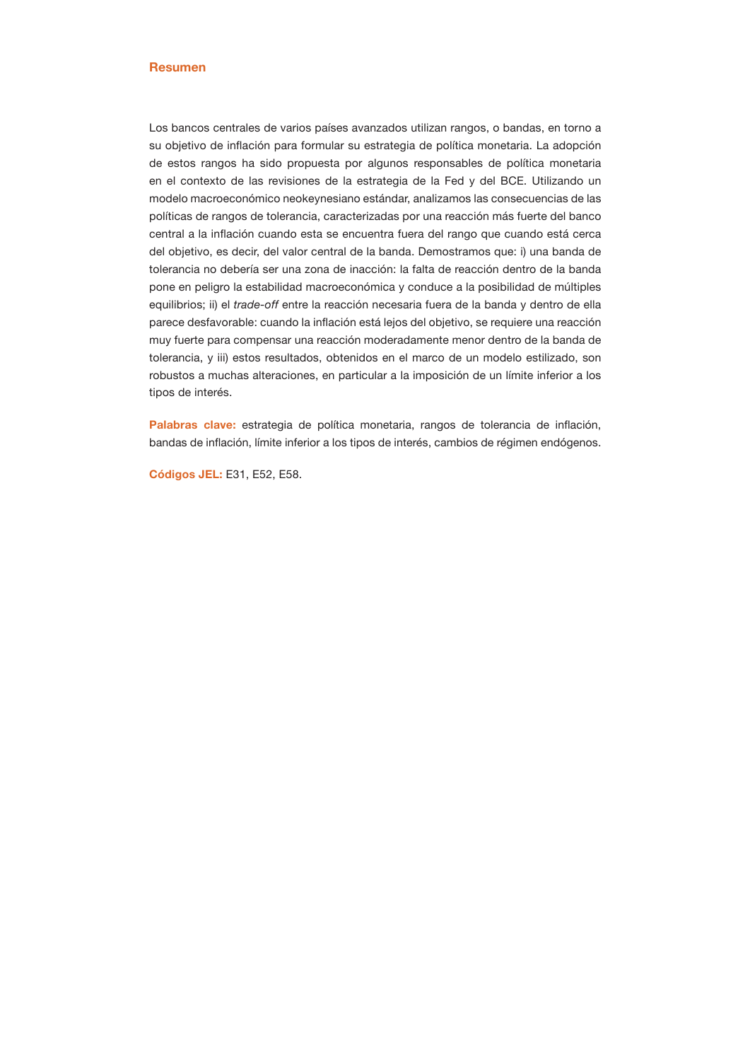## Resumen

Los bancos centrales de varios países avanzados utilizan rangos, o bandas, en torno a su objetivo de inflación para formular su estrategia de política monetaria. La adopción de estos rangos ha sido propuesta por algunos responsables de política monetaria en el contexto de las revisiones de la estrategia de la Fed y del BCE. Utilizando un modelo macroeconómico neokeynesiano estándar, analizamos las consecuencias de las políticas de rangos de tolerancia, caracterizadas por una reacción más fuerte del banco central a la inflación cuando esta se encuentra fuera del rango que cuando está cerca del objetivo, es decir, del valor central de la banda. Demostramos que: i) una banda de tolerancia no debería ser una zona de inacción: la falta de reacción dentro de la banda pone en peligro la estabilidad macroeconómica y conduce a la posibilidad de múltiples equilibrios; ii) el *trade-off* entre la reacción necesaria fuera de la banda y dentro de ella parece desfavorable: cuando la inflación está lejos del objetivo, se requiere una reacción muy fuerte para compensar una reacción moderadamente menor dentro de la banda de tolerancia, y iii) estos resultados, obtenidos en el marco de un modelo estilizado, son robustos a muchas alteraciones, en particular a la imposición de un límite inferior a los tipos de interés.

**Palabras clave:** estrategia de política monetaria, rangos de tolerancia de inflación, bandas de inflación, límite inferior a los tipos de interés, cambios de régimen endógenos.

**Códigos JEL:** E31, E52, E58.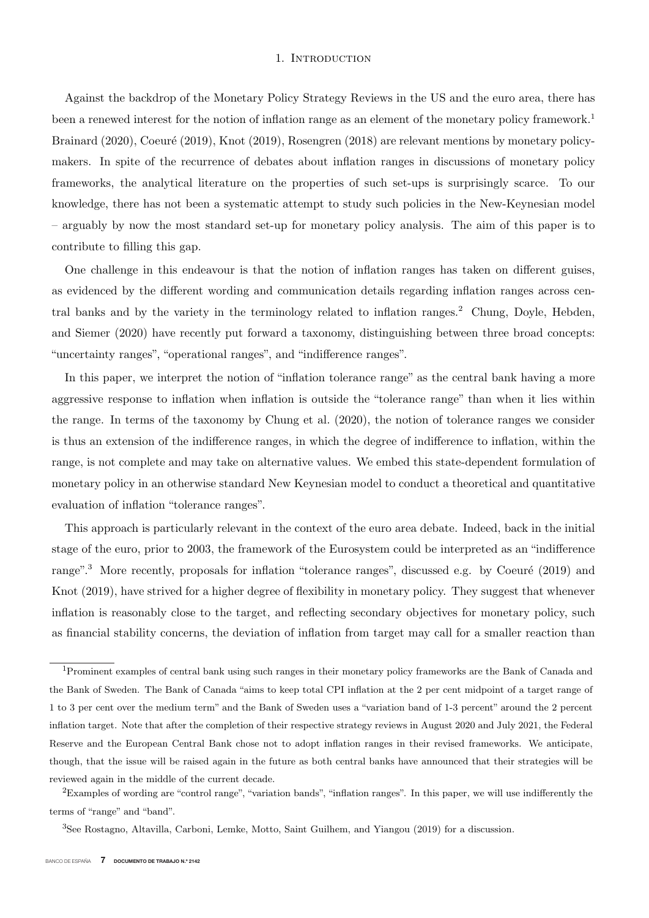# 1. Introduction

Against the backdrop of the Monetary Policy Strategy Reviews in the US and the euro area, there has been a renewed interest for the notion of inflation range as an element of the monetary policy framework.[1] Brainard (2020), Coeuré (2019), Knot (2019), Rosengren (2018) are relevant mentions by monetary policymakers. In spite of the recurrence of debates about inflation ranges in discussions of monetary policy frameworks, the analytical literature on the properties of such set-ups is surprisingly scarce. To our knowledge, there has not been a systematic attempt to study such policies in the New-Keynesian model – arguably by now the most standard set-up for monetary policy analysis. The aim of this paper is to contribute to filling this gap.

One challenge in this endeavour is that the notion of inflation ranges has taken on different guises, as evidenced by the different wording and communication details regarding inflation ranges across central banks and by the variety in the terminology related to inflation ranges.[2] Chung, Doyle, Hebden, and Siemer (2020) have recently put forward a taxonomy, distinguishing between three broad concepts: "uncertainty ranges", "operational ranges", and "indifference ranges".

In this paper, we interpret the notion of "inflation tolerance range" as the central bank having a more aggressive response to inflation when inflation is outside the "tolerance range" than when it lies within the range. In terms of the taxonomy by Chung et al. (2020), the notion of tolerance ranges we consider is thus an extension of the indifference ranges, in which the degree of indifference to inflation, within the range, is not complete and may take on alternative values. We embed this state-dependent formulation of monetary policy in an otherwise standard New Keynesian model to conduct a theoretical and quantitative evaluation of inflation "tolerance ranges".

This approach is particularly relevant in the context of the euro area debate. Indeed, back in the initial stage of the euro, prior to 2003, the framework of the Eurosystem could be interpreted as an "indifference range".[3] More recently, proposals for inflation "tolerance ranges", discussed e.g. by Coeuré (2019) and Knot (2019), have strived for a higher degree of flexibility in monetary policy. They suggest that whenever inflation is reasonably close to the target, and reflecting secondary objectives for monetary policy, such as financial stability concerns, the deviation of inflation from target may call for a smaller reaction than

---

[1] Prominent examples of central bank using such ranges in their monetary policy frameworks are the Bank of Canada and the Bank of Sweden. The Bank of Canada "aims to keep total CPI inflation at the 2 per cent midpoint of a target range of 1 to 3 per cent over the medium term" and the Bank of Sweden uses a "variation band of 1-3 percent" around the 2 percent inflation target. Note that after the completion of their respective strategy reviews in August 2020 and July 2021, the Federal Reserve and the European Central Bank chose not to adopt inflation ranges in their revised frameworks. We anticipate, though, that the issue will be raised again in the future as both central banks have announced that their strategies will be reviewed again in the middle of the current decade.

[2] Examples of wording are "control range", "variation bands", "inflation ranges". In this paper, we will use indifferently the terms of "range" and "band".

[3] See Rostagno, Altavilla, Carboni, Lemke, Motto, Saint Guilhem, and Yiangou (2019) for a discussion.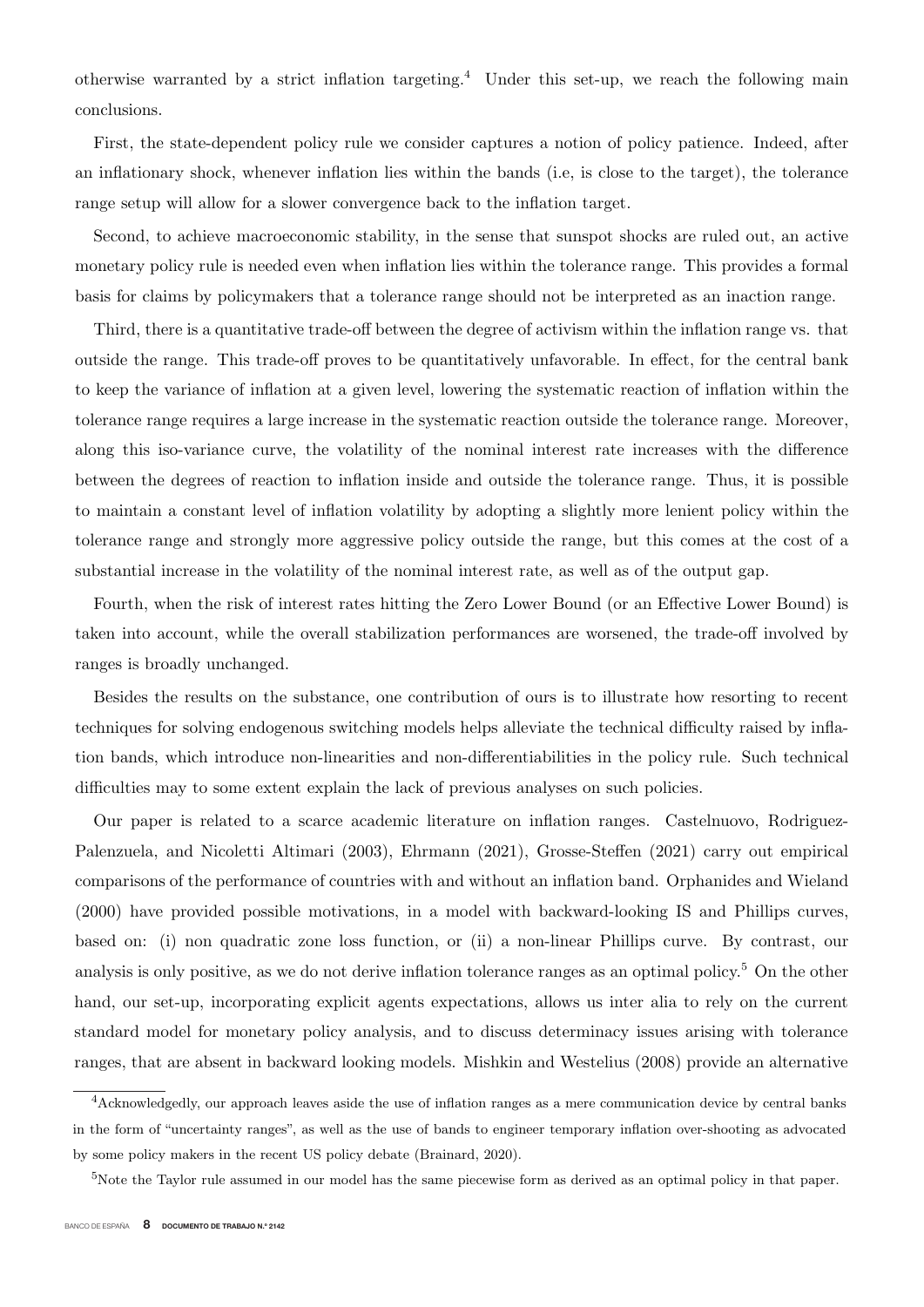otherwise warranted by a strict inflation targeting.[4] Under this set-up, we reach the following main conclusions.

First, the state-dependent policy rule we consider captures a notion of policy patience. Indeed, after an inflationary shock, whenever inflation lies within the bands (i.e, is close to the target), the tolerance range setup will allow for a slower convergence back to the inflation target.

Second, to achieve macroeconomic stability, in the sense that sunspot shocks are ruled out, an active monetary policy rule is needed even when inflation lies within the tolerance range. This provides a formal basis for claims by policymakers that a tolerance range should not be interpreted as an inaction range.

Third, there is a quantitative trade-off between the degree of activism within the inflation range vs. that outside the range. This trade-off proves to be quantitatively unfavorable. In effect, for the central bank to keep the variance of inflation at a given level, lowering the systematic reaction of inflation within the tolerance range requires a large increase in the systematic reaction outside the tolerance range. Moreover, along this iso-variance curve, the volatility of the nominal interest rate increases with the difference between the degrees of reaction to inflation inside and outside the tolerance range. Thus, it is possible to maintain a constant level of inflation volatility by adopting a slightly more lenient policy within the tolerance range and strongly more aggressive policy outside the range, but this comes at the cost of a substantial increase in the volatility of the nominal interest rate, as well as of the output gap.

Fourth, when the risk of interest rates hitting the Zero Lower Bound (or an Effective Lower Bound) is taken into account, while the overall stabilization performances are worsened, the trade-off involved by ranges is broadly unchanged.

Besides the results on the substance, one contribution of ours is to illustrate how resorting to recent techniques for solving endogenous switching models helps alleviate the technical difficulty raised by inflation bands, which introduce non-linearities and non-differentiabilities in the policy rule. Such technical difficulties may to some extent explain the lack of previous analyses on such policies.

Our paper is related to a scarce academic literature on inflation ranges. Castelnuovo, Rodriguez-Palenzuela, and Nicoletti Altimari (2003), Ehrmann (2021), Grosse-Steffen (2021) carry out empirical comparisons of the performance of countries with and without an inflation band. Orphanides and Wieland (2000) have provided possible motivations, in a model with backward-looking IS and Phillips curves, based on: (i) non quadratic zone loss function, or (ii) a non-linear Phillips curve. By contrast, our analysis is only positive, as we do not derive inflation tolerance ranges as an optimal policy.[5] On the other hand, our set-up, incorporating explicit agents expectations, allows us inter alia to rely on the current standard model for monetary policy analysis, and to discuss determinacy issues arising with tolerance ranges, that are absent in backward looking models. Mishkin and Westelius (2008) provide an alternative

[4] Acknowledgedly, our approach leaves aside the use of inflation ranges as a mere communication device by central banks in the form of "uncertainty ranges", as well as the use of bands to engineer temporary inflation over-shooting as advocated by some policy makers in the recent US policy debate (Brainard, 2020).

[5] Note the Taylor rule assumed in our model has the same piecewise form as derived as an optimal policy in that paper.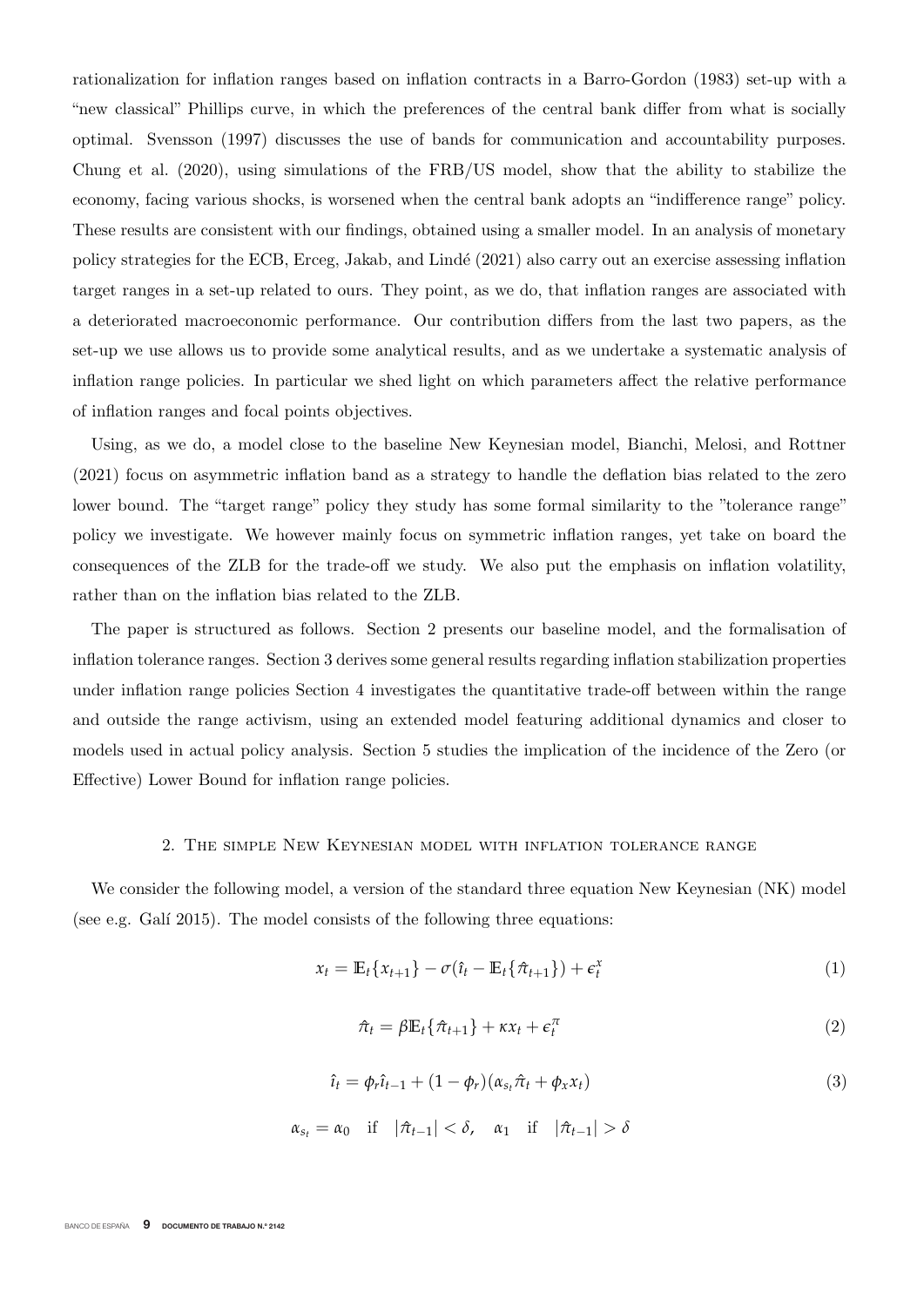rationalization for inflation ranges based on inflation contracts in a Barro-Gordon (1983) set-up with a "new classical" Phillips curve, in which the preferences of the central bank differ from what is socially optimal. Svensson (1997) discusses the use of bands for communication and accountability purposes. Chung et al. (2020), using simulations of the FRB/US model, show that the ability to stabilize the economy, facing various shocks, is worsened when the central bank adopts an "indifference range" policy. These results are consistent with our findings, obtained using a smaller model. In an analysis of monetary policy strategies for the ECB, Erceg, Jakab, and Lindé (2021) also carry out an exercise assessing inflation target ranges in a set-up related to ours. They point, as we do, that inflation ranges are associated with a deteriorated macroeconomic performance. Our contribution differs from the last two papers, as the set-up we use allows us to provide some analytical results, and as we undertake a systematic analysis of inflation range policies. In particular we shed light on which parameters affect the relative performance of inflation ranges and focal points objectives.

Using, as we do, a model close to the baseline New Keynesian model, Bianchi, Melosi, and Rottner (2021) focus on asymmetric inflation band as a strategy to handle the deflation bias related to the zero lower bound. The "target range" policy they study has some formal similarity to the "tolerance range" policy we investigate. We however mainly focus on symmetric inflation ranges, yet take on board the consequences of the ZLB for the trade-off we study. We also put the emphasis on inflation volatility, rather than on the inflation bias related to the ZLB.

The paper is structured as follows. Section 2 presents our baseline model, and the formalisation of inflation tolerance ranges. Section 3 derives some general results regarding inflation stabilization properties under inflation range policies Section 4 investigates the quantitative trade-off between within the range and outside the range activism, using an extended model featuring additional dynamics and closer to models used in actual policy analysis. Section 5 studies the implication of the incidence of the Zero (or Effective) Lower Bound for inflation range policies.

## 2. The simple New Keynesian model with inflation tolerance range

We consider the following model, a version of the standard three equation New Keynesian (NK) model (see e.g. Galí 2015). The model consists of the following three equations:

$$x_t = \mathbb{E}_t\{x_{t+1}\} - \sigma(\hat{\imath}_t - \mathbb{E}_t\{\hat{\pi}_{t+1}\}) + \epsilon_t^x \tag{1}$$

$$\hat{\pi}_t = \beta \mathbb{E}_t\{\hat{\pi}_{t+1}\} + \kappa x_t + \epsilon_t^\pi \tag{2}$$

$$\hat{\imath}_t = \phi_r \hat{\imath}_{t-1} + (1-\phi_r)(\alpha_{s_t}\hat{\pi}_t + \phi_x x_t) \tag{3}$$

$$\alpha_{s_t} = \alpha_0 \quad \text{if} \quad |\hat{\pi}_{t-1}| < \delta, \quad \alpha_1 \quad \text{if} \quad |\hat{\pi}_{t-1}| > \delta$$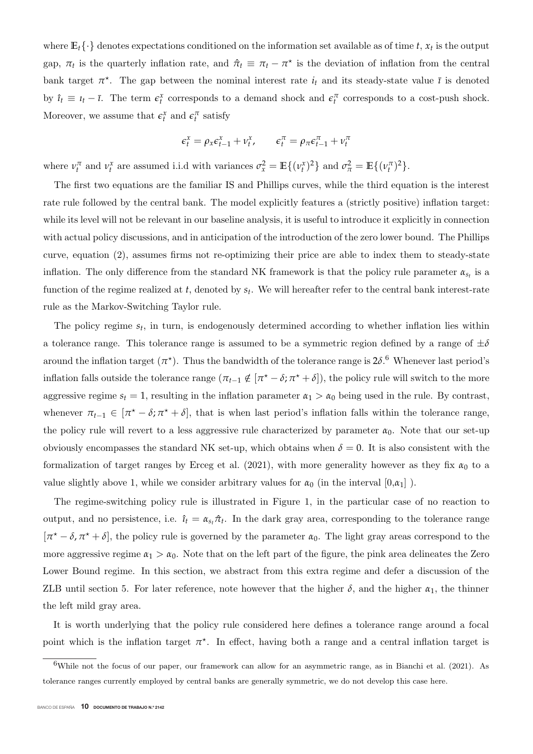where $\mathbb{E}_t\{\cdot\}$ denotes expectations conditioned on the information set available as of time $t$, $x_t$ is the output gap, $\pi_t$ is the quarterly inflation rate, and $\hat{\pi}_t \equiv \pi_t - \pi^\star$ is the deviation of inflation from the central bank target $\pi^\star$. The gap between the nominal interest rate $i_t$ and its steady-state value $\bar{\imath}$ is denoted by $\hat{\imath}_t \equiv \imath_t - \bar{\imath}$. The term $\epsilon_t^x$ corresponds to a demand shock and $\epsilon_t^\pi$ corresponds to a cost-push shock. Moreover, we assume that $\epsilon_t^x$ and $\epsilon_t^\pi$ satisfy

$$\epsilon_t^x = \rho_x \epsilon_{t-1}^x + \nu_t^x, \qquad \epsilon_t^\pi = \rho_\pi \epsilon_{t-1}^\pi + \nu_t^\pi$$

where $\nu_t^\pi$ and $\nu_t^x$ are assumed i.i.d with variances $\sigma_x^2 = \mathbb{E}\{(\nu_t^x)^2\}$ and $\sigma_\pi^2 = \mathbb{E}\{(\nu_t^\pi)^2\}$.

The first two equations are the familiar IS and Phillips curves, while the third equation is the interest rate rule followed by the central bank. The model explicitly features a (strictly positive) inflation target: while its level will not be relevant in our baseline analysis, it is useful to introduce it explicitly in connection with actual policy discussions, and in anticipation of the introduction of the zero lower bound. The Phillips curve, equation (2), assumes firms not re-optimizing their price are able to index them to steady-state inflation. The only difference from the standard NK framework is that the policy rule parameter $\alpha_{s_t}$ is a function of the regime realized at $t$, denoted by $s_t$. We will hereafter refer to the central bank interest-rate rule as the Markov-Switching Taylor rule.

The policy regime $s_t$, in turn, is endogenously determined according to whether inflation lies within a tolerance range. This tolerance range is assumed to be a symmetric region defined by a range of $\pm\delta$ around the inflation target ($\pi^\star$). Thus the bandwidth of the tolerance range is $2\delta$.[6] Whenever last period's inflation falls outside the tolerance range ($\pi_{t-1} \notin [\pi^\star - \delta; \pi^\star + \delta]$), the policy rule will switch to the more aggressive regime $s_t = 1$, resulting in the inflation parameter $\alpha_1 > \alpha_0$ being used in the rule. By contrast, whenever $\pi_{t-1} \in [\pi^\star - \delta; \pi^\star + \delta]$, that is when last period's inflation falls within the tolerance range, the policy rule will revert to a less aggressive rule characterized by parameter $\alpha_0$. Note that our set-up obviously encompasses the standard NK set-up, which obtains when $\delta = 0$. It is also consistent with the formalization of target ranges by Erceg et al. (2021), with more generality however as they fix $\alpha_0$ to a value slightly above 1, while we consider arbitrary values for $\alpha_0$ (in the interval $[0,\alpha_1]$ ).

The regime-switching policy rule is illustrated in Figure 1, in the particular case of no reaction to output, and no persistence, i.e. $\hat{\imath}_t = \alpha_{s_t}\hat{\pi}_t$. In the dark gray area, corresponding to the tolerance range $[\pi^\star - \delta, \pi^\star + \delta]$, the policy rule is governed by the parameter $\alpha_0$. The light gray areas correspond to the more aggressive regime $\alpha_1 > \alpha_0$. Note that on the left part of the figure, the pink area delineates the Zero Lower Bound regime. In this section, we abstract from this extra regime and defer a discussion of the ZLB until section 5. For later reference, note however that the higher $\delta$, and the higher $\alpha_1$, the thinner the left mild gray area.

It is worth underlying that the policy rule considered here defines a tolerance range around a focal point which is the inflation target $\pi^\star$. In effect, having both a range and a central inflation target is

[6] While not the focus of our paper, our framework can allow for an asymmetric range, as in Bianchi et al. (2021). As tolerance ranges currently employed by central banks are generally symmetric, we do not develop this case here.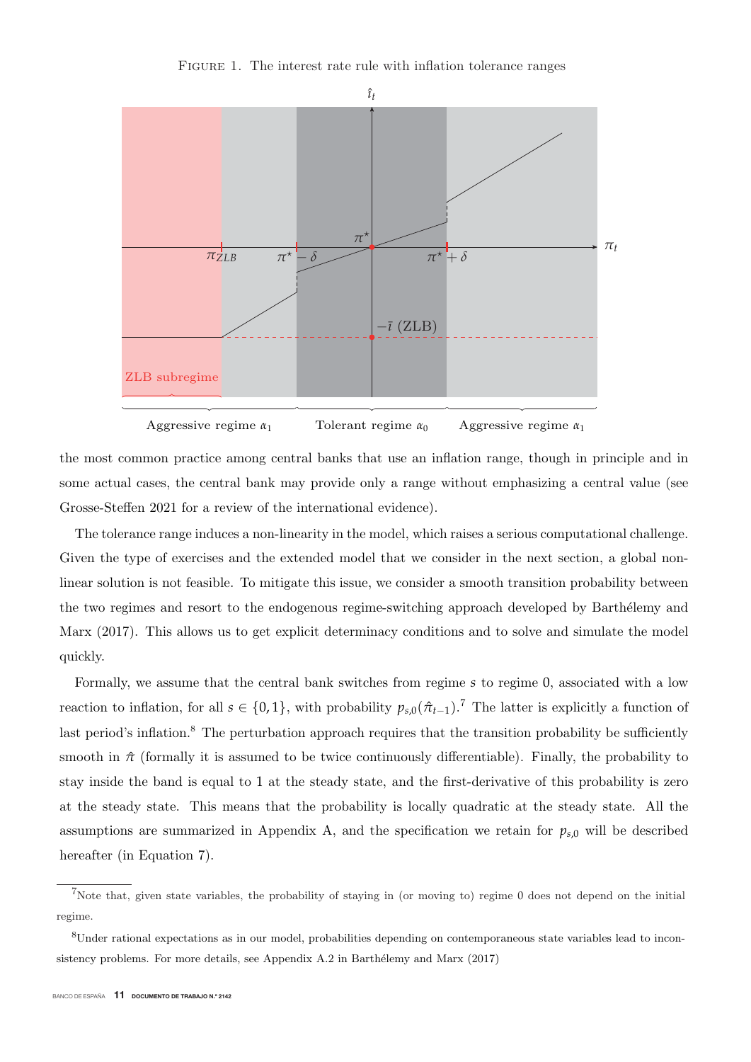FIGURE 1. The interest rate rule with inflation tolerance ranges

the most common practice among central banks that use an inflation range, though in principle and in some actual cases, the central bank may provide only a range without emphasizing a central value (see Grosse-Steffen 2021 for a review of the international evidence).

The tolerance range induces a non-linearity in the model, which raises a serious computational challenge. Given the type of exercises and the extended model that we consider in the next section, a global non-linear solution is not feasible. To mitigate this issue, we consider a smooth transition probability between the two regimes and resort to the endogenous regime-switching approach developed by Barthélemy and Marx (2017). This allows us to get explicit determinacy conditions and to solve and simulate the model quickly.

Formally, we assume that the central bank switches from regime $s$ to regime 0, associated with a low reaction to inflation, for all $s \in \{0, 1\}$, with probability $p_{s,0}(\hat{\pi}_{t-1})$.[7] The latter is explicitly a function of last period's inflation.[8] The perturbation approach requires that the transition probability be sufficiently smooth in $\hat{\pi}$ (formally it is assumed to be twice continuously differentiable). Finally, the probability to stay inside the band is equal to 1 at the steady state, and the first-derivative of this probability is zero at the steady state. This means that the probability is locally quadratic at the steady state. All the assumptions are summarized in Appendix A, and the specification we retain for $p_{s,0}$ will be described hereafter (in Equation 7).

[7] Note that, given state variables, the probability of staying in (or moving to) regime 0 does not depend on the initial regime.

[8] Under rational expectations as in our model, probabilities depending on contemporaneous state variables lead to inconsistency problems. For more details, see Appendix A.2 in Barthélemy and Marx (2017)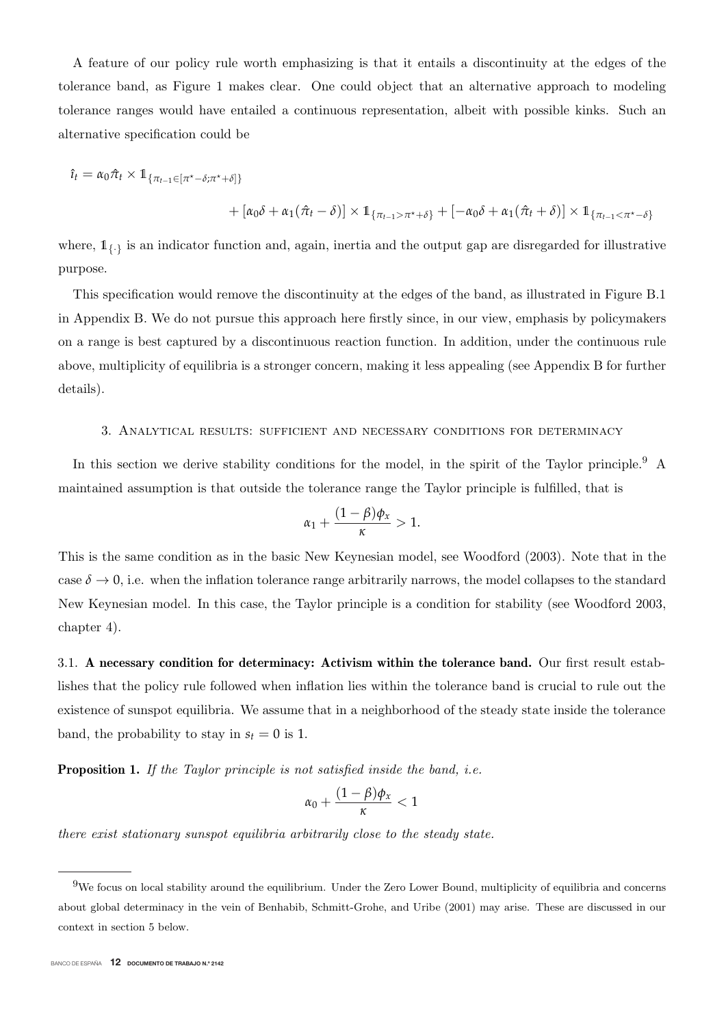A feature of our policy rule worth emphasizing is that it entails a discontinuity at the edges of the tolerance band, as Figure 1 makes clear. One could object that an alternative approach to modeling tolerance ranges would have entailed a continuous representation, albeit with possible kinks. Such an alternative specification could be

$$
\begin{aligned}
\hat{\imath}_t = \alpha_0 \hat{\pi}_t \times \mathbb{1}_{\{\pi_{t-1} \in [\pi^\star - \delta; \pi^\star + \delta]\}} \\
+ [\alpha_0 \delta + \alpha_1(\hat{\pi}_t - \delta)] \times \mathbb{1}_{\{\pi_{t-1} > \pi^\star + \delta\}} + [-\alpha_0 \delta + \alpha_1(\hat{\pi}_t + \delta)] \times \mathbb{1}_{\{\pi_{t-1} < \pi^\star - \delta\}}
\end{aligned}
$$

where, $\mathbb{1}_{\{\cdot\}}$ is an indicator function and, again, inertia and the output gap are disregarded for illustrative purpose.

This specification would remove the discontinuity at the edges of the band, as illustrated in Figure B.1 in Appendix B. We do not pursue this approach here firstly since, in our view, emphasis by policymakers on a range is best captured by a discontinuous reaction function. In addition, under the continuous rule above, multiplicity of equilibria is a stronger concern, making it less appealing (see Appendix B for further details).

## 3. Analytical results: sufficient and necessary conditions for determinacy

In this section we derive stability conditions for the model, in the spirit of the Taylor principle.[9] A maintained assumption is that outside the tolerance range the Taylor principle is fulfilled, that is

$$
\alpha_1 + \frac{(1-\beta)\phi_x}{\kappa} > 1.
$$

This is the same condition as in the basic New Keynesian model, see Woodford (2003). Note that in the case $\delta \to 0$, i.e. when the inflation tolerance range arbitrarily narrows, the model collapses to the standard New Keynesian model. In this case, the Taylor principle is a condition for stability (see Woodford 2003, chapter 4).

3.1. **A necessary condition for determinacy: Activism within the tolerance band.** Our first result establishes that the policy rule followed when inflation lies within the tolerance band is crucial to rule out the existence of sunspot equilibria. We assume that in a neighborhood of the steady state inside the tolerance band, the probability to stay in $s_t = 0$ is 1.

**Proposition 1.** *If the Taylor principle is not satisfied inside the band, i.e.*

$$
\alpha_0 + \frac{(1-\beta)\phi_x}{\kappa} < 1
$$

*there exist stationary sunspot equilibria arbitrarily close to the steady state.*

[9] We focus on local stability around the equilibrium. Under the Zero Lower Bound, multiplicity of equilibria and concerns about global determinacy in the vein of Benhabib, Schmitt-Grohe, and Uribe (2001) may arise. These are discussed in our context in section 5 below.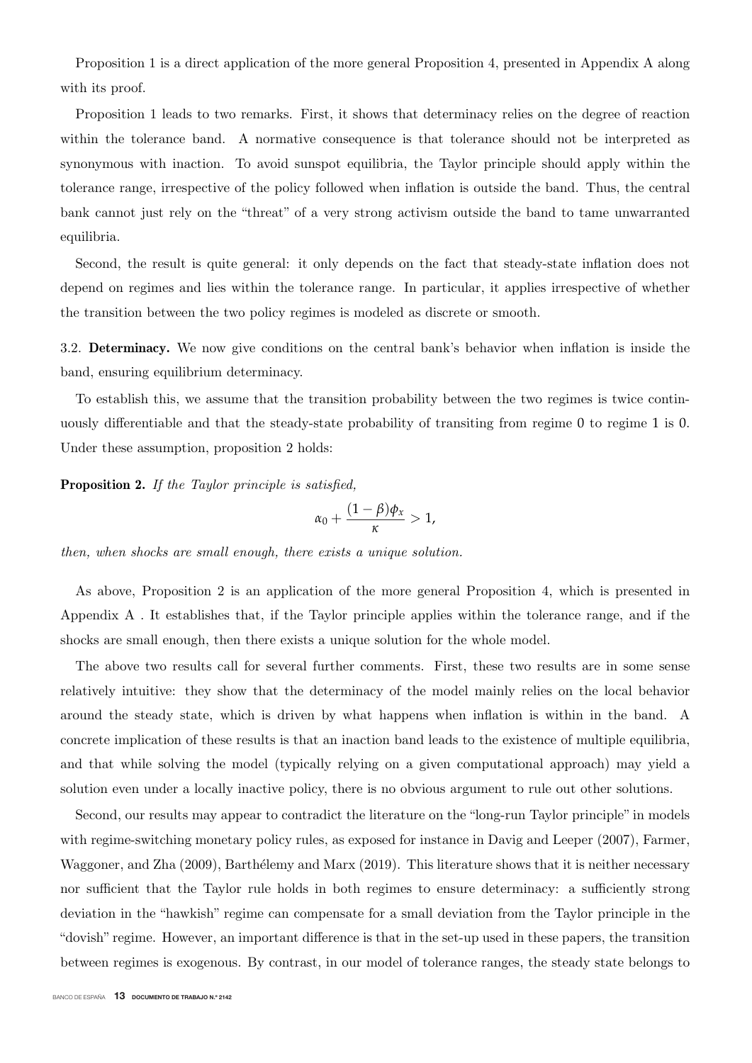Proposition 1 is a direct application of the more general Proposition 4, presented in Appendix A along with its proof.

Proposition 1 leads to two remarks. First, it shows that determinacy relies on the degree of reaction within the tolerance band. A normative consequence is that tolerance should not be interpreted as synonymous with inaction. To avoid sunspot equilibria, the Taylor principle should apply within the tolerance range, irrespective of the policy followed when inflation is outside the band. Thus, the central bank cannot just rely on the "threat" of a very strong activism outside the band to tame unwarranted equilibria.

Second, the result is quite general: it only depends on the fact that steady-state inflation does not depend on regimes and lies within the tolerance range. In particular, it applies irrespective of whether the transition between the two policy regimes is modeled as discrete or smooth.

3.2. **Determinacy.** We now give conditions on the central bank's behavior when inflation is inside the band, ensuring equilibrium determinacy.

To establish this, we assume that the transition probability between the two regimes is twice continuously differentiable and that the steady-state probability of transiting from regime 0 to regime 1 is 0. Under these assumption, proposition 2 holds:

**Proposition 2.** *If the Taylor principle is satisfied,*

$$\alpha_0 + \frac{(1-\beta)\phi_x}{\kappa} > 1,$$

*then, when shocks are small enough, there exists a unique solution.*

As above, Proposition 2 is an application of the more general Proposition 4, which is presented in Appendix A . It establishes that, if the Taylor principle applies within the tolerance range, and if the shocks are small enough, then there exists a unique solution for the whole model.

The above two results call for several further comments. First, these two results are in some sense relatively intuitive: they show that the determinacy of the model mainly relies on the local behavior around the steady state, which is driven by what happens when inflation is within in the band. A concrete implication of these results is that an inaction band leads to the existence of multiple equilibria, and that while solving the model (typically relying on a given computational approach) may yield a solution even under a locally inactive policy, there is no obvious argument to rule out other solutions.

Second, our results may appear to contradict the literature on the "long-run Taylor principle" in models with regime-switching monetary policy rules, as exposed for instance in Davig and Leeper (2007), Farmer, Waggoner, and Zha (2009), Barthélemy and Marx (2019). This literature shows that it is neither necessary nor sufficient that the Taylor rule holds in both regimes to ensure determinacy: a sufficiently strong deviation in the "hawkish" regime can compensate for a small deviation from the Taylor principle in the "dovish" regime. However, an important difference is that in the set-up used in these papers, the transition between regimes is exogenous. By contrast, in our model of tolerance ranges, the steady state belongs to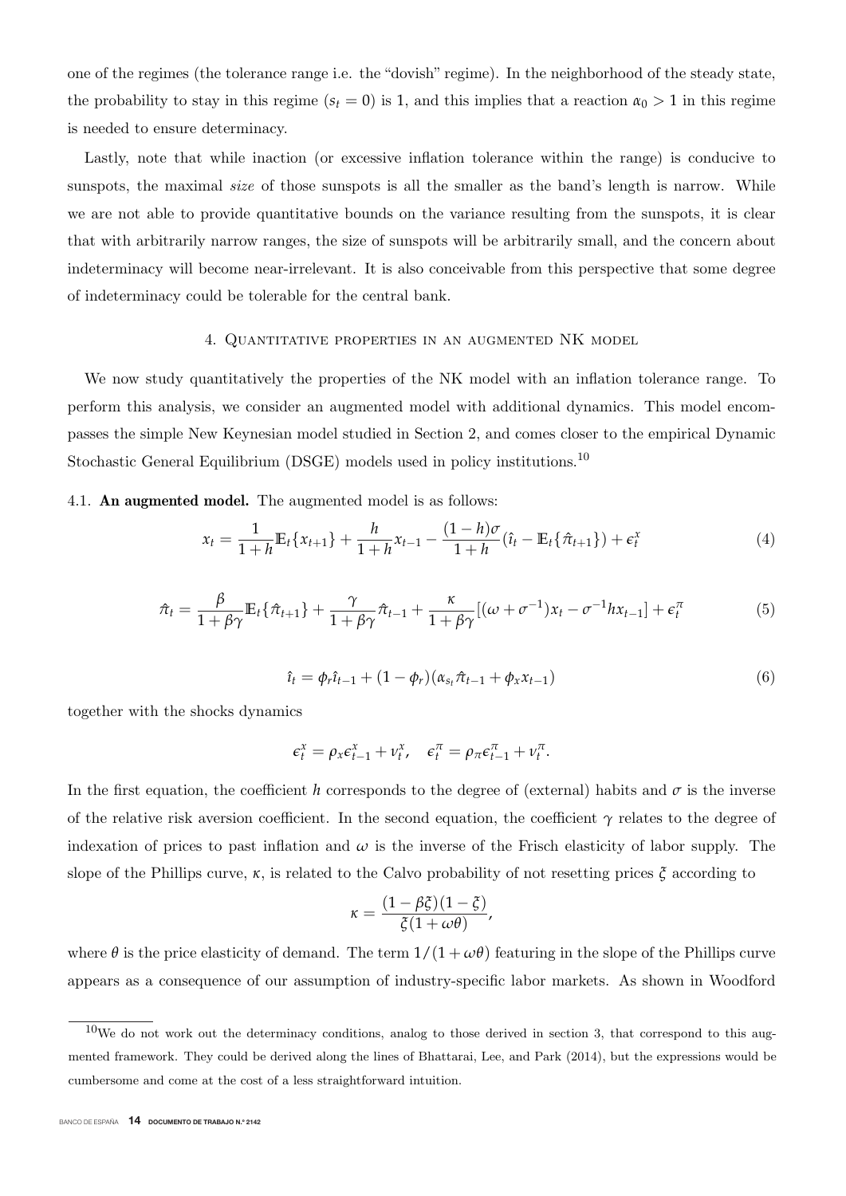one of the regimes (the tolerance range i.e. the "dovish" regime). In the neighborhood of the steady state, the probability to stay in this regime ($s_t = 0$) is 1, and this implies that a reaction $\alpha_0 > 1$ in this regime is needed to ensure determinacy.

Lastly, note that while inaction (or excessive inflation tolerance within the range) is conducive to sunspots, the maximal *size* of those sunspots is all the smaller as the band's length is narrow. While we are not able to provide quantitative bounds on the variance resulting from the sunspots, it is clear that with arbitrarily narrow ranges, the size of sunspots will be arbitrarily small, and the concern about indeterminacy will become near-irrelevant. It is also conceivable from this perspective that some degree of indeterminacy could be tolerable for the central bank.

## 4. Quantitative properties in an augmented NK model

We now study quantitatively the properties of the NK model with an inflation tolerance range. To perform this analysis, we consider an augmented model with additional dynamics. This model encompasses the simple New Keynesian model studied in Section 2, and comes closer to the empirical Dynamic Stochastic General Equilibrium (DSGE) models used in policy institutions.[10]

### 4.1. An augmented model.

The augmented model is as follows:

$$x_t = \frac{1}{1+h}\mathbb{E}_t\{x_{t+1}\} + \frac{h}{1+h}x_{t-1} - \frac{(1-h)\sigma}{1+h}(\hat{\imath}_t - \mathbb{E}_t\{\hat{\pi}_{t+1}\}) + \epsilon_t^x \tag{4}$$

$$\hat{\pi}_t = \frac{\beta}{1+\beta\gamma}\mathbb{E}_t\{\hat{\pi}_{t+1}\} + \frac{\gamma}{1+\beta\gamma}\hat{\pi}_{t-1} + \frac{\kappa}{1+\beta\gamma}[(\omega+\sigma^{-1})x_t - \sigma^{-1}hx_{t-1}] + \epsilon_t^\pi \tag{5}$$

$$\hat{\imath}_t = \phi_r\hat{\imath}_{t-1} + (1-\phi_r)(\alpha_{s_t}\hat{\pi}_{t-1} + \phi_x x_{t-1}) \tag{6}$$

together with the shocks dynamics

$$\epsilon_t^x = \rho_x\epsilon_{t-1}^x + \nu_t^x, \quad \epsilon_t^\pi = \rho_\pi\epsilon_{t-1}^\pi + \nu_t^\pi.$$

In the first equation, the coefficient $h$ corresponds to the degree of (external) habits and $\sigma$ is the inverse of the relative risk aversion coefficient. In the second equation, the coefficient $\gamma$ relates to the degree of indexation of prices to past inflation and $\omega$ is the inverse of the Frisch elasticity of labor supply. The slope of the Phillips curve, $\kappa$, is related to the Calvo probability of not resetting prices $\xi$ according to

$$\kappa = \frac{(1-\beta\xi)(1-\xi)}{\xi(1+\omega\theta)},$$

where $\theta$ is the price elasticity of demand. The term $1/(1+\omega\theta)$ featuring in the slope of the Phillips curve appears as a consequence of our assumption of industry-specific labor markets. As shown in Woodford

[10] We do not work out the determinacy conditions, analog to those derived in section 3, that correspond to this augmented framework. They could be derived along the lines of Bhattarai, Lee, and Park (2014), but the expressions would be cumbersome and come at the cost of a less straightforward intuition.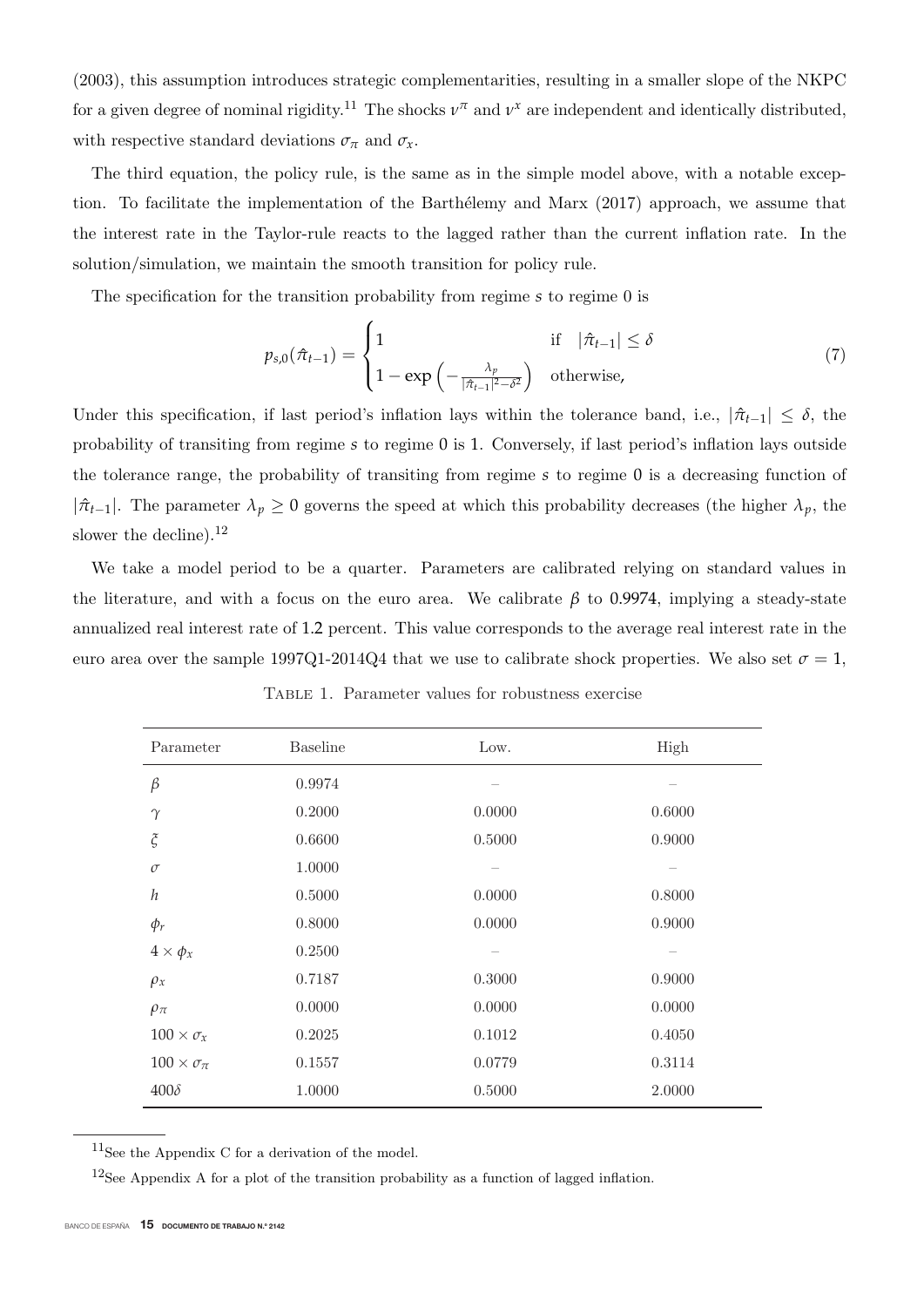(2003), this assumption introduces strategic complementarities, resulting in a smaller slope of the NKPC for a given degree of nominal rigidity.[11] The shocks $\nu^{\pi}$ and $\nu^{x}$ are independent and identically distributed, with respective standard deviations $\sigma_{\pi}$ and $\sigma_{x}$.

The third equation, the policy rule, is the same as in the simple model above, with a notable exception. To facilitate the implementation of the Barthélemy and Marx (2017) approach, we assume that the interest rate in the Taylor-rule reacts to the lagged rather than the current inflation rate. In the solution/simulation, we maintain the smooth transition for policy rule.

The specification for the transition probability from regime $s$ to regime 0 is

$$p_{s,0}(\hat{\pi}_{t-1}) = \begin{cases} 1 & \text{if} \quad |\hat{\pi}_{t-1}| \leq \delta \\ 1 - \exp\left(-\frac{\lambda_p}{|\hat{\pi}_{t-1}|^2 - \delta^2}\right) & \text{otherwise,} \end{cases} \tag{7}$$

Under this specification, if last period's inflation lays within the tolerance band, i.e., $|\hat{\pi}_{t-1}| \leq \delta$, the probability of transiting from regime $s$ to regime 0 is 1. Conversely, if last period's inflation lays outside the tolerance range, the probability of transiting from regime $s$ to regime 0 is a decreasing function of $|\hat{\pi}_{t-1}|$. The parameter $\lambda_p \geq 0$ governs the speed at which this probability decreases (the higher $\lambda_p$, the slower the decline).[12]

We take a model period to be a quarter. Parameters are calibrated relying on standard values in the literature, and with a focus on the euro area. We calibrate $\beta$ to 0.9974, implying a steady-state annualized real interest rate of 1.2 percent. This value corresponds to the average real interest rate in the euro area over the sample 1997Q1-2014Q4 that we use to calibrate shock properties. We also set $\sigma = 1$,

Table 1. Parameter values for robustness exercise

| Parameter | Baseline | Low. | High |
|---|---|---|---|
| $\beta$ | 0.9974 | – | – |
| $\gamma$ | 0.2000 | 0.0000 | 0.6000 |
| $\xi$ | 0.6600 | 0.5000 | 0.9000 |
| $\sigma$ | 1.0000 | – | – |
| $h$ | 0.5000 | 0.0000 | 0.8000 |
| $\phi_r$ | 0.8000 | 0.0000 | 0.9000 |
| $4 \times \phi_x$ | 0.2500 | – | – |
| $\rho_x$ | 0.7187 | 0.3000 | 0.9000 |
| $\rho_\pi$ | 0.0000 | 0.0000 | 0.0000 |
| $100 \times \sigma_x$ | 0.2025 | 0.1012 | 0.4050 |
| $100 \times \sigma_\pi$ | 0.1557 | 0.0779 | 0.3114 |
| $400\delta$ | 1.0000 | 0.5000 | 2.0000 |

[11] See the Appendix C for a derivation of the model.

[12] See Appendix A for a plot of the transition probability as a function of lagged inflation.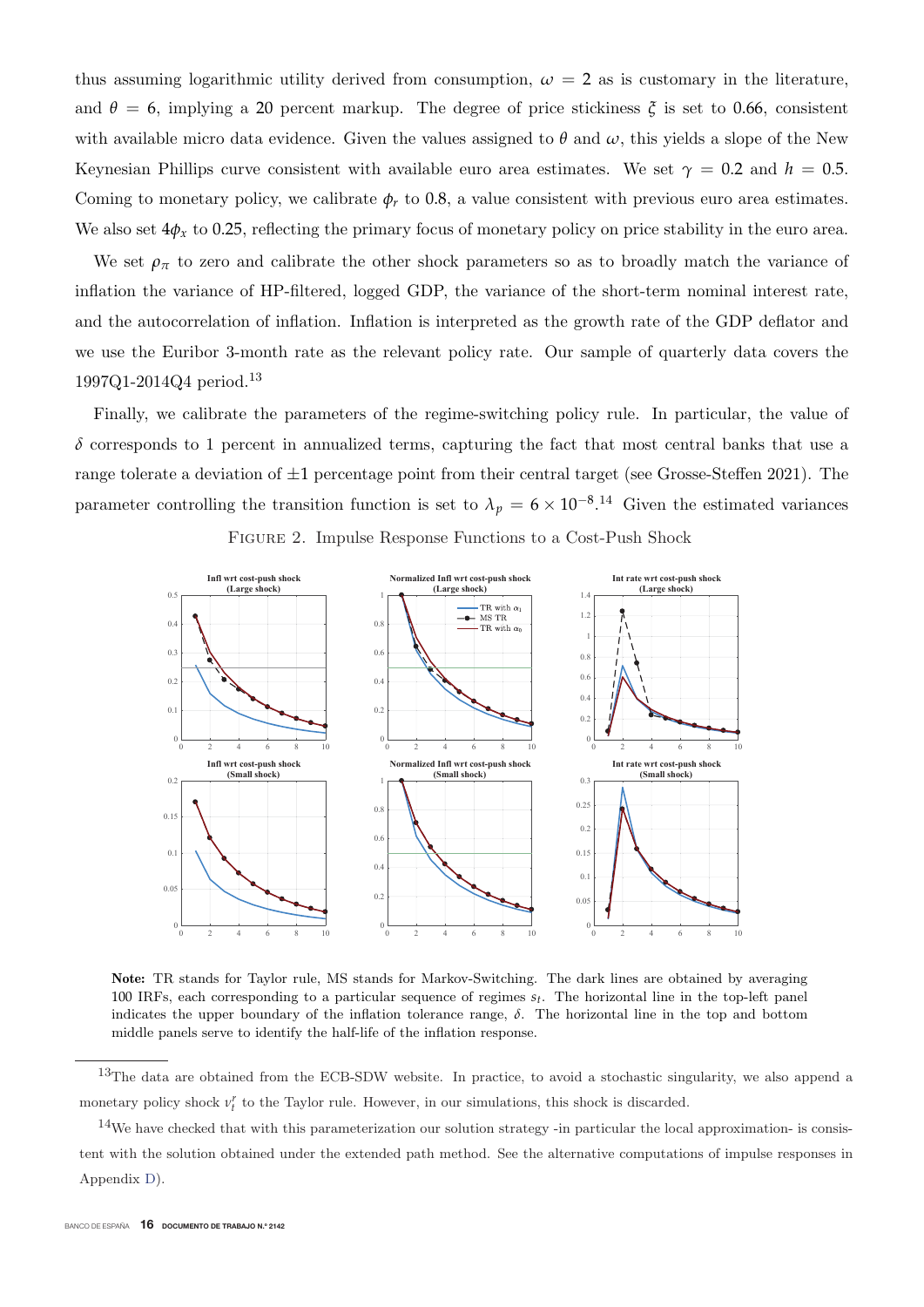thus assuming logarithmic utility derived from consumption, $\omega = 2$ as is customary in the literature, and $\theta = 6$, implying a 20 percent markup. The degree of price stickiness $\xi$ is set to 0.66, consistent with available micro data evidence. Given the values assigned to $\theta$ and $\omega$, this yields a slope of the New Keynesian Phillips curve consistent with available euro area estimates. We set $\gamma = 0.2$ and $h = 0.5$. Coming to monetary policy, we calibrate $\phi_r$ to 0.8, a value consistent with previous euro area estimates. We also set $4\phi_x$ to 0.25, reflecting the primary focus of monetary policy on price stability in the euro area.

We set $\rho_\pi$ to zero and calibrate the other shock parameters so as to broadly match the variance of inflation the variance of HP-filtered, logged GDP, the variance of the short-term nominal interest rate, and the autocorrelation of inflation. Inflation is interpreted as the growth rate of the GDP deflator and we use the Euribor 3-month rate as the relevant policy rate. Our sample of quarterly data covers the 1997Q1-2014Q4 period.[13]

Finally, we calibrate the parameters of the regime-switching policy rule. In particular, the value of $\delta$ corresponds to 1 percent in annualized terms, capturing the fact that most central banks that use a range tolerate a deviation of $\pm 1$ percentage point from their central target (see Grosse-Steffen 2021). The parameter controlling the transition function is set to $\lambda_p = 6 \times 10^{-8}$.[14] Given the estimated variances

Figure 2. Impulse Response Functions to a Cost-Push Shock

**Note:** TR stands for Taylor rule, MS stands for Markov-Switching. The dark lines are obtained by averaging 100 IRFs, each corresponding to a particular sequence of regimes $s_t$. The horizontal line in the top-left panel indicates the upper boundary of the inflation tolerance range, $\delta$. The horizontal line in the top and bottom middle panels serve to identify the half-life of the inflation response.

[13] The data are obtained from the ECB-SDW website. In practice, to avoid a stochastic singularity, we also append a monetary policy shock $\nu_t^r$ to the Taylor rule. However, in our simulations, this shock is discarded.

[14] We have checked that with this parameterization our solution strategy -in particular the local approximation- is consistent with the solution obtained under the extended path method. See the alternative computations of impulse responses in Appendix D).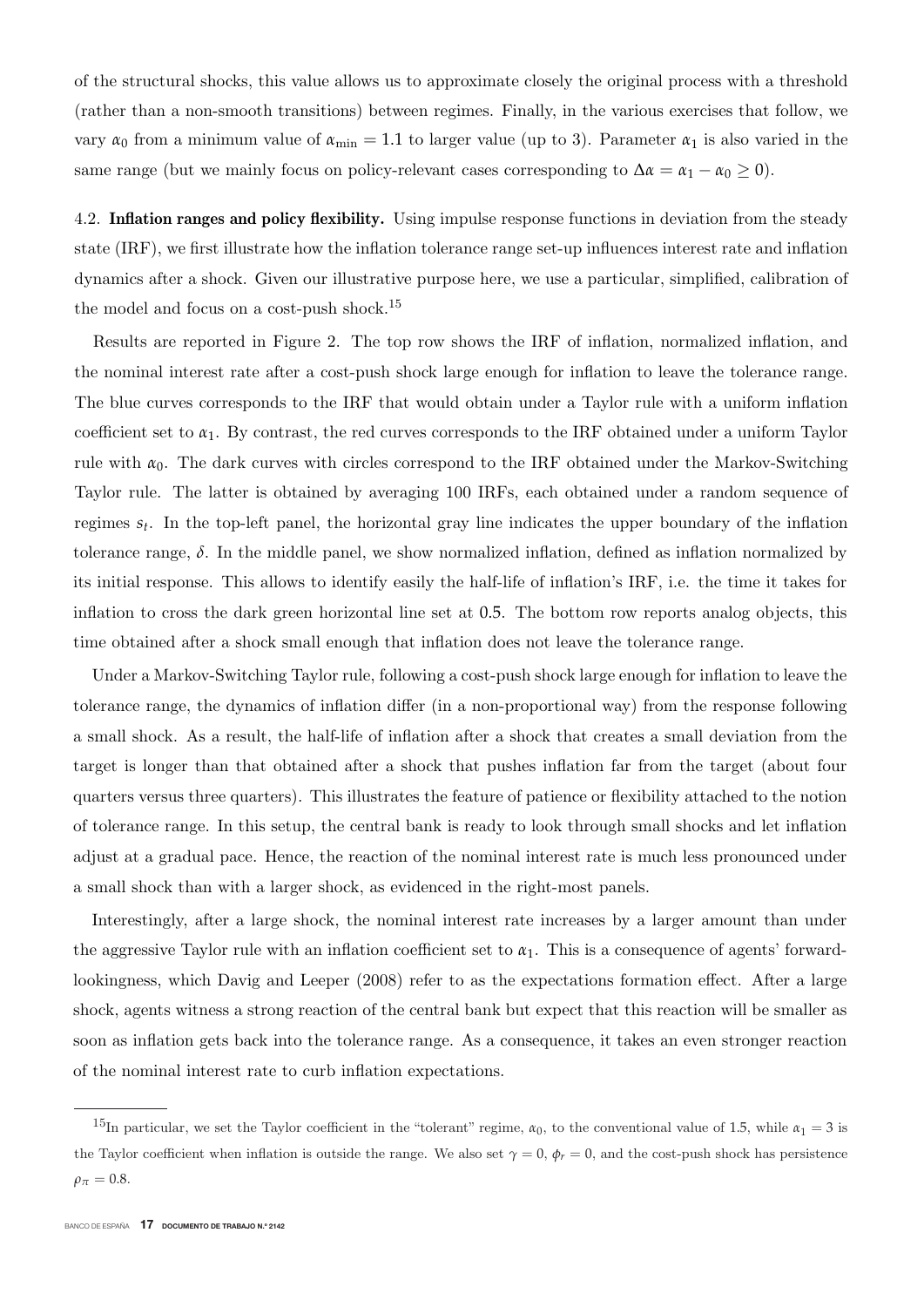of the structural shocks, this value allows us to approximate closely the original process with a threshold (rather than a non-smooth transitions) between regimes. Finally, in the various exercises that follow, we vary $\alpha_0$ from a minimum value of $\alpha_{\min} = 1.1$ to larger value (up to 3). Parameter $\alpha_1$ is also varied in the same range (but we mainly focus on policy-relevant cases corresponding to $\Delta\alpha = \alpha_1 - \alpha_0 \geq 0$).

4.2. **Inflation ranges and policy flexibility.** Using impulse response functions in deviation from the steady state (IRF), we first illustrate how the inflation tolerance range set-up influences interest rate and inflation dynamics after a shock. Given our illustrative purpose here, we use a particular, simplified, calibration of the model and focus on a cost-push shock.[15]

Results are reported in Figure 2. The top row shows the IRF of inflation, normalized inflation, and the nominal interest rate after a cost-push shock large enough for inflation to leave the tolerance range. The blue curves corresponds to the IRF that would obtain under a Taylor rule with a uniform inflation coefficient set to $\alpha_1$. By contrast, the red curves corresponds to the IRF obtained under a uniform Taylor rule with $\alpha_0$. The dark curves with circles correspond to the IRF obtained under the Markov-Switching Taylor rule. The latter is obtained by averaging 100 IRFs, each obtained under a random sequence of regimes $s_t$. In the top-left panel, the horizontal gray line indicates the upper boundary of the inflation tolerance range, $\delta$. In the middle panel, we show normalized inflation, defined as inflation normalized by its initial response. This allows to identify easily the half-life of inflation's IRF, i.e. the time it takes for inflation to cross the dark green horizontal line set at 0.5. The bottom row reports analog objects, this time obtained after a shock small enough that inflation does not leave the tolerance range.

Under a Markov-Switching Taylor rule, following a cost-push shock large enough for inflation to leave the tolerance range, the dynamics of inflation differ (in a non-proportional way) from the response following a small shock. As a result, the half-life of inflation after a shock that creates a small deviation from the target is longer than that obtained after a shock that pushes inflation far from the target (about four quarters versus three quarters). This illustrates the feature of patience or flexibility attached to the notion of tolerance range. In this setup, the central bank is ready to look through small shocks and let inflation adjust at a gradual pace. Hence, the reaction of the nominal interest rate is much less pronounced under a small shock than with a larger shock, as evidenced in the right-most panels.

Interestingly, after a large shock, the nominal interest rate increases by a larger amount than under the aggressive Taylor rule with an inflation coefficient set to $\alpha_1$. This is a consequence of agents' forward-lookingness, which Davig and Leeper (2008) refer to as the expectations formation effect. After a large shock, agents witness a strong reaction of the central bank but expect that this reaction will be smaller as soon as inflation gets back into the tolerance range. As a consequence, it takes an even stronger reaction of the nominal interest rate to curb inflation expectations.

[15]In particular, we set the Taylor coefficient in the "tolerant" regime, $\alpha_0$, to the conventional value of 1.5, while $\alpha_1 = 3$ is the Taylor coefficient when inflation is outside the range. We also set $\gamma = 0$, $\phi_r = 0$, and the cost-push shock has persistence $\rho_\pi = 0.8$.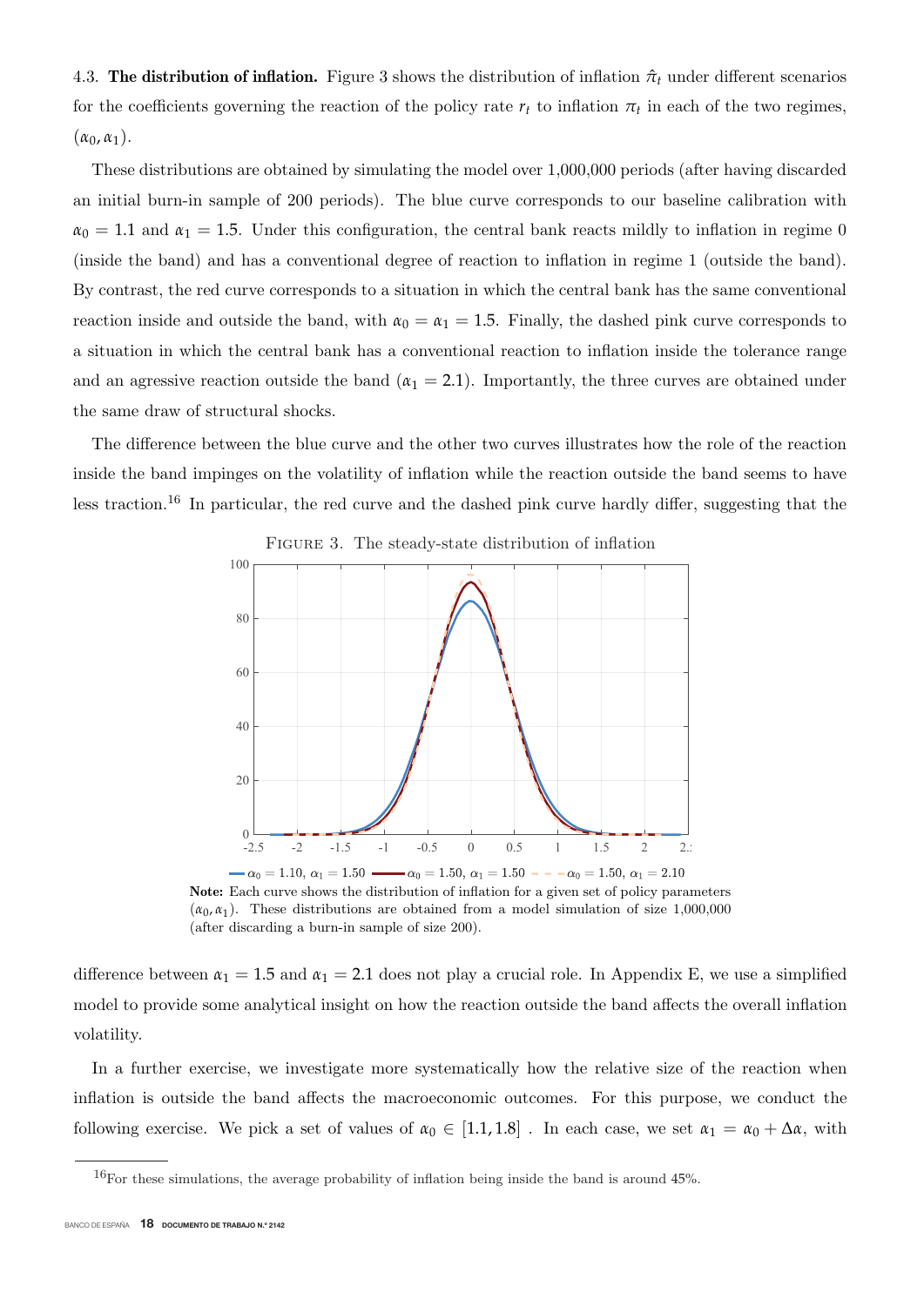4.3. **The distribution of inflation.** Figure 3 shows the distribution of inflation $\hat{\pi}_t$ under different scenarios for the coefficients governing the reaction of the policy rate $r_t$ to inflation $\pi_t$ in each of the two regimes, $(\alpha_0, \alpha_1)$.

These distributions are obtained by simulating the model over 1,000,000 periods (after having discarded an initial burn-in sample of 200 periods). The blue curve corresponds to our baseline calibration with $\alpha_0 = 1.1$ and $\alpha_1 = 1.5$. Under this configuration, the central bank reacts mildly to inflation in regime 0 (inside the band) and has a conventional degree of reaction to inflation in regime 1 (outside the band). By contrast, the red curve corresponds to a situation in which the central bank has the same conventional reaction inside and outside the band, with $\alpha_0 = \alpha_1 = 1.5$. Finally, the dashed pink curve corresponds to a situation in which the central bank has a conventional reaction to inflation inside the tolerance range and an agressive reaction outside the band ($\alpha_1 = 2.1$). Importantly, the three curves are obtained under the same draw of structural shocks.

The difference between the blue curve and the other two curves illustrates how the role of the reaction inside the band impinges on the volatility of inflation while the reaction outside the band seems to have less traction.[16] In particular, the red curve and the dashed pink curve hardly differ, suggesting that the difference between $\alpha_1 = 1.5$ and $\alpha_1 = 2.1$ does not play a crucial role. In Appendix E, we use a simplified model to provide some analytical insight on how the reaction outside the band affects the overall inflation volatility.

FIGURE 3. The steady-state distribution of inflation

**Note:** Each curve shows the distribution of inflation for a given set of policy parameters $(\alpha_0, \alpha_1)$. These distributions are obtained from a model simulation of size 1,000,000 (after discarding a burn-in sample of size 200).

In a further exercise, we investigate more systematically how the relative size of the reaction when inflation is outside the band affects the macroeconomic outcomes. For this purpose, we conduct the following exercise. We pick a set of values of $\alpha_0 \in [1.1, 1.8]$ . In each case, we set $\alpha_1 = \alpha_0 + \Delta\alpha$, with

[16] For these simulations, the average probability of inflation being inside the band is around 45%.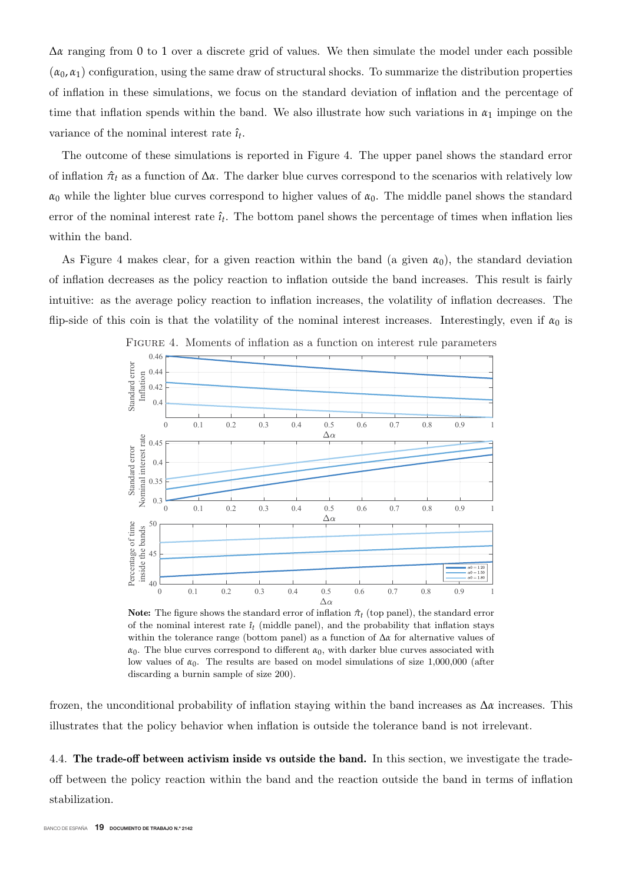$\Delta\alpha$ ranging from 0 to 1 over a discrete grid of values. We then simulate the model under each possible $(\alpha_0, \alpha_1)$ configuration, using the same draw of structural shocks. To summarize the distribution properties of inflation in these simulations, we focus on the standard deviation of inflation and the percentage of time that inflation spends within the band. We also illustrate how such variations in $\alpha_1$ impinge on the variance of the nominal interest rate $\hat{\imath}_t$.

The outcome of these simulations is reported in Figure 4. The upper panel shows the standard error of inflation $\hat{\pi}_t$ as a function of $\Delta\alpha$. The darker blue curves correspond to the scenarios with relatively low $\alpha_0$ while the lighter blue curves correspond to higher values of $\alpha_0$. The middle panel shows the standard error of the nominal interest rate $\hat{\imath}_t$. The bottom panel shows the percentage of times when inflation lies within the band.

As Figure 4 makes clear, for a given reaction within the band (a given $\alpha_0$), the standard deviation of inflation decreases as the policy reaction to inflation outside the band increases. This result is fairly intuitive: as the average policy reaction to inflation increases, the volatility of inflation decreases. The flip-side of this coin is that the volatility of the nominal interest increases. Interestingly, even if $\alpha_0$ is frozen, the unconditional probability of inflation staying within the band increases as $\Delta\alpha$ increases. This illustrates that the policy behavior when inflation is outside the tolerance band is not irrelevant.

FIGURE 4. Moments of inflation as a function on interest rule parameters

**Note:** The figure shows the standard error of inflation $\hat{\pi}_t$ (top panel), the standard error of the nominal interest rate $\hat{\imath}_t$ (middle panel), and the probability that inflation stays within the tolerance range (bottom panel) as a function of $\Delta\alpha$ for alternative values of $\alpha_0$. The blue curves correspond to different $\alpha_0$, with darker blue curves associated with low values of $\alpha_0$. The results are based on model simulations of size 1,000,000 (after discarding a burnin sample of size 200).

4.4. **The trade-off between activism inside vs outside the band.** In this section, we investigate the trade-off between the policy reaction within the band and the reaction outside the band in terms of inflation stabilization.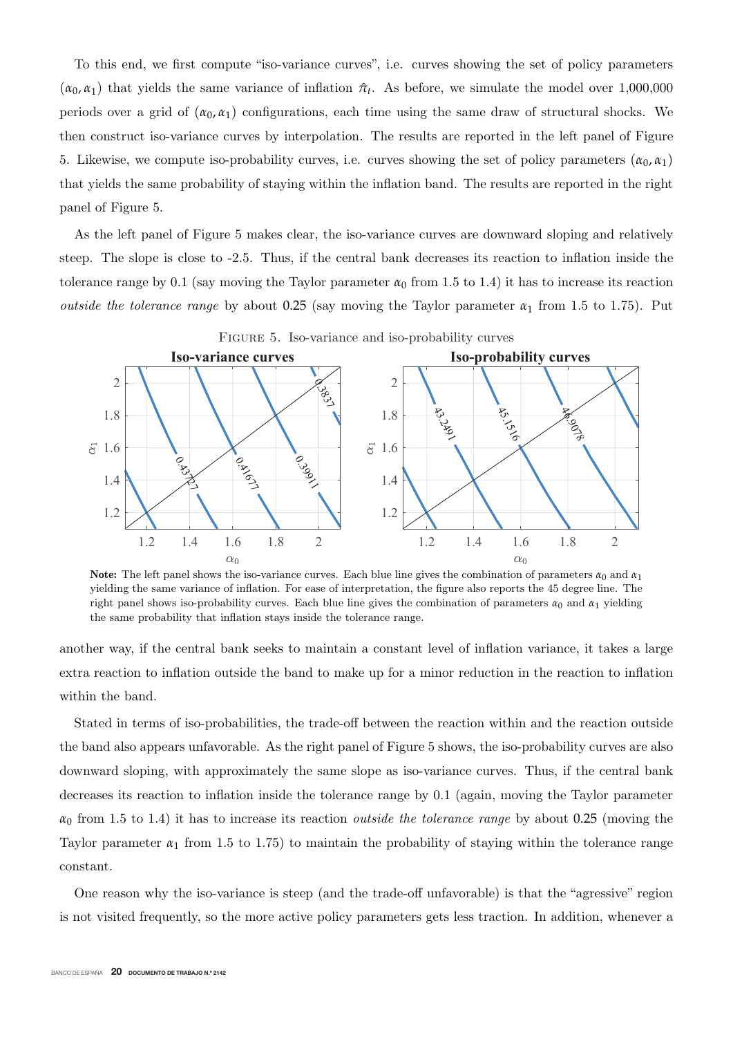To this end, we first compute "iso-variance curves", i.e. curves showing the set of policy parameters $(\alpha_0, \alpha_1)$ that yields the same variance of inflation $\hat{\pi}_t$. As before, we simulate the model over 1,000,000 periods over a grid of $(\alpha_0, \alpha_1)$ configurations, each time using the same draw of structural shocks. We then construct iso-variance curves by interpolation. The results are reported in the left panel of Figure 5. Likewise, we compute iso-probability curves, i.e. curves showing the set of policy parameters $(\alpha_0, \alpha_1)$ that yields the same probability of staying within the inflation band. The results are reported in the right panel of Figure 5.

As the left panel of Figure 5 makes clear, the iso-variance curves are downward sloping and relatively steep. The slope is close to -2.5. Thus, if the central bank decreases its reaction to inflation inside the tolerance range by 0.1 (say moving the Taylor parameter $\alpha_0$ from 1.5 to 1.4) it has to increase its reaction *outside the tolerance range* by about 0.25 (say moving the Taylor parameter $\alpha_1$ from 1.5 to 1.75). Put another way, if the central bank seeks to maintain a constant level of inflation variance, it takes a large extra reaction to inflation outside the band to make up for a minor reduction in the reaction to inflation within the band.

FIGURE 5. Iso-variance and iso-probability curves

**Note:** The left panel shows the iso-variance curves. Each blue line gives the combination of parameters $\alpha_0$ and $\alpha_1$ yielding the same variance of inflation. For ease of interpretation, the figure also reports the 45 degree line. The right panel shows iso-probability curves. Each blue line gives the combination of parameters $\alpha_0$ and $\alpha_1$ yielding the same probability that inflation stays inside the tolerance range.

Stated in terms of iso-probabilities, the trade-off between the reaction within and the reaction outside the band also appears unfavorable. As the right panel of Figure 5 shows, the iso-probability curves are also downward sloping, with approximately the same slope as iso-variance curves. Thus, if the central bank decreases its reaction to inflation inside the tolerance range by 0.1 (again, moving the Taylor parameter $\alpha_0$ from 1.5 to 1.4) it has to increase its reaction *outside the tolerance range* by about 0.25 (moving the Taylor parameter $\alpha_1$ from 1.5 to 1.75) to maintain the probability of staying within the tolerance range constant.

One reason why the iso-variance is steep (and the trade-off unfavorable) is that the "agressive" region is not visited frequently, so the more active policy parameters gets less traction. In addition, whenever a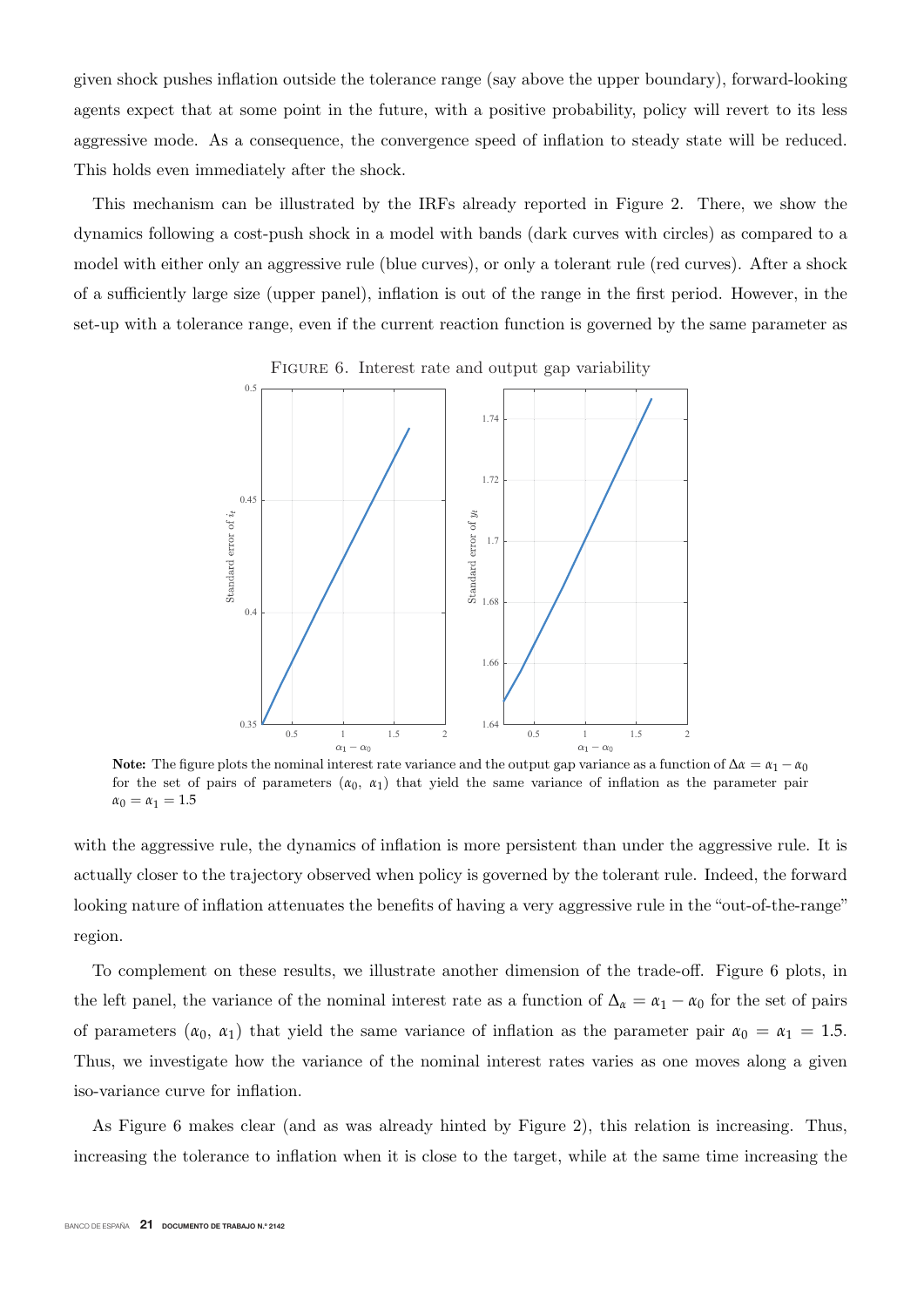given shock pushes inflation outside the tolerance range (say above the upper boundary), forward-looking agents expect that at some point in the future, with a positive probability, policy will revert to its less aggressive mode. As a consequence, the convergence speed of inflation to steady state will be reduced. This holds even immediately after the shock.

This mechanism can be illustrated by the IRFs already reported in Figure 2. There, we show the dynamics following a cost-push shock in a model with bands (dark curves with circles) as compared to a model with either only an aggressive rule (blue curves), or only a tolerant rule (red curves). After a shock of a sufficiently large size (upper panel), inflation is out of the range in the first period. However, in the set-up with a tolerance range, even if the current reaction function is governed by the same parameter as

FIGURE 6. Interest rate and output gap variability

**Note:** The figure plots the nominal interest rate variance and the output gap variance as a function of $\Delta\alpha = \alpha_1 - \alpha_0$ for the set of pairs of parameters ($\alpha_0$, $\alpha_1$) that yield the same variance of inflation as the parameter pair $\alpha_0 = \alpha_1 = 1.5$

with the aggressive rule, the dynamics of inflation is more persistent than under the aggressive rule. It is actually closer to the trajectory observed when policy is governed by the tolerant rule. Indeed, the forward looking nature of inflation attenuates the benefits of having a very aggressive rule in the "out-of-the-range" region.

To complement on these results, we illustrate another dimension of the trade-off. Figure 6 plots, in the left panel, the variance of the nominal interest rate as a function of $\Delta_\alpha = \alpha_1 - \alpha_0$ for the set of pairs of parameters ($\alpha_0$, $\alpha_1$) that yield the same variance of inflation as the parameter pair $\alpha_0 = \alpha_1 = 1.5$. Thus, we investigate how the variance of the nominal interest rates varies as one moves along a given iso-variance curve for inflation.

As Figure 6 makes clear (and as was already hinted by Figure 2), this relation is increasing. Thus, increasing the tolerance to inflation when it is close to the target, while at the same time increasing the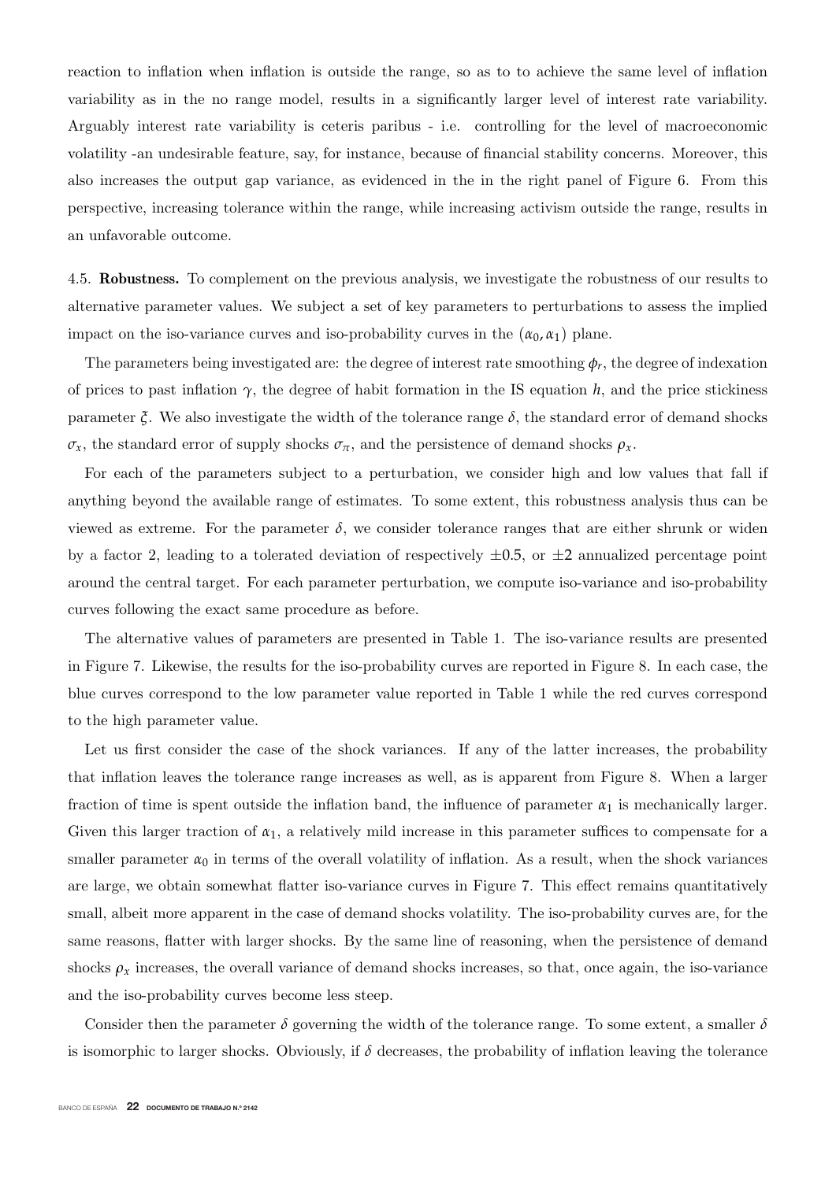reaction to inflation when inflation is outside the range, so as to to achieve the same level of inflation variability as in the no range model, results in a significantly larger level of interest rate variability. Arguably interest rate variability is ceteris paribus - i.e. controlling for the level of macroeconomic volatility -an undesirable feature, say, for instance, because of financial stability concerns. Moreover, this also increases the output gap variance, as evidenced in the in the right panel of Figure 6. From this perspective, increasing tolerance within the range, while increasing activism outside the range, results in an unfavorable outcome.

4.5. **Robustness.** To complement on the previous analysis, we investigate the robustness of our results to alternative parameter values. We subject a set of key parameters to perturbations to assess the implied impact on the iso-variance curves and iso-probability curves in the $(\alpha_0, \alpha_1)$ plane.

The parameters being investigated are: the degree of interest rate smoothing $\phi_r$, the degree of indexation of prices to past inflation $\gamma$, the degree of habit formation in the IS equation $h$, and the price stickiness parameter $\xi$. We also investigate the width of the tolerance range $\delta$, the standard error of demand shocks $\sigma_x$, the standard error of supply shocks $\sigma_\pi$, and the persistence of demand shocks $\rho_x$.

For each of the parameters subject to a perturbation, we consider high and low values that fall if anything beyond the available range of estimates. To some extent, this robustness analysis thus can be viewed as extreme. For the parameter $\delta$, we consider tolerance ranges that are either shrunk or widen by a factor 2, leading to a tolerated deviation of respectively $\pm 0.5$, or $\pm 2$ annualized percentage point around the central target. For each parameter perturbation, we compute iso-variance and iso-probability curves following the exact same procedure as before.

The alternative values of parameters are presented in Table 1. The iso-variance results are presented in Figure 7. Likewise, the results for the iso-probability curves are reported in Figure 8. In each case, the blue curves correspond to the low parameter value reported in Table 1 while the red curves correspond to the high parameter value.

Let us first consider the case of the shock variances. If any of the latter increases, the probability that inflation leaves the tolerance range increases as well, as is apparent from Figure 8. When a larger fraction of time is spent outside the inflation band, the influence of parameter $\alpha_1$ is mechanically larger. Given this larger traction of $\alpha_1$, a relatively mild increase in this parameter suffices to compensate for a smaller parameter $\alpha_0$ in terms of the overall volatility of inflation. As a result, when the shock variances are large, we obtain somewhat flatter iso-variance curves in Figure 7. This effect remains quantitatively small, albeit more apparent in the case of demand shocks volatility. The iso-probability curves are, for the same reasons, flatter with larger shocks. By the same line of reasoning, when the persistence of demand shocks $\rho_x$ increases, the overall variance of demand shocks increases, so that, once again, the iso-variance and the iso-probability curves become less steep.

Consider then the parameter $\delta$ governing the width of the tolerance range. To some extent, a smaller $\delta$ is isomorphic to larger shocks. Obviously, if $\delta$ decreases, the probability of inflation leaving the tolerance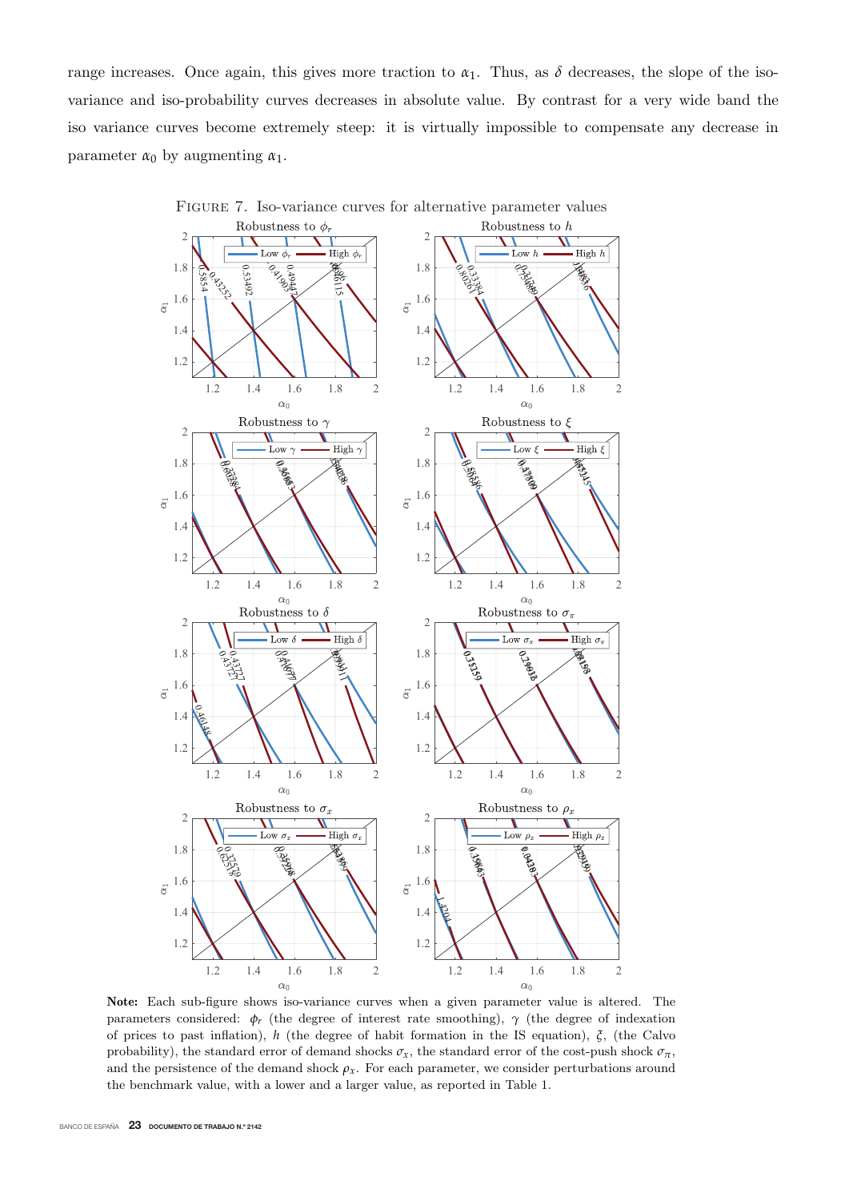range increases. Once again, this gives more traction to $\alpha_1$. Thus, as $\delta$ decreases, the slope of the iso-variance and iso-probability curves decreases in absolute value. By contrast for a very wide band the iso variance curves become extremely steep: it is virtually impossible to compensate any decrease in parameter $\alpha_0$ by augmenting $\alpha_1$.

FIGURE 7. Iso-variance curves for alternative parameter values

**Note:** Each sub-figure shows iso-variance curves when a given parameter value is altered. The parameters considered: $\phi_r$ (the degree of interest rate smoothing), $\gamma$ (the degree of indexation of prices to past inflation), $h$ (the degree of habit formation in the IS equation), $\xi$, (the Calvo probability), the standard error of demand shocks $\sigma_x$, the standard error of the cost-push shock $\sigma_\pi$, and the persistence of the demand shock $\rho_x$. For each parameter, we consider perturbations around the benchmark value, with a lower and a larger value, as reported in Table 1.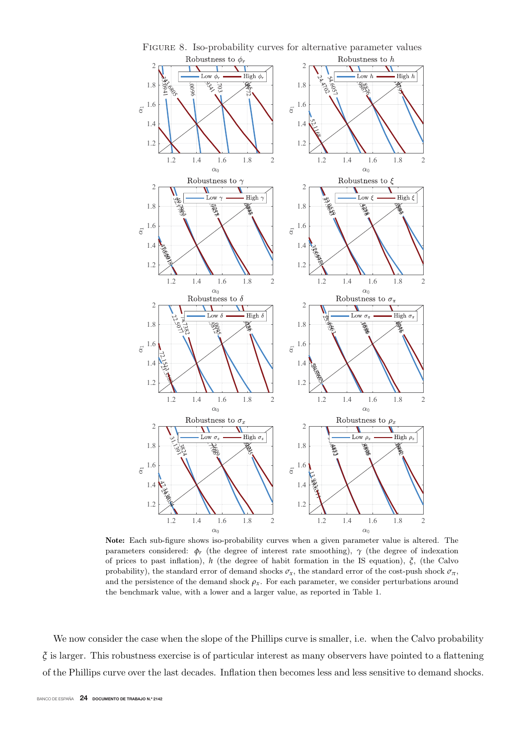FIGURE 8. Iso-probability curves for alternative parameter values

**Note:** Each sub-figure shows iso-probability curves when a given parameter value is altered. The parameters considered: $\phi_r$ (the degree of interest rate smoothing), $\gamma$ (the degree of indexation of prices to past inflation), $h$ (the degree of habit formation in the IS equation), $\xi$, (the Calvo probability), the standard error of demand shocks $\sigma_x$, the standard error of the cost-push shock $\sigma_\pi$, and the persistence of the demand shock $\rho_x$. For each parameter, we consider perturbations around the benchmark value, with a lower and a larger value, as reported in Table 1.

We now consider the case when the slope of the Phillips curve is smaller, i.e. when the Calvo probability $\xi$ is larger. This robustness exercise is of particular interest as many observers have pointed to a flattening of the Phillips curve over the last decades. Inflation then becomes less and less sensitive to demand shocks.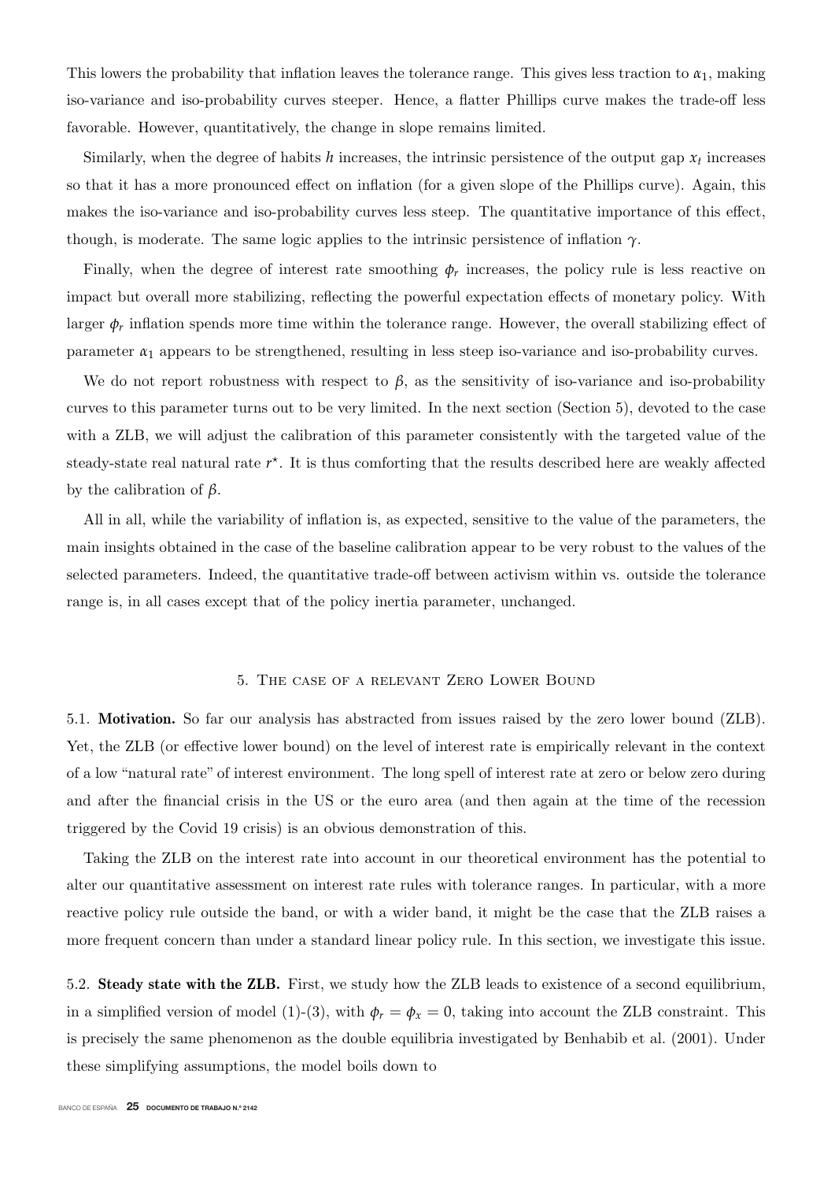This lowers the probability that inflation leaves the tolerance range. This gives less traction to $\alpha_1$, making iso-variance and iso-probability curves steeper. Hence, a flatter Phillips curve makes the trade-off less favorable. However, quantitatively, the change in slope remains limited.

Similarly, when the degree of habits $h$ increases, the intrinsic persistence of the output gap $x_t$ increases so that it has a more pronounced effect on inflation (for a given slope of the Phillips curve). Again, this makes the iso-variance and iso-probability curves less steep. The quantitative importance of this effect, though, is moderate. The same logic applies to the intrinsic persistence of inflation $\gamma$.

Finally, when the degree of interest rate smoothing $\phi_r$ increases, the policy rule is less reactive on impact but overall more stabilizing, reflecting the powerful expectation effects of monetary policy. With larger $\phi_r$ inflation spends more time within the tolerance range. However, the overall stabilizing effect of parameter $\alpha_1$ appears to be strengthened, resulting in less steep iso-variance and iso-probability curves.

We do not report robustness with respect to $\beta$, as the sensitivity of iso-variance and iso-probability curves to this parameter turns out to be very limited. In the next section (Section 5), devoted to the case with a ZLB, we will adjust the calibration of this parameter consistently with the targeted value of the steady-state real natural rate $r^{\star}$. It is thus comforting that the results described here are weakly affected by the calibration of $\beta$.

All in all, while the variability of inflation is, as expected, sensitive to the value of the parameters, the main insights obtained in the case of the baseline calibration appear to be very robust to the values of the selected parameters. Indeed, the quantitative trade-off between activism within vs. outside the tolerance range is, in all cases except that of the policy inertia parameter, unchanged.

## 5. The case of a relevant Zero Lower Bound

5.1. **Motivation.** So far our analysis has abstracted from issues raised by the zero lower bound (ZLB). Yet, the ZLB (or effective lower bound) on the level of interest rate is empirically relevant in the context of a low "natural rate" of interest environment. The long spell of interest rate at zero or below zero during and after the financial crisis in the US or the euro area (and then again at the time of the recession triggered by the Covid 19 crisis) is an obvious demonstration of this.

Taking the ZLB on the interest rate into account in our theoretical environment has the potential to alter our quantitative assessment on interest rate rules with tolerance ranges. In particular, with a more reactive policy rule outside the band, or with a wider band, it might be the case that the ZLB raises a more frequent concern than under a standard linear policy rule. In this section, we investigate this issue.

5.2. **Steady state with the ZLB.** First, we study how the ZLB leads to existence of a second equilibrium, in a simplified version of model (1)-(3), with $\phi_r = \phi_x = 0$, taking into account the ZLB constraint. This is precisely the same phenomenon as the double equilibria investigated by Benhabib et al. (2001). Under these simplifying assumptions, the model boils down to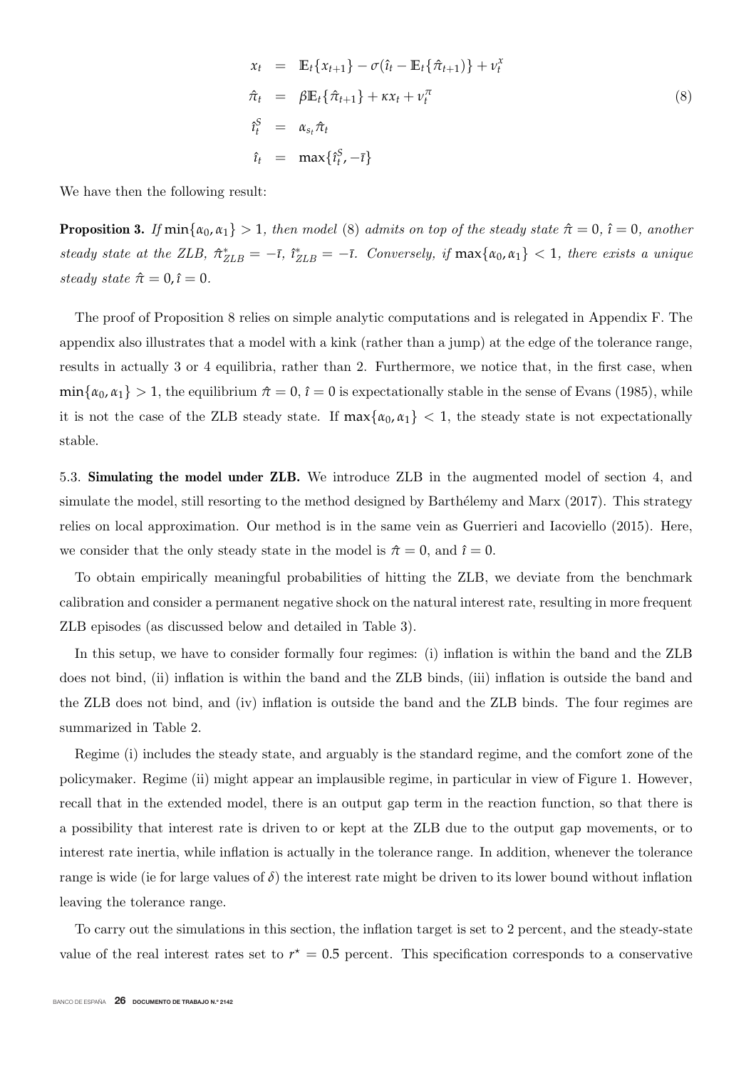$$
\begin{aligned}
x_t &= \mathbb{E}_t\{x_{t+1}\} - \sigma(\hat{\imath}_t - \mathbb{E}_t\{\hat{\pi}_{t+1}\}) + \nu_t^x \\
\hat{\pi}_t &= \beta \mathbb{E}_t\{\hat{\pi}_{t+1}\} + \kappa x_t + \nu_t^\pi \\
\hat{\imath}_t^S &= \alpha_{s_t} \hat{\pi}_t \\
\hat{\imath}_t &= \max\{\hat{\imath}_t^S, -\bar{\imath}\}
\end{aligned} \tag{8}
$$

We have then the following result:

**Proposition 3.** *If* $\min\{\alpha_0, \alpha_1\} > 1$*, then model* (8) *admits on top of the steady state* $\hat{\pi} = 0$*,* $\hat{\imath} = 0$*, another steady state at the ZLB,* $\hat{\pi}^*_{ZLB} = -\bar{\imath}$*,* $\hat{\imath}^*_{ZLB} = -\bar{\imath}$*. Conversely, if* $\max\{\alpha_0, \alpha_1\} < 1$*, there exists a unique steady state* $\hat{\pi} = 0, \hat{\imath} = 0$*.*

The proof of Proposition 8 relies on simple analytic computations and is relegated in Appendix F. The appendix also illustrates that a model with a kink (rather than a jump) at the edge of the tolerance range, results in actually 3 or 4 equilibria, rather than 2. Furthermore, we notice that, in the first case, when $\min\{\alpha_0, \alpha_1\} > 1$, the equilibrium $\hat{\pi} = 0$, $\hat{\imath} = 0$ is expectationally stable in the sense of Evans (1985), while it is not the case of the ZLB steady state. If $\max\{\alpha_0, \alpha_1\} < 1$, the steady state is not expectationally stable.

5.3. **Simulating the model under ZLB.** We introduce ZLB in the augmented model of section 4, and simulate the model, still resorting to the method designed by Barthélemy and Marx (2017). This strategy relies on local approximation. Our method is in the same vein as Guerrieri and Iacoviello (2015). Here, we consider that the only steady state in the model is $\hat{\pi} = 0$, and $\hat{\imath} = 0$.

To obtain empirically meaningful probabilities of hitting the ZLB, we deviate from the benchmark calibration and consider a permanent negative shock on the natural interest rate, resulting in more frequent ZLB episodes (as discussed below and detailed in Table 3).

In this setup, we have to consider formally four regimes: (i) inflation is within the band and the ZLB does not bind, (ii) inflation is within the band and the ZLB binds, (iii) inflation is outside the band and the ZLB does not bind, and (iv) inflation is outside the band and the ZLB binds. The four regimes are summarized in Table 2.

Regime (i) includes the steady state, and arguably is the standard regime, and the comfort zone of the policymaker. Regime (ii) might appear an implausible regime, in particular in view of Figure 1. However, recall that in the extended model, there is an output gap term in the reaction function, so that there is a possibility that interest rate is driven to or kept at the ZLB due to the output gap movements, or to interest rate inertia, while inflation is actually in the tolerance range. In addition, whenever the tolerance range is wide (ie for large values of $\delta$) the interest rate might be driven to its lower bound without inflation leaving the tolerance range.

To carry out the simulations in this section, the inflation target is set to 2 percent, and the steady-state value of the real interest rates set to $r^\star = 0.5$ percent. This specification corresponds to a conservative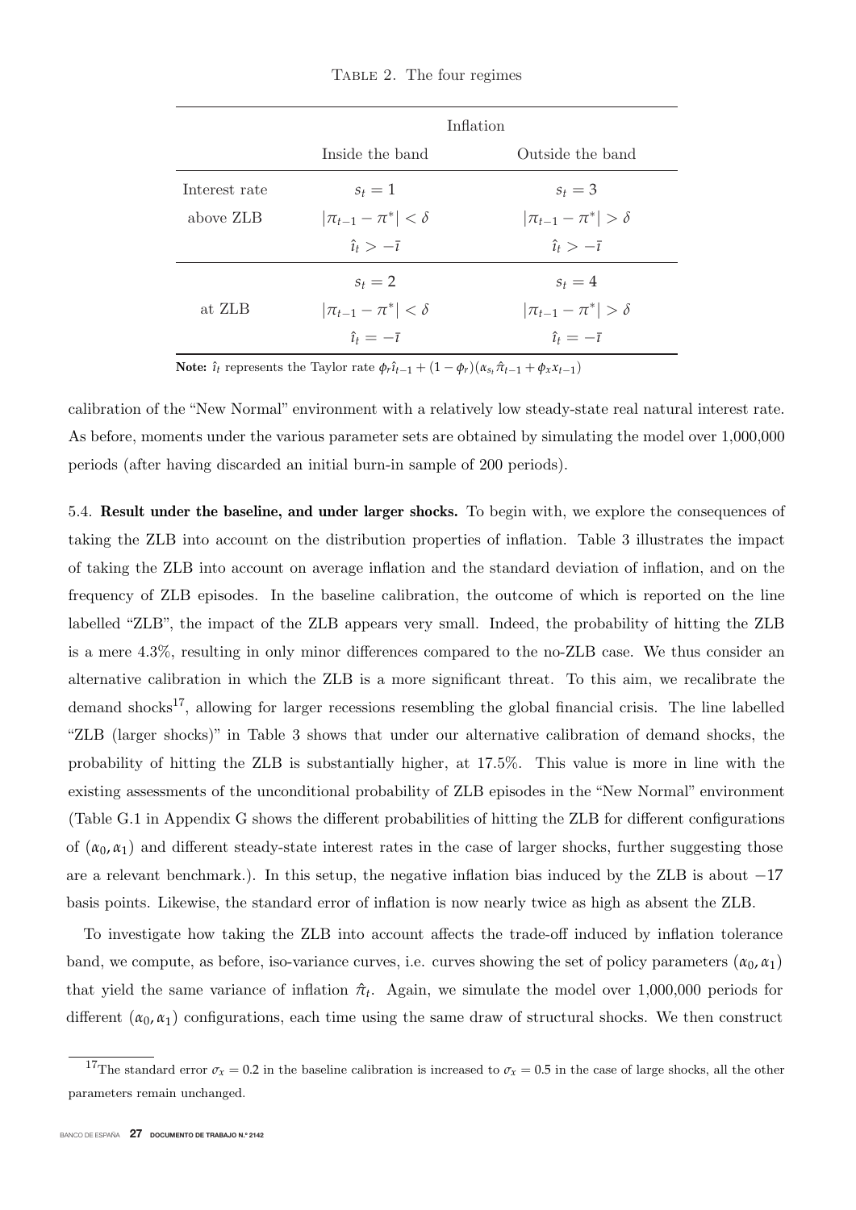Table 2. The four regimes

| | Inflation | |
|---|---|---|
| | Inside the band | Outside the band |
| Interest rate above ZLB | $s_t = 1$ <br> $\lvert\pi_{t-1} - \pi^*\rvert < \delta$ <br> $\hat{\imath}_t > -\bar{\imath}$ | $s_t = 3$ <br> $\lvert\pi_{t-1} - \pi^*\rvert > \delta$ <br> $\hat{\imath}_t > -\bar{\imath}$ |
| at ZLB | $s_t = 2$ <br> $\lvert\pi_{t-1} - \pi^*\rvert < \delta$ <br> $\hat{\imath}_t = -\bar{\imath}$ | $s_t = 4$ <br> $\lvert\pi_{t-1} - \pi^*\rvert > \delta$ <br> $\hat{\imath}_t = -\bar{\imath}$ |

**Note:** $\hat{\imath}_t$ represents the Taylor rate $\phi_r \hat{\imath}_{t-1} + (1 - \phi_r)(\alpha_{s_t} \hat{\pi}_{t-1} + \phi_x x_{t-1})$

calibration of the "New Normal" environment with a relatively low steady-state real natural interest rate. As before, moments under the various parameter sets are obtained by simulating the model over 1,000,000 periods (after having discarded an initial burn-in sample of 200 periods).

5.4. **Result under the baseline, and under larger shocks.** To begin with, we explore the consequences of taking the ZLB into account on the distribution properties of inflation. Table 3 illustrates the impact of taking the ZLB into account on average inflation and the standard deviation of inflation, and on the frequency of ZLB episodes. In the baseline calibration, the outcome of which is reported on the line labelled "ZLB", the impact of the ZLB appears very small. Indeed, the probability of hitting the ZLB is a mere 4.3%, resulting in only minor differences compared to the no-ZLB case. We thus consider an alternative calibration in which the ZLB is a more significant threat. To this aim, we recalibrate the demand shocks[17], allowing for larger recessions resembling the global financial crisis. The line labelled "ZLB (larger shocks)" in Table 3 shows that under our alternative calibration of demand shocks, the probability of hitting the ZLB is substantially higher, at 17.5%. This value is more in line with the existing assessments of the unconditional probability of ZLB episodes in the "New Normal" environment (Table G.1 in Appendix G shows the different probabilities of hitting the ZLB for different configurations of $(\alpha_0, \alpha_1)$ and different steady-state interest rates in the case of larger shocks, further suggesting those are a relevant benchmark.). In this setup, the negative inflation bias induced by the ZLB is about $-17$ basis points. Likewise, the standard error of inflation is now nearly twice as high as absent the ZLB.

To investigate how taking the ZLB into account affects the trade-off induced by inflation tolerance band, we compute, as before, iso-variance curves, i.e. curves showing the set of policy parameters $(\alpha_0, \alpha_1)$ that yield the same variance of inflation $\hat{\pi}_t$. Again, we simulate the model over 1,000,000 periods for different $(\alpha_0, \alpha_1)$ configurations, each time using the same draw of structural shocks. We then construct

[17] The standard error $\sigma_x = 0.2$ in the baseline calibration is increased to $\sigma_x = 0.5$ in the case of large shocks, all the other parameters remain unchanged.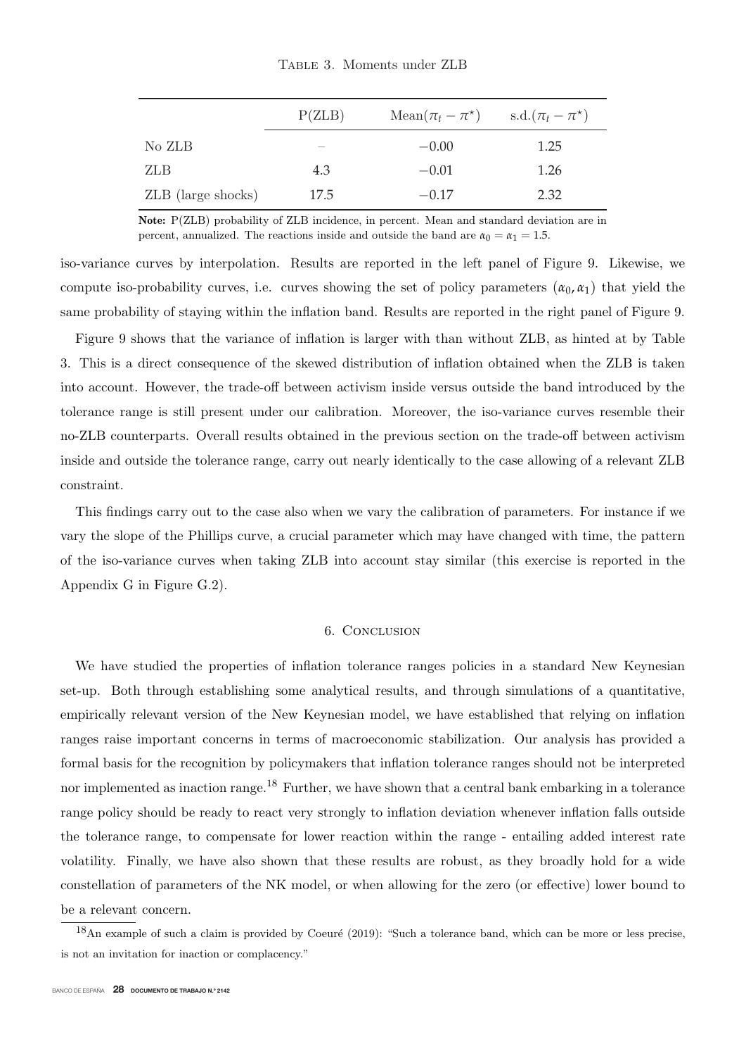Table 3. Moments under ZLB

| | P(ZLB) | Mean($\pi_t - \pi^\star$) | s.d.($\pi_t - \pi^\star$) |
|---|---|---|---|
| No ZLB | – | −0.00 | 1.25 |
| ZLB | 4.3 | −0.01 | 1.26 |
| ZLB (large shocks) | 17.5 | −0.17 | 2.32 |

**Note:** P(ZLB) probability of ZLB incidence, in percent. Mean and standard deviation are in percent, annualized. The reactions inside and outside the band are $\alpha_0 = \alpha_1 = 1.5$.

iso-variance curves by interpolation. Results are reported in the left panel of Figure 9. Likewise, we compute iso-probability curves, i.e. curves showing the set of policy parameters $(\alpha_0, \alpha_1)$ that yield the same probability of staying within the inflation band. Results are reported in the right panel of Figure 9.

Figure 9 shows that the variance of inflation is larger with than without ZLB, as hinted at by Table 3. This is a direct consequence of the skewed distribution of inflation obtained when the ZLB is taken into account. However, the trade-off between activism inside versus outside the band introduced by the tolerance range is still present under our calibration. Moreover, the iso-variance curves resemble their no-ZLB counterparts. Overall results obtained in the previous section on the trade-off between activism inside and outside the tolerance range, carry out nearly identically to the case allowing of a relevant ZLB constraint.

This findings carry out to the case also when we vary the calibration of parameters. For instance if we vary the slope of the Phillips curve, a crucial parameter which may have changed with time, the pattern of the iso-variance curves when taking ZLB into account stay similar (this exercise is reported in the Appendix G in Figure G.2).

## 6. Conclusion

We have studied the properties of inflation tolerance ranges policies in a standard New Keynesian set-up. Both through establishing some analytical results, and through simulations of a quantitative, empirically relevant version of the New Keynesian model, we have established that relying on inflation ranges raise important concerns in terms of macroeconomic stabilization. Our analysis has provided a formal basis for the recognition by policymakers that inflation tolerance ranges should not be interpreted nor implemented as inaction range.[18] Further, we have shown that a central bank embarking in a tolerance range policy should be ready to react very strongly to inflation deviation whenever inflation falls outside the tolerance range, to compensate for lower reaction within the range - entailing added interest rate volatility. Finally, we have also shown that these results are robust, as they broadly hold for a wide constellation of parameters of the NK model, or when allowing for the zero (or effective) lower bound to be a relevant concern.

[18] An example of such a claim is provided by Coeuré (2019): "Such a tolerance band, which can be more or less precise, is not an invitation for inaction or complacency."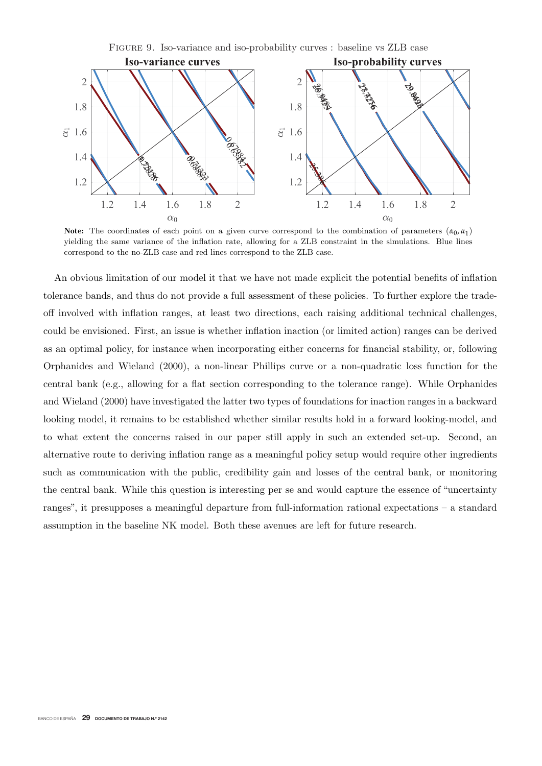Figure 9. Iso-variance and iso-probability curves : baseline vs ZLB case

**Note:** The coordinates of each point on a given curve correspond to the combination of parameters $(\alpha_0, \alpha_1)$ yielding the same variance of the inflation rate, allowing for a ZLB constraint in the simulations. Blue lines correspond to the no-ZLB case and red lines correspond to the ZLB case.

An obvious limitation of our model it that we have not made explicit the potential benefits of inflation tolerance bands, and thus do not provide a full assessment of these policies. To further explore the trade-off involved with inflation ranges, at least two directions, each raising additional technical challenges, could be envisioned. First, an issue is whether inflation inaction (or limited action) ranges can be derived as an optimal policy, for instance when incorporating either concerns for financial stability, or, following Orphanides and Wieland (2000), a non-linear Phillips curve or a non-quadratic loss function for the central bank (e.g., allowing for a flat section corresponding to the tolerance range). While Orphanides and Wieland (2000) have investigated the latter two types of foundations for inaction ranges in a backward looking model, it remains to be established whether similar results hold in a forward looking-model, and to what extent the concerns raised in our paper still apply in such an extended set-up. Second, an alternative route to deriving inflation range as a meaningful policy setup would require other ingredients such as communication with the public, credibility gain and losses of the central bank, or monitoring the central bank. While this question is interesting per se and would capture the essence of "uncertainty ranges", it presupposes a meaningful departure from full-information rational expectations – a standard assumption in the baseline NK model. Both these avenues are left for future research.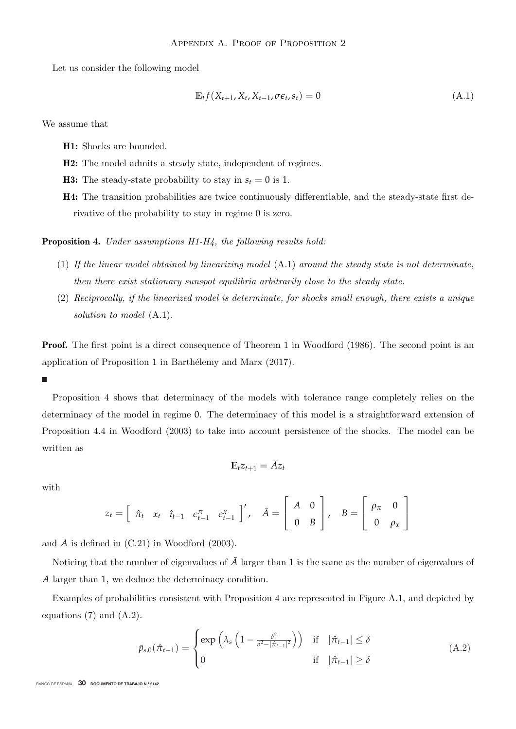# Appendix A. Proof of Proposition 2

Let us consider the following model

$$\mathbb{E}_t f(X_{t+1}, X_t, X_{t-1}, \sigma\epsilon_t, s_t) = 0 \tag{A.1}$$

We assume that

- **H1:** Shocks are bounded.
- **H2:** The model admits a steady state, independent of regimes.
- **H3:** The steady-state probability to stay in $s_t = 0$ is 1.
- **H4:** The transition probabilities are twice continuously differentiable, and the steady-state first derivative of the probability to stay in regime 0 is zero.

**Proposition 4.** *Under assumptions H1-H4, the following results hold:*

1. *If the linear model obtained by linearizing model* (A.1) *around the steady state is not determinate, then there exist stationary sunspot equilibria arbitrarily close to the steady state.*
2. *Reciprocally, if the linearized model is determinate, for shocks small enough, there exists a unique solution to model* (A.1).

**Proof.** The first point is a direct consequence of Theorem 1 in Woodford (1986). The second point is an application of Proposition 1 in Barthélemy and Marx (2017).

■

Proposition 4 shows that determinacy of the models with tolerance range completely relies on the determinacy of the model in regime 0. The determinacy of this model is a straightforward extension of Proposition 4.4 in Woodford (2003) to take into account persistence of the shocks. The model can be written as

$$\mathbb{E}_t z_{t+1} = \tilde{A} z_t$$

with

$$z_t = \left[ \begin{array}{ccccc} \hat{\pi}_t & x_t & \hat{\imath}_{t-1} & \epsilon^{\pi}_{t-1} & \epsilon^{x}_{t-1} \end{array} \right]', \quad \tilde{A} = \left[ \begin{array}{cc} A & 0 \\ 0 & B \end{array} \right], \quad B = \left[ \begin{array}{cc} \rho_\pi & 0 \\ 0 & \rho_x \end{array} \right]$$

and $A$ is defined in (C.21) in Woodford (2003).

Noticing that the number of eigenvalues of $\tilde{A}$ larger than 1 is the same as the number of eigenvalues of $A$ larger than 1, we deduce the determinacy condition.

Examples of probabilities consistent with Proposition 4 are represented in Figure A.1, and depicted by equations (7) and (A.2).

$$\tilde{p}_{s,0}(\hat{\pi}_{t-1}) = \begin{cases} \exp\left(\lambda_s \left(1 - \frac{\delta^2}{\delta^2 - |\hat{\pi}_{t-1}|^2}\right)\right) & \text{if} \quad |\hat{\pi}_{t-1}| \leq \delta \\ 0 & \text{if} \quad |\hat{\pi}_{t-1}| \geq \delta \end{cases} \tag{A.2}$$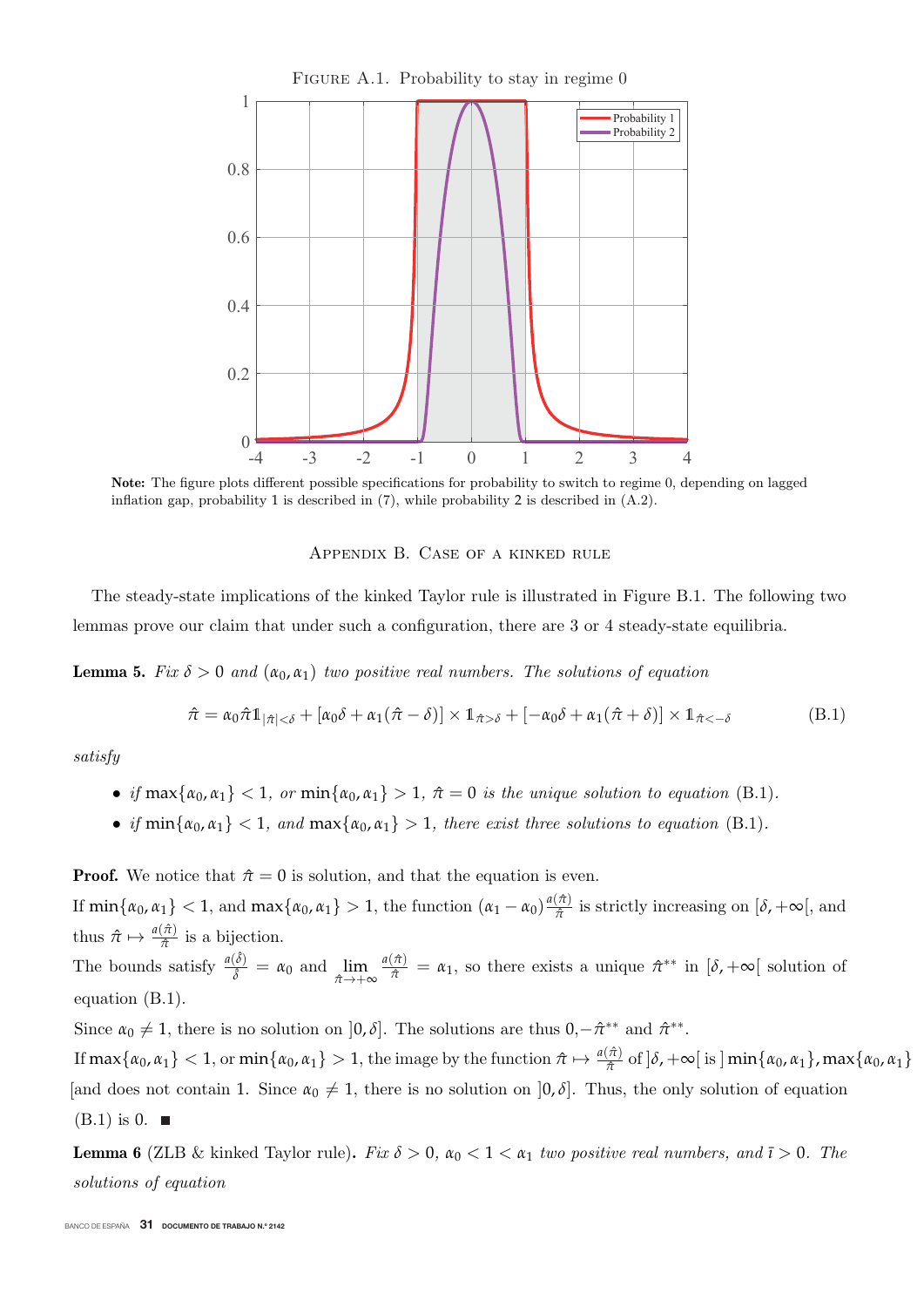Figure A.1. Probability to stay in regime 0

**Note:** The figure plots different possible specifications for probability to switch to regime 0, depending on lagged inflation gap, probability 1 is described in (7), while probability 2 is described in (A.2).

## Appendix B. Case of a kinked rule

The steady-state implications of the kinked Taylor rule is illustrated in Figure B.1. The following two lemmas prove our claim that under such a configuration, there are 3 or 4 steady-state equilibria.

**Lemma 5.** *Fix $\delta > 0$ and $(\alpha_0, \alpha_1)$ two positive real numbers. The solutions of equation*

$$\hat{\pi} = \alpha_0 \hat{\pi} \mathbb{1}_{|\hat{\pi}|<\delta} + [\alpha_0 \delta + \alpha_1(\hat{\pi} - \delta)] \times \mathbb{1}_{\hat{\pi}>\delta} + [-\alpha_0 \delta + \alpha_1(\hat{\pi} + \delta)] \times \mathbb{1}_{\hat{\pi}<-\delta} \tag{B.1}$$

*satisfy*

- *if* $\max\{\alpha_0, \alpha_1\} < 1$, *or* $\min\{\alpha_0, \alpha_1\} > 1$, $\hat{\pi} = 0$ *is the unique solution to equation* (B.1).
- *if* $\min\{\alpha_0, \alpha_1\} < 1$, *and* $\max\{\alpha_0, \alpha_1\} > 1$, *there exist three solutions to equation* (B.1).

**Proof.** We notice that $\hat{\pi} = 0$ is solution, and that the equation is even.

If $\min\{\alpha_0, \alpha_1\} < 1$, and $\max\{\alpha_0, \alpha_1\} > 1$, the function $(\alpha_1 - \alpha_0)\frac{a(\hat{\pi})}{\hat{\pi}}$ is strictly increasing on $[\delta, +\infty[$, and thus $\hat{\pi} \mapsto \frac{a(\hat{\pi})}{\hat{\pi}}$ is a bijection.

The bounds satisfy $\frac{a(\delta)}{\delta} = \alpha_0$ and $\lim_{\hat{\pi} \to +\infty} \frac{a(\hat{\pi})}{\hat{\pi}} = \alpha_1$, so there exists a unique $\hat{\pi}^{**}$ in $[\delta, +\infty[$ solution of equation (B.1).

Since $\alpha_0 \neq 1$, there is no solution on $]0, \delta]$. The solutions are thus $0, -\hat{\pi}^{**}$ and $\hat{\pi}^{**}$.

If $\max\{\alpha_0, \alpha_1\} < 1$, or $\min\{\alpha_0, \alpha_1\} > 1$, the image by the function $\hat{\pi} \mapsto \frac{a(\hat{\pi})}{\hat{\pi}}$ of $]\delta, +\infty[$ is $]\min\{\alpha_0, \alpha_1\}, \max\{\alpha_0, \alpha_1\}[$ and does not contain 1. Since $\alpha_0 \neq 1$, there is no solution on $]0, \delta]$. Thus, the only solution of equation (B.1) is 0. ■

**Lemma 6** (ZLB & kinked Taylor rule)**.** *Fix $\delta > 0$, $\alpha_0 < 1 < \alpha_1$ two positive real numbers, and $\bar{\imath} > 0$. The solutions of equation*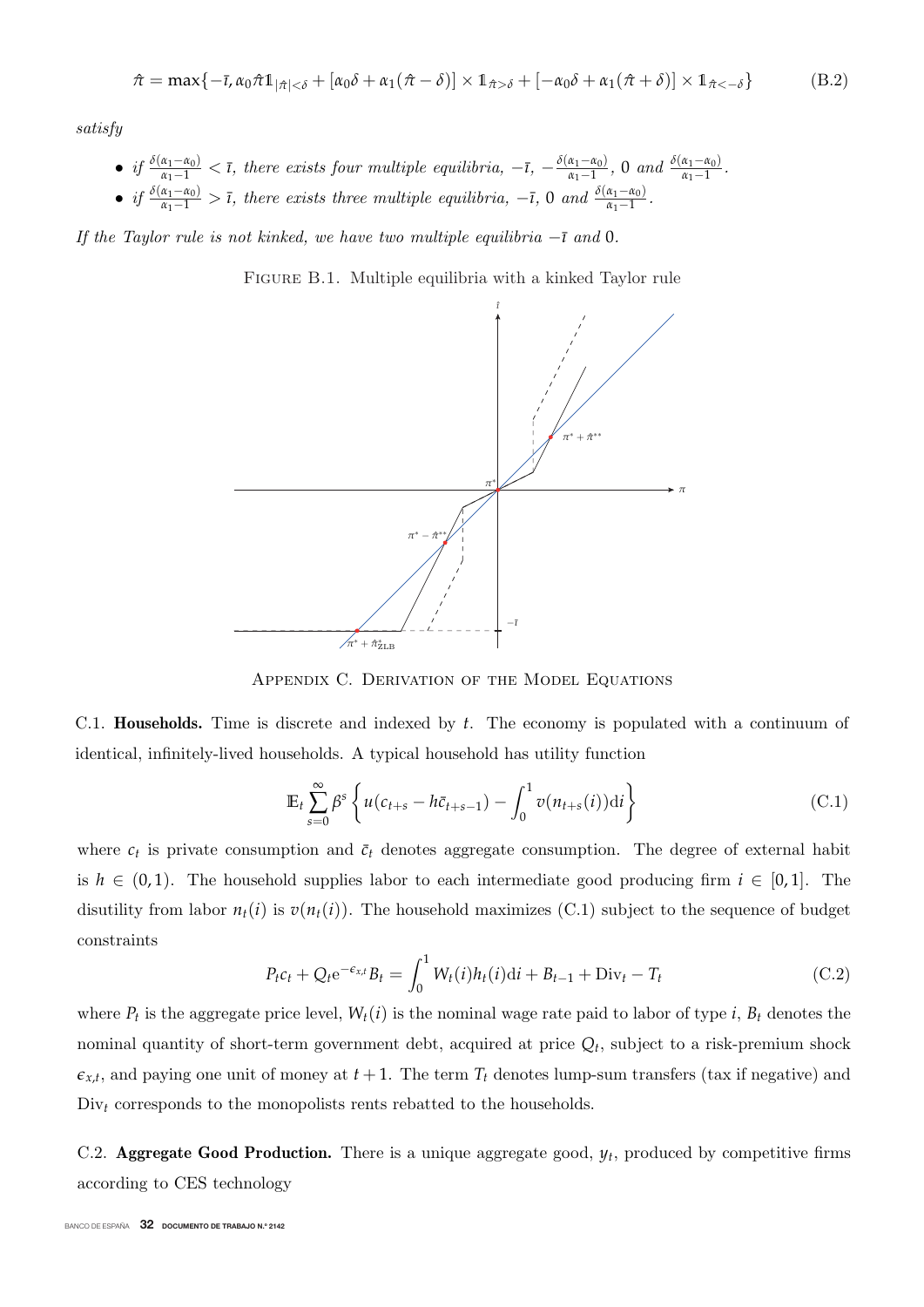$$\hat{\pi} = \max\{-\bar{\iota}, \alpha_0\hat{\pi}\mathbb{1}_{|\hat{\pi}|<\delta} + [\alpha_0\delta + \alpha_1(\hat{\pi} - \delta)] \times \mathbb{1}_{\hat{\pi}>\delta} + [-\alpha_0\delta + \alpha_1(\hat{\pi} + \delta)] \times \mathbb{1}_{\hat{\pi}<-\delta}\} \tag{B.2}$$

*satisfy*

- *if* $\frac{\delta(\alpha_1-\alpha_0)}{\alpha_1-1} < \bar{\iota}$, *there exists four multiple equilibria,* $-\bar{\iota}$, $-\frac{\delta(\alpha_1-\alpha_0)}{\alpha_1-1}$, $0$ *and* $\frac{\delta(\alpha_1-\alpha_0)}{\alpha_1-1}$.
- *if* $\frac{\delta(\alpha_1-\alpha_0)}{\alpha_1-1} > \bar{\iota}$, *there exists three multiple equilibria,* $-\bar{\iota}$, $0$ *and* $\frac{\delta(\alpha_1-\alpha_0)}{\alpha_1-1}$.

*If the Taylor rule is not kinked, we have two multiple equilibria* $-\bar{\iota}$ *and* $0$.

Figure B.1. Multiple equilibria with a kinked Taylor rule

## Appendix C. Derivation of the Model Equations

C.1. **Households.** Time is discrete and indexed by $t$. The economy is populated with a continuum of identical, infinitely-lived households. A typical household has utility function

$$\mathbb{E}_t \sum_{s=0}^{\infty} \beta^s \left\{ u(c_{t+s} - h\bar{c}_{t+s-1}) - \int_0^1 v(n_{t+s}(i))\mathrm{d}i \right\} \tag{C.1}$$

where $c_t$ is private consumption and $\bar{c}_t$ denotes aggregate consumption. The degree of external habit is $h \in (0, 1)$. The household supplies labor to each intermediate good producing firm $i \in [0, 1]$. The disutility from labor $n_t(i)$ is $v(n_t(i))$. The household maximizes (C.1) subject to the sequence of budget constraints

$$P_t c_t + Q_t \mathrm{e}^{-\epsilon_{x,t}} B_t = \int_0^1 W_t(i) h_t(i)\mathrm{d}i + B_{t-1} + \mathrm{Div}_t - T_t \tag{C.2}$$

where $P_t$ is the aggregate price level, $W_t(i)$ is the nominal wage rate paid to labor of type $i$, $B_t$ denotes the nominal quantity of short-term government debt, acquired at price $Q_t$, subject to a risk-premium shock $\epsilon_{x,t}$, and paying one unit of money at $t+1$. The term $T_t$ denotes lump-sum transfers (tax if negative) and $\mathrm{Div}_t$ corresponds to the monopolists rents rebatted to the households.

C.2. **Aggregate Good Production.** There is a unique aggregate good, $y_t$, produced by competitive firms according to CES technology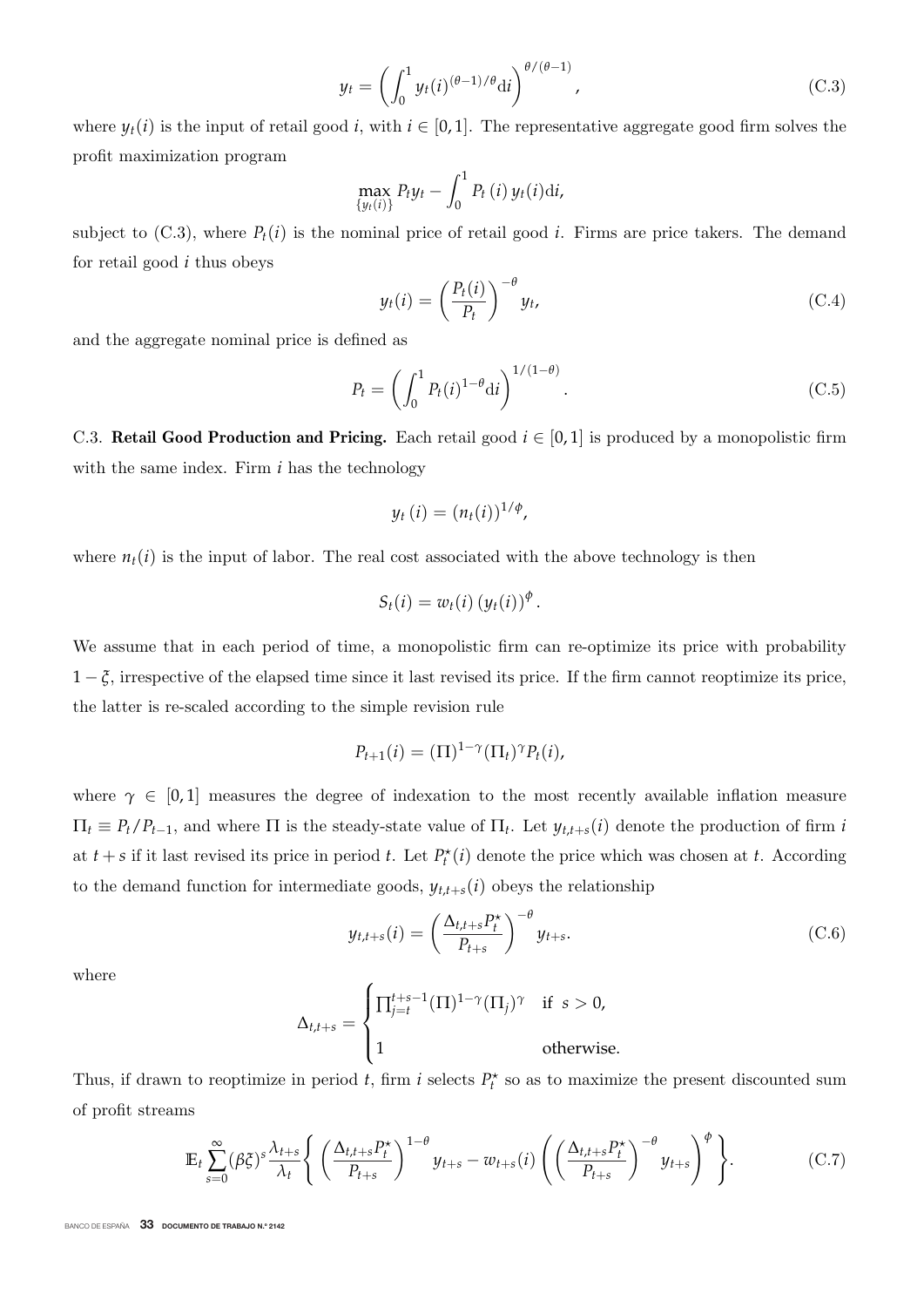$$y_t = \left( \int_0^1 y_t(i)^{(\theta-1)/\theta} \mathrm{d}i \right)^{\theta/(\theta-1)}, \tag{C.3}$$

where $y_t(i)$ is the input of retail good $i$, with $i \in [0,1]$. The representative aggregate good firm solves the profit maximization program

$$\max_{\{y_t(i)\}} P_t y_t - \int_0^1 P_t(i)\, y_t(i) \mathrm{d}i,$$

subject to (C.3), where $P_t(i)$ is the nominal price of retail good $i$. Firms are price takers. The demand for retail good $i$ thus obeys

$$y_t(i) = \left( \frac{P_t(i)}{P_t} \right)^{-\theta} y_t, \tag{C.4}$$

and the aggregate nominal price is defined as

$$P_t = \left( \int_0^1 P_t(i)^{1-\theta} \mathrm{d}i \right)^{1/(1-\theta)}. \tag{C.5}$$

C.3. **Retail Good Production and Pricing.** Each retail good $i \in [0,1]$ is produced by a monopolistic firm with the same index. Firm $i$ has the technology

$$y_t(i) = (n_t(i))^{1/\phi},$$

where $n_t(i)$ is the input of labor. The real cost associated with the above technology is then

$$S_t(i) = w_t(i)\, (y_t(i))^{\phi}.$$

We assume that in each period of time, a monopolistic firm can re-optimize its price with probability $1-\xi$, irrespective of the elapsed time since it last revised its price. If the firm cannot reoptimize its price, the latter is re-scaled according to the simple revision rule

$$P_{t+1}(i) = (\Pi)^{1-\gamma}(\Pi_t)^{\gamma} P_t(i),$$

where $\gamma \in [0,1]$ measures the degree of indexation to the most recently available inflation measure $\Pi_t \equiv P_t/P_{t-1}$, and where $\Pi$ is the steady-state value of $\Pi_t$. Let $y_{t,t+s}(i)$ denote the production of firm $i$ at $t+s$ if it last revised its price in period $t$. Let $P_t^{\star}(i)$ denote the price which was chosen at $t$. According to the demand function for intermediate goods, $y_{t,t+s}(i)$ obeys the relationship

$$y_{t,t+s}(i) = \left( \frac{\Delta_{t,t+s} P_t^{\star}}{P_{t+s}} \right)^{-\theta} y_{t+s}. \tag{C.6}$$

where

$$\Delta_{t,t+s} = \begin{cases} \prod_{j=t}^{t+s-1} (\Pi)^{1-\gamma}(\Pi_j)^{\gamma} & \text{if } s > 0, \\ 1 & \text{otherwise.} \end{cases}$$

Thus, if drawn to reoptimize in period $t$, firm $i$ selects $P_t^{\star}$ so as to maximize the present discounted sum of profit streams

$$\mathbb{E}_t \sum_{s=0}^{\infty} (\beta\xi)^s \frac{\lambda_{t+s}}{\lambda_t} \left\{ \left( \frac{\Delta_{t,t+s} P_t^{\star}}{P_{t+s}} \right)^{1-\theta} y_{t+s} - w_{t+s}(i) \left( \left( \frac{\Delta_{t,t+s} P_t^{\star}}{P_{t+s}} \right)^{-\theta} y_{t+s} \right)^{\phi} \right\}. \tag{C.7}$$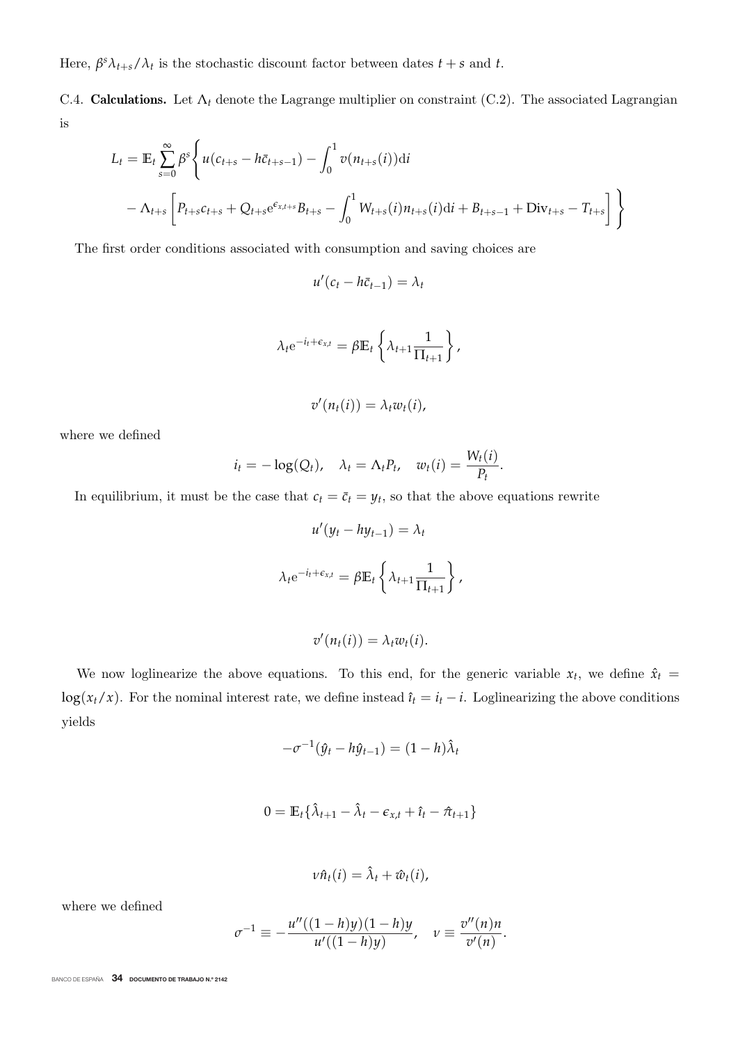Here, $\beta^s \lambda_{t+s}/\lambda_t$ is the stochastic discount factor between dates $t+s$ and $t$.

C.4. **Calculations.** Let $\Lambda_t$ denote the Lagrange multiplier on constraint (C.2). The associated Lagrangian is

$$
L_t = \mathbb{E}_t \sum_{s=0}^{\infty} \beta^s \Bigg\{ u(c_{t+s} - h\bar{c}_{t+s-1}) - \int_0^1 v(n_{t+s}(i))\mathrm{d}i
$$

$$
- \Lambda_{t+s} \left[ P_{t+s}c_{t+s} + Q_{t+s}\mathrm{e}^{\epsilon_{x,t+s}} B_{t+s} - \int_0^1 W_{t+s}(i)n_{t+s}(i)\mathrm{d}i + B_{t+s-1} + \mathrm{Div}_{t+s} - T_{t+s} \right] \Bigg\}
$$

The first order conditions associated with consumption and saving choices are

$$
u'(c_t - h\bar{c}_{t-1}) = \lambda_t
$$

$$
\lambda_t \mathrm{e}^{-i_t + \epsilon_{x,t}} = \beta \mathbb{E}_t \left\{ \lambda_{t+1} \frac{1}{\Pi_{t+1}} \right\},
$$

$$
v'(n_t(i)) = \lambda_t w_t(i),
$$

where we defined

$$
i_t = -\log(Q_t), \quad \lambda_t = \Lambda_t P_t, \quad w_t(i) = \frac{W_t(i)}{P_t}.
$$

In equilibrium, it must be the case that $c_t = \bar{c}_t = y_t$, so that the above equations rewrite

$$
u'(y_t - hy_{t-1}) = \lambda_t
$$

$$
\lambda_t \mathrm{e}^{-i_t + \epsilon_{x,t}} = \beta \mathbb{E}_t \left\{ \lambda_{t+1} \frac{1}{\Pi_{t+1}} \right\},
$$

$$
v'(n_t(i)) = \lambda_t w_t(i).
$$

We now loglinearize the above equations. To this end, for the generic variable $x_t$, we define $\hat{x}_t = \log(x_t/x)$. For the nominal interest rate, we define instead $\hat{\imath}_t = i_t - i$. Loglinearizing the above conditions yields

$$
-\sigma^{-1}(\hat{y}_t - h\hat{y}_{t-1}) = (1-h)\hat{\lambda}_t
$$

$$
0 = \mathbb{E}_t\{\hat{\lambda}_{t+1} - \hat{\lambda}_t - \epsilon_{x,t} + \hat{\imath}_t - \hat{\pi}_{t+1}\}
$$

$$
\nu \hat{n}_t(i) = \hat{\lambda}_t + \hat{w}_t(i),
$$

where we defined

$$
\sigma^{-1} \equiv -\frac{u''((1-h)y)(1-h)y}{u'((1-h)y)}, \quad \nu \equiv \frac{v''(n)n}{v'(n)}.
$$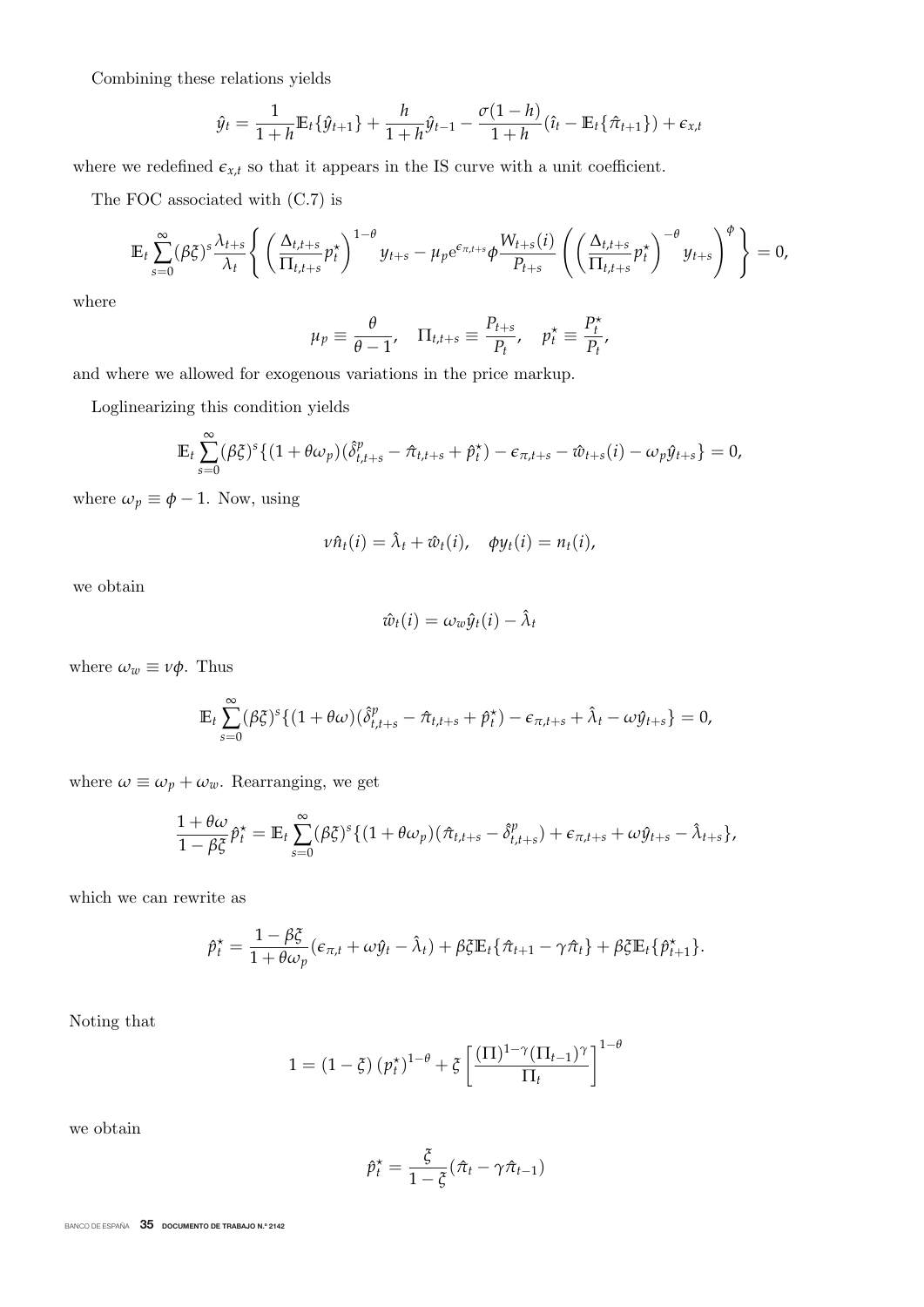Combining these relations yields

$$\hat{y}_t = \frac{1}{1+h}\mathbb{E}_t\{\hat{y}_{t+1}\} + \frac{h}{1+h}\hat{y}_{t-1} - \frac{\sigma(1-h)}{1+h}(\hat{\imath}_t - \mathbb{E}_t\{\hat{\pi}_{t+1}\}) + \epsilon_{x,t}$$

where we redefined $\epsilon_{x,t}$ so that it appears in the IS curve with a unit coefficient.

The FOC associated with (C.7) is

$$\mathbb{E}_t \sum_{s=0}^{\infty} (\beta\xi)^s \frac{\lambda_{t+s}}{\lambda_t} \left\{ \left( \frac{\Delta_{t,t+s}}{\Pi_{t,t+s}} p_t^\star \right)^{1-\theta} y_{t+s} - \mu_p e^{\epsilon_{\pi,t+s}} \phi \frac{W_{t+s}(i)}{P_{t+s}} \left( \left( \frac{\Delta_{t,t+s}}{\Pi_{t,t+s}} p_t^\star \right)^{-\theta} y_{t+s} \right)^{\phi} \right\} = 0,$$

where

$$\mu_p \equiv \frac{\theta}{\theta-1}, \quad \Pi_{t,t+s} \equiv \frac{P_{t+s}}{P_t}, \quad p_t^\star \equiv \frac{P_t^\star}{P_t},$$

and where we allowed for exogenous variations in the price markup.

Loglinearizing this condition yields

$$\mathbb{E}_t \sum_{s=0}^{\infty} (\beta\xi)^s \{ (1+\theta\omega_p)(\hat{\delta}^p_{t,t+s} - \hat{\pi}_{t,t+s} + \hat{p}_t^\star) - \epsilon_{\pi,t+s} - \hat{w}_{t+s}(i) - \omega_p \hat{y}_{t+s} \} = 0,$$

where $\omega_p \equiv \phi - 1$. Now, using

$$\nu \hat{n}_t(i) = \hat{\lambda}_t + \hat{w}_t(i), \quad \phi y_t(i) = n_t(i),$$

we obtain

$$\hat{w}_t(i) = \omega_w \hat{y}_t(i) - \hat{\lambda}_t$$

where $\omega_w \equiv \nu\phi$. Thus

$$\mathbb{E}_t \sum_{s=0}^{\infty} (\beta\xi)^s \{ (1+\theta\omega)(\hat{\delta}^p_{t,t+s} - \hat{\pi}_{t,t+s} + \hat{p}_t^\star) - \epsilon_{\pi,t+s} + \hat{\lambda}_t - \omega \hat{y}_{t+s} \} = 0,$$

where $\omega \equiv \omega_p + \omega_w$. Rearranging, we get

$$\frac{1+\theta\omega}{1-\beta\xi}\hat{p}_t^\star = \mathbb{E}_t \sum_{s=0}^{\infty} (\beta\xi)^s \{ (1+\theta\omega_p)(\hat{\pi}_{t,t+s} - \hat{\delta}^p_{t,t+s}) + \epsilon_{\pi,t+s} + \omega \hat{y}_{t+s} - \hat{\lambda}_{t+s} \},$$

which we can rewrite as

$$\hat{p}_t^\star = \frac{1-\beta\xi}{1+\theta\omega_p}(\epsilon_{\pi,t} + \omega\hat{y}_t - \hat{\lambda}_t) + \beta\xi\mathbb{E}_t\{\hat{\pi}_{t+1} - \gamma\hat{\pi}_t\} + \beta\xi\mathbb{E}_t\{\hat{p}_{t+1}^\star\}.$$

Noting that

$$1 = (1-\xi)(p_t^\star)^{1-\theta} + \xi \left[ \frac{(\Pi)^{1-\gamma}(\Pi_{t-1})^{\gamma}}{\Pi_t} \right]^{1-\theta}$$

we obtain

$$\hat{p}_t^\star = \frac{\xi}{1-\xi}(\hat{\pi}_t - \gamma\hat{\pi}_{t-1})$$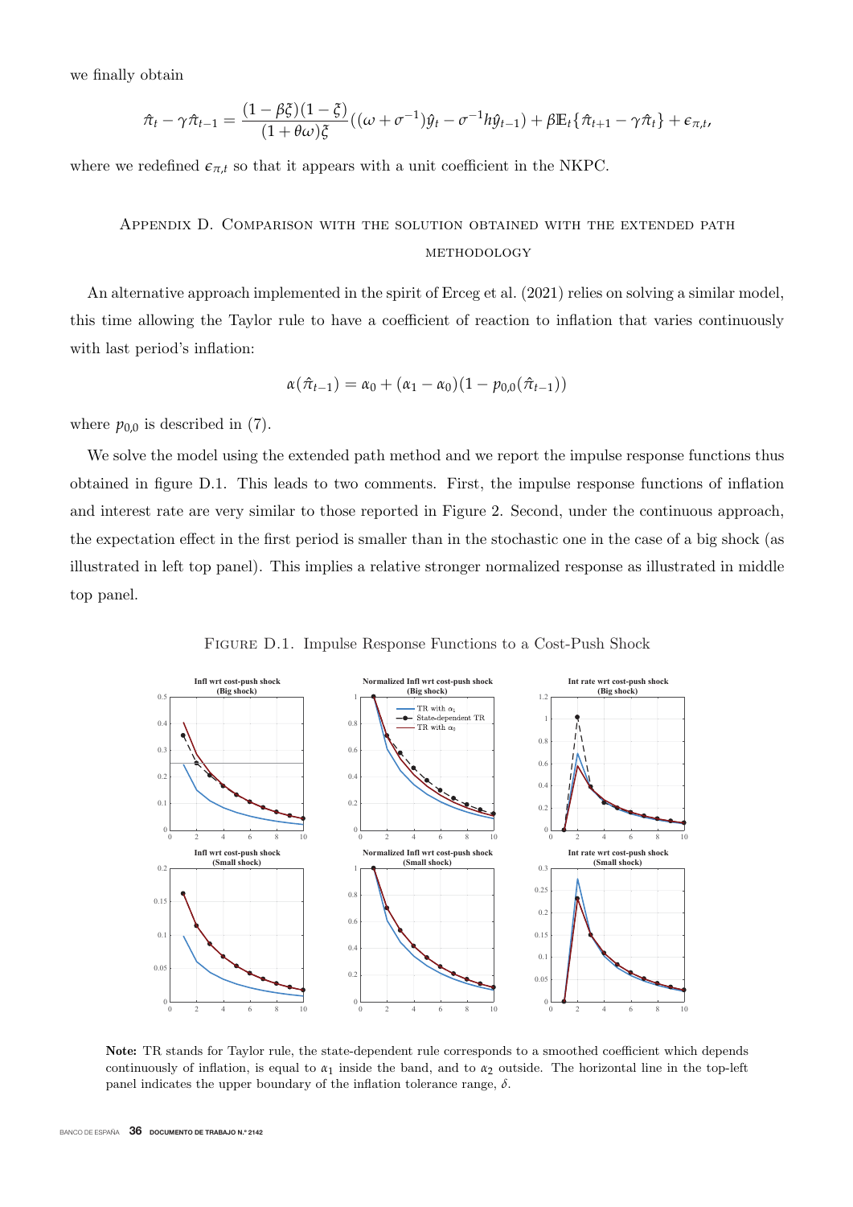we finally obtain

$$\hat{\pi}_t - \gamma\hat{\pi}_{t-1} = \frac{(1-\beta\xi)(1-\xi)}{(1+\theta\omega)\xi}((\omega+\sigma^{-1})\hat{y}_t - \sigma^{-1}h\hat{y}_{t-1}) + \beta\mathbb{E}_t\{\hat{\pi}_{t+1} - \gamma\hat{\pi}_t\} + \epsilon_{\pi,t},$$

where we redefined $\epsilon_{\pi,t}$ so that it appears with a unit coefficient in the NKPC.

## Appendix D. Comparison with the solution obtained with the extended path methodology

An alternative approach implemented in the spirit of Erceg et al. (2021) relies on solving a similar model, this time allowing the Taylor rule to have a coefficient of reaction to inflation that varies continuously with last period's inflation:

$$\alpha(\hat{\pi}_{t-1}) = \alpha_0 + (\alpha_1 - \alpha_0)(1 - p_{0,0}(\hat{\pi}_{t-1}))$$

where $p_{0,0}$ is described in (7).

We solve the model using the extended path method and we report the impulse response functions thus obtained in figure D.1. This leads to two comments. First, the impulse response functions of inflation and interest rate are very similar to those reported in Figure 2. Second, under the continuous approach, the expectation effect in the first period is smaller than in the stochastic one in the case of a big shock (as illustrated in left top panel). This implies a relative stronger normalized response as illustrated in middle top panel.

Figure D.1. Impulse Response Functions to a Cost-Push Shock

**Note:** TR stands for Taylor rule, the state-dependent rule corresponds to a smoothed coefficient which depends continuously of inflation, is equal to $\alpha_1$ inside the band, and to $\alpha_2$ outside. The horizontal line in the top-left panel indicates the upper boundary of the inflation tolerance range, $\delta$.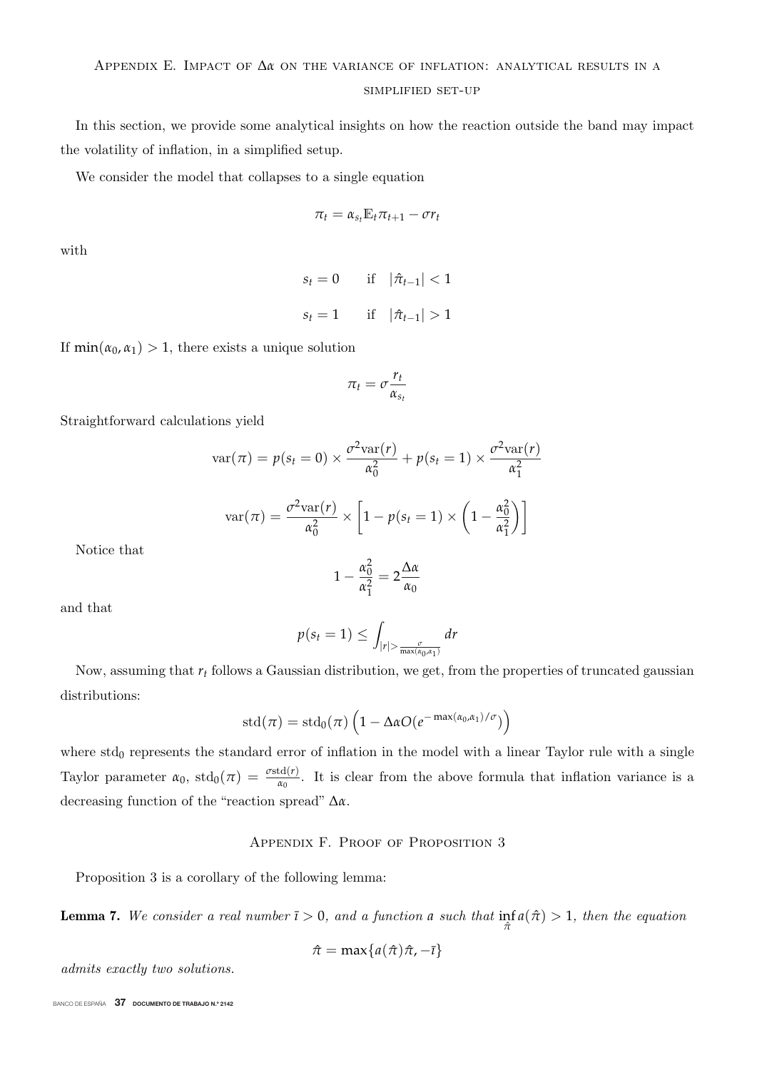## Appendix E. Impact of $\Delta\alpha$ on the variance of inflation: analytical results in a simplified set-up

In this section, we provide some analytical insights on how the reaction outside the band may impact the volatility of inflation, in a simplified setup.

We consider the model that collapses to a single equation

$$\pi_t = \alpha_{s_t}\mathbb{E}_t\pi_{t+1} - \sigma r_t$$

with

$$s_t = 0 \qquad \text{if} \quad |\hat{\pi}_{t-1}| < 1$$

$$s_t = 1 \qquad \text{if} \quad |\hat{\pi}_{t-1}| > 1$$

If $\min(\alpha_0, \alpha_1) > 1$, there exists a unique solution

$$\pi_t = \sigma\frac{r_t}{\alpha_{s_t}}$$

Straightforward calculations yield

$$\text{var}(\pi) = p(s_t = 0) \times \frac{\sigma^2\text{var}(r)}{\alpha_0^2} + p(s_t = 1) \times \frac{\sigma^2\text{var}(r)}{\alpha_1^2}$$

$$\text{var}(\pi) = \frac{\sigma^2\text{var}(r)}{\alpha_0^2} \times \left[1 - p(s_t = 1) \times \left(1 - \frac{\alpha_0^2}{\alpha_1^2}\right)\right]$$

Notice that

$$1 - \frac{\alpha_0^2}{\alpha_1^2} = 2\frac{\Delta\alpha}{\alpha_0}$$

and that

$$p(s_t = 1) \leq \int_{|r| > \frac{\sigma}{\max(\alpha_0,\alpha_1)}} dr$$

Now, assuming that $r_t$ follows a Gaussian distribution, we get, from the properties of truncated gaussian distributions:

$$\text{std}(\pi) = \text{std}_0(\pi)\left(1 - \Delta\alpha O(e^{-\max(\alpha_0,\alpha_1)/\sigma})\right)$$

where $\text{std}_0$ represents the standard error of inflation in the model with a linear Taylor rule with a single Taylor parameter $\alpha_0$, $\text{std}_0(\pi) = \frac{\sigma\text{std}(r)}{\alpha_0}$. It is clear from the above formula that inflation variance is a decreasing function of the "reaction spread" $\Delta\alpha$.

## Appendix F. Proof of Proposition 3

Proposition 3 is a corollary of the following lemma:

**Lemma 7.** *We consider a real number $\bar{\imath} > 0$, and a function $a$ such that $\inf_{\hat{\pi}} a(\hat{\pi}) > 1$, then the equation*

$$\hat{\pi} = \max\{a(\hat{\pi})\hat{\pi}, -\bar{\imath}\}$$

*admits exactly two solutions.*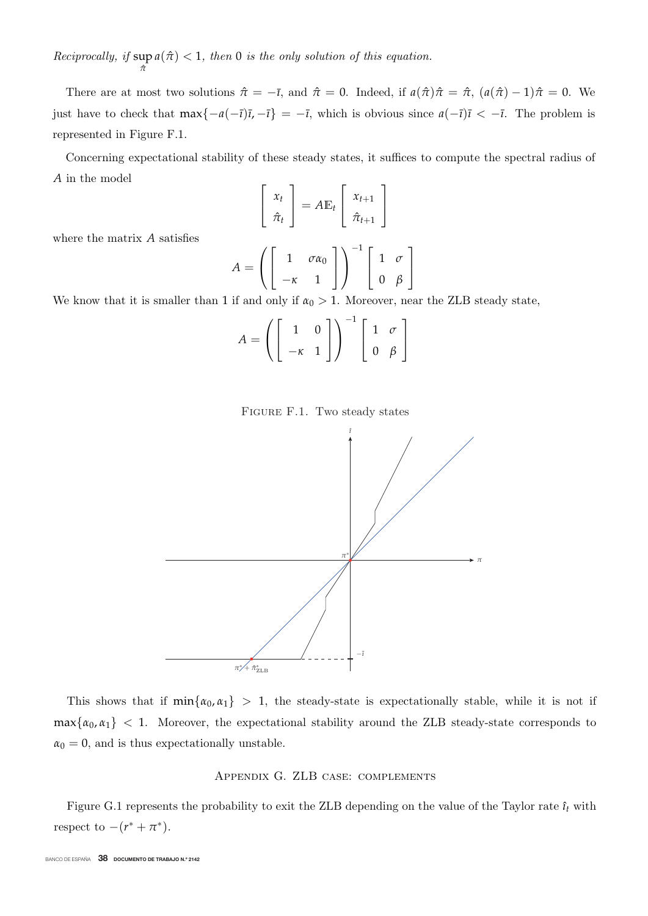*Reciprocally, if* $\sup_{\hat{\pi}} a(\hat{\pi}) < 1$*, then* $0$ *is the only solution of this equation.*

There are at most two solutions $\hat{\pi} = -\bar{\imath}$, and $\hat{\pi} = 0$. Indeed, if $a(\hat{\pi})\hat{\pi} = \hat{\pi}$, $(a(\hat{\pi}) - 1)\hat{\pi} = 0$. We just have to check that $\max\{-a(-\bar{\imath})\bar{\imath}, -\bar{\imath}\} = -\bar{\imath}$, which is obvious since $a(-\bar{\imath})\bar{\imath} < -\bar{\imath}$. The problem is represented in Figure F.1.

Concerning expectational stability of these steady states, it suffices to compute the spectral radius of $A$ in the model

$$\begin{bmatrix} x_t \\ \hat{\pi}_t \end{bmatrix} = A\mathbb{E}_t \begin{bmatrix} x_{t+1} \\ \hat{\pi}_{t+1} \end{bmatrix}$$

where the matrix $A$ satisfies

$$A = \left( \begin{bmatrix} 1 & \sigma\alpha_0 \\ -\kappa & 1 \end{bmatrix} \right)^{-1} \begin{bmatrix} 1 & \sigma \\ 0 & \beta \end{bmatrix}$$

We know that it is smaller than 1 if and only if $\alpha_0 > 1$. Moreover, near the ZLB steady state,

$$A = \left( \begin{bmatrix} 1 & 0 \\ -\kappa & 1 \end{bmatrix} \right)^{-1} \begin{bmatrix} 1 & \sigma \\ 0 & \beta \end{bmatrix}$$

FIGURE F.1. Two steady states

This shows that if $\min\{\alpha_0, \alpha_1\} > 1$, the steady-state is expectationally stable, while it is not if $\max\{\alpha_0, \alpha_1\} < 1$. Moreover, the expectational stability around the ZLB steady-state corresponds to $\alpha_0 = 0$, and is thus expectationally unstable.

## APPENDIX G. ZLB CASE: COMPLEMENTS

Figure G.1 represents the probability to exit the ZLB depending on the value of the Taylor rate $\hat{\imath}_t$ with respect to $-(r^* + \pi^*)$.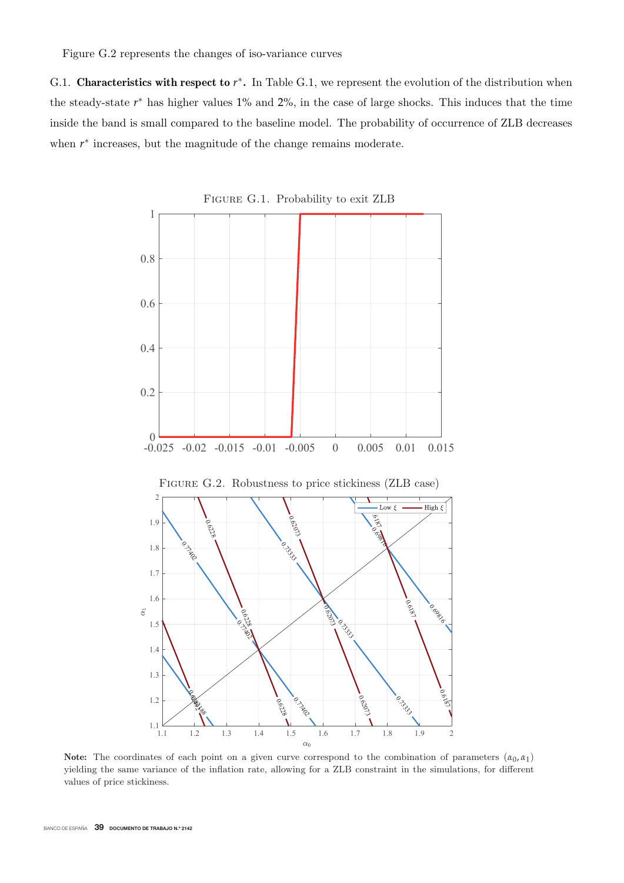Figure G.2 represents the changes of iso-variance curves

G.1. **Characteristics with respect to $r^*$.** In Table G.1, we represent the evolution of the distribution when the steady-state $r^*$ has higher values 1% and 2%, in the case of large shocks. This induces that the time inside the band is small compared to the baseline model. The probability of occurrence of ZLB decreases when $r^*$ increases, but the magnitude of the change remains moderate.

FIGURE G.1. Probability to exit ZLB

FIGURE G.2. Robustness to price stickiness (ZLB case)

**Note:** The coordinates of each point on a given curve correspond to the combination of parameters $(\alpha_0, \alpha_1)$ yielding the same variance of the inflation rate, allowing for a ZLB constraint in the simulations, for different values of price stickiness.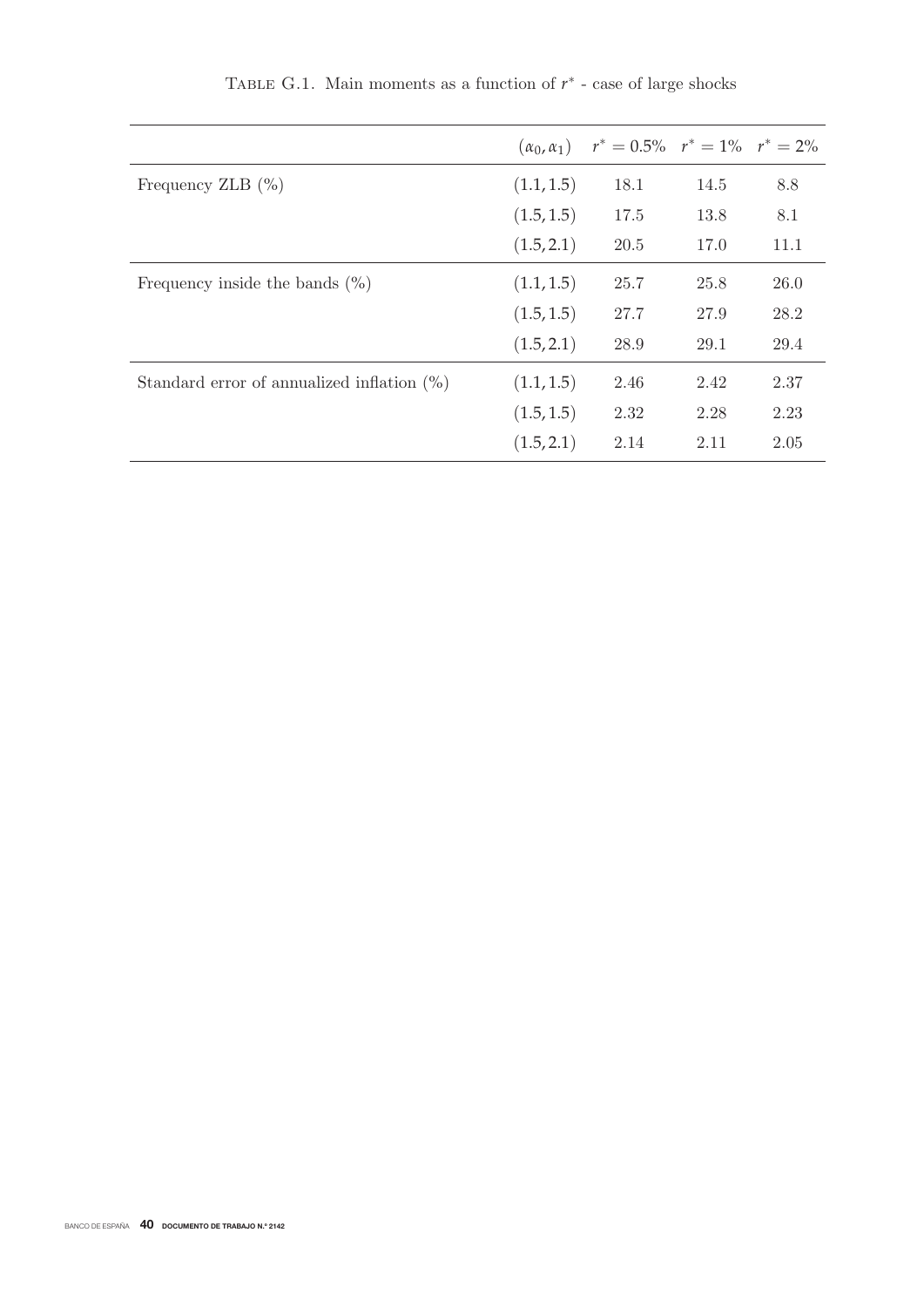TABLE G.1. Main moments as a function of $r^*$ - case of large shocks

| | $(\alpha_0, \alpha_1)$ | $r^* = 0.5\%$ | $r^* = 1\%$ | $r^* = 2\%$ |
|---|---|---|---|---|
| Frequency ZLB (%) | $(1.1, 1.5)$ | 18.1 | 14.5 | 8.8 |
| | $(1.5, 1.5)$ | 17.5 | 13.8 | 8.1 |
| | $(1.5, 2.1)$ | 20.5 | 17.0 | 11.1 |
| Frequency inside the bands (%) | $(1.1, 1.5)$ | 25.7 | 25.8 | 26.0 |
| | $(1.5, 1.5)$ | 27.7 | 27.9 | 28.2 |
| | $(1.5, 2.1)$ | 28.9 | 29.1 | 29.4 |
| Standard error of annualized inflation (%) | $(1.1, 1.5)$ | 2.46 | 2.42 | 2.37 |
| | $(1.5, 1.5)$ | 2.32 | 2.28 | 2.23 |
| | $(1.5, 2.1)$ | 2.14 | 2.11 | 2.05 |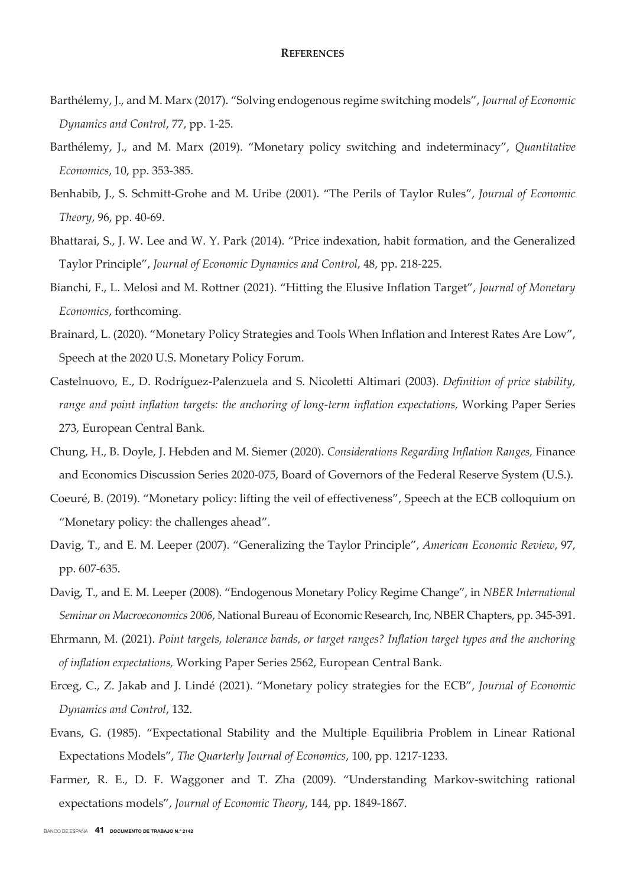# REFERENCES

Barthélemy, J., and M. Marx (2017). "Solving endogenous regime switching models", *Journal of Economic Dynamics and Control*, 77, pp. 1-25.

Barthélemy, J., and M. Marx (2019). "Monetary policy switching and indeterminacy", *Quantitative Economics*, 10, pp. 353-385.

Benhabib, J., S. Schmitt-Grohe and M. Uribe (2001). "The Perils of Taylor Rules", *Journal of Economic Theory*, 96, pp. 40-69.

Bhattarai, S., J. W. Lee and W. Y. Park (2014). "Price indexation, habit formation, and the Generalized Taylor Principle", *Journal of Economic Dynamics and Control*, 48, pp. 218-225.

Bianchi, F., L. Melosi and M. Rottner (2021). "Hitting the Elusive Inflation Target", *Journal of Monetary Economics*, forthcoming.

Brainard, L. (2020). "Monetary Policy Strategies and Tools When Inflation and Interest Rates Are Low", Speech at the 2020 U.S. Monetary Policy Forum.

Castelnuovo, E., D. Rodríguez-Palenzuela and S. Nicoletti Altimari (2003). *Definition of price stability, range and point inflation targets: the anchoring of long-term inflation expectations,* Working Paper Series 273, European Central Bank.

Chung, H., B. Doyle, J. Hebden and M. Siemer (2020). *Considerations Regarding Inflation Ranges,* Finance and Economics Discussion Series 2020-075, Board of Governors of the Federal Reserve System (U.S.).

Coeuré, B. (2019). "Monetary policy: lifting the veil of effectiveness", Speech at the ECB colloquium on "Monetary policy: the challenges ahead".

Davig, T., and E. M. Leeper (2007). "Generalizing the Taylor Principle", *American Economic Review*, 97, pp. 607-635.

Davig, T., and E. M. Leeper (2008). "Endogenous Monetary Policy Regime Change", in *NBER International Seminar on Macroeconomics 2006*, National Bureau of Economic Research, Inc, NBER Chapters, pp. 345-391.

Ehrmann, M. (2021). *Point targets, tolerance bands, or target ranges? Inflation target types and the anchoring of inflation expectations,* Working Paper Series 2562, European Central Bank.

Erceg, C., Z. Jakab and J. Lindé (2021). "Monetary policy strategies for the ECB", *Journal of Economic Dynamics and Control*, 132.

Evans, G. (1985). "Expectational Stability and the Multiple Equilibria Problem in Linear Rational Expectations Models", *The Quarterly Journal of Economics*, 100, pp. 1217-1233.

Farmer, R. E., D. F. Waggoner and T. Zha (2009). "Understanding Markov-switching rational expectations models", *Journal of Economic Theory*, 144, pp. 1849-1867.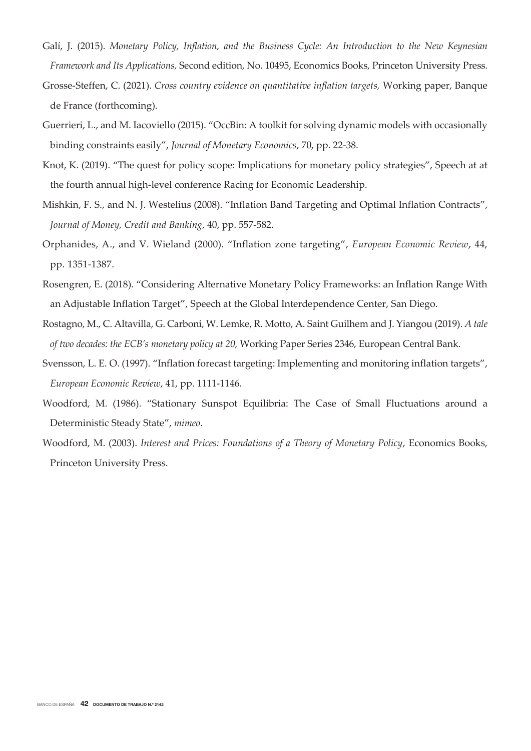Galí, J. (2015). *Monetary Policy, Inflation, and the Business Cycle: An Introduction to the New Keynesian Framework and Its Applications*, Second edition, No. 10495, Economics Books, Princeton University Press.

Grosse-Steffen, C. (2021). *Cross country evidence on quantitative inflation targets,* Working paper, Banque de France (forthcoming).

Guerrieri, L., and M. Iacoviello (2015). "OccBin: A toolkit for solving dynamic models with occasionally binding constraints easily", *Journal of Monetary Economics*, 70, pp. 22-38.

Knot, K. (2019). "The quest for policy scope: Implications for monetary policy strategies", Speech at at the fourth annual high-level conference Racing for Economic Leadership.

Mishkin, F. S., and N. J. Westelius (2008). "Inflation Band Targeting and Optimal Inflation Contracts", *Journal of Money, Credit and Banking*, 40, pp. 557-582.

Orphanides, A., and V. Wieland (2000). "Inflation zone targeting", *European Economic Review*, 44, pp. 1351-1387.

Rosengren, E. (2018). "Considering Alternative Monetary Policy Frameworks: an Inflation Range With an Adjustable Inflation Target", Speech at the Global Interdependence Center, San Diego.

Rostagno, M., C. Altavilla, G. Carboni, W. Lemke, R. Motto, A. Saint Guilhem and J. Yiangou (2019). *A tale of two decades: the ECB's monetary policy at 20,* Working Paper Series 2346, European Central Bank.

Svensson, L. E. O. (1997). "Inflation forecast targeting: Implementing and monitoring inflation targets", *European Economic Review*, 41, pp. 1111-1146.

Woodford, M. (1986). "Stationary Sunspot Equilibria: The Case of Small Fluctuations around a Deterministic Steady State", *mimeo*.

Woodford, M. (2003). *Interest and Prices: Foundations of a Theory of Monetary Policy*, Economics Books, Princeton University Press.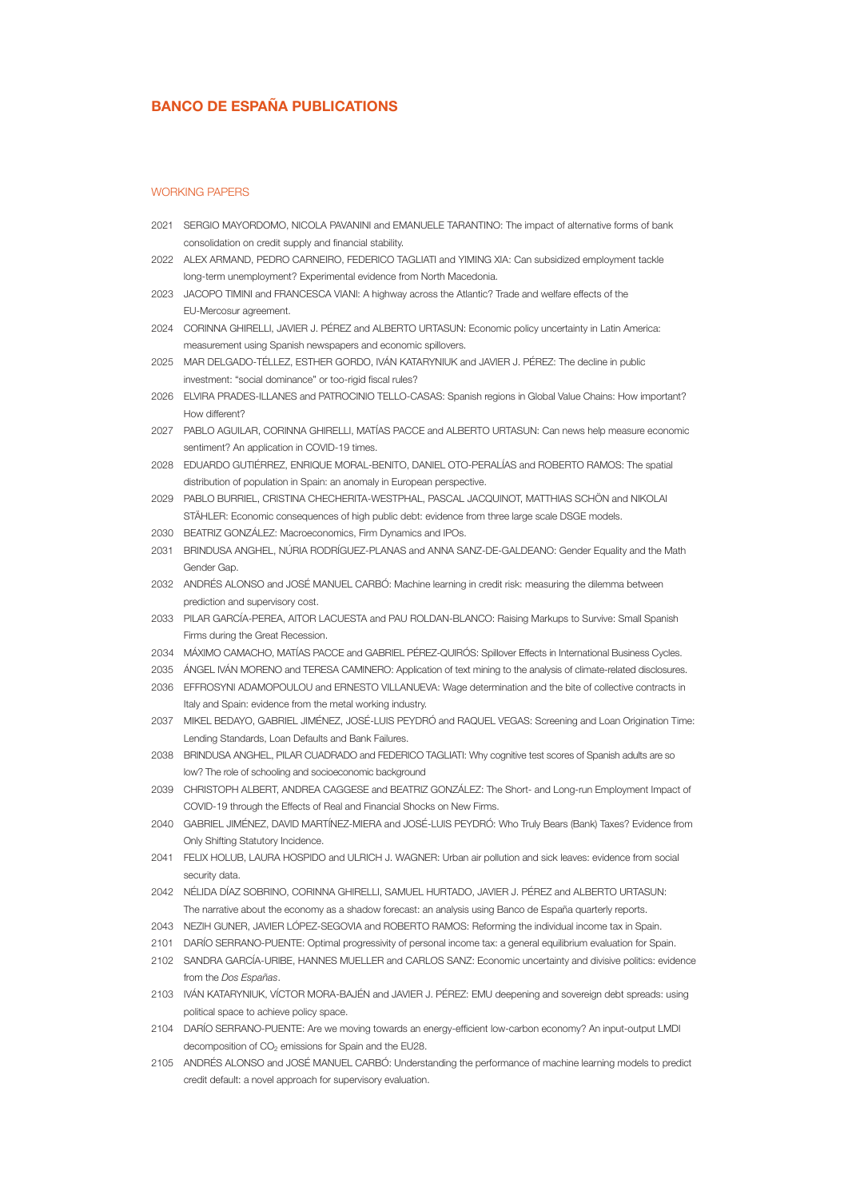# BANCO DE ESPAÑA PUBLICATIONS

## WORKING PAPERS

2021 SERGIO MAYORDOMO, NICOLA PAVANINI and EMANUELE TARANTINO: The impact of alternative forms of bank consolidation on credit supply and financial stability.

2022 ALEX ARMAND, PEDRO CARNEIRO, FEDERICO TAGLIATI and YIMING XIA: Can subsidized employment tackle long-term unemployment? Experimental evidence from North Macedonia.

2023 JACOPO TIMINI and FRANCESCA VIANI: A highway across the Atlantic? Trade and welfare effects of the EU-Mercosur agreement.

2024 CORINNA GHIRELLI, JAVIER J. PÉREZ and ALBERTO URTASUN: Economic policy uncertainty in Latin America: measurement using Spanish newspapers and economic spillovers.

2025 MAR DELGADO-TÉLLEZ, ESTHER GORDO, IVÁN KATARYNIUK and JAVIER J. PÉREZ: The decline in public investment: "social dominance" or too-rigid fiscal rules?

2026 ELVIRA PRADES-ILLANES and PATROCINIO TELLO-CASAS: Spanish regions in Global Value Chains: How important? How different?

2027 PABLO AGUILAR, CORINNA GHIRELLI, MATÍAS PACCE and ALBERTO URTASUN: Can news help measure economic sentiment? An application in COVID-19 times.

2028 EDUARDO GUTIÉRREZ, ENRIQUE MORAL-BENITO, DANIEL OTO-PERALÍAS and ROBERTO RAMOS: The spatial distribution of population in Spain: an anomaly in European perspective.

2029 PABLO BURRIEL, CRISTINA CHECHERITA-WESTPHAL, PASCAL JACQUINOT, MATTHIAS SCHÖN and NIKOLAI STÄHLER: Economic consequences of high public debt: evidence from three large scale DSGE models.

2030 BEATRIZ GONZÁLEZ: Macroeconomics, Firm Dynamics and IPOs.

2031 BRINDUSA ANGHEL, NÚRIA RODRÍGUEZ-PLANAS and ANNA SANZ-DE-GALDEANO: Gender Equality and the Math Gender Gap.

2032 ANDRÉS ALONSO and JOSÉ MANUEL CARBÓ: Machine learning in credit risk: measuring the dilemma between prediction and supervisory cost.

2033 PILAR GARCÍA-PEREA, AITOR LACUESTA and PAU ROLDAN-BLANCO: Raising Markups to Survive: Small Spanish Firms during the Great Recession.

2034 MÁXIMO CAMACHO, MATÍAS PACCE and GABRIEL PÉREZ-QUIRÓS: Spillover Effects in International Business Cycles.

2035 ÁNGEL IVÁN MORENO and TERESA CAMINERO: Application of text mining to the analysis of climate-related disclosures.

2036 EFFROSYNI ADAMOPOULOU and ERNESTO VILLANUEVA: Wage determination and the bite of collective contracts in Italy and Spain: evidence from the metal working industry.

2037 MIKEL BEDAYO, GABRIEL JIMÉNEZ, JOSÉ-LUIS PEYDRÓ and RAQUEL VEGAS: Screening and Loan Origination Time: Lending Standards, Loan Defaults and Bank Failures.

2038 BRINDUSA ANGHEL, PILAR CUADRADO and FEDERICO TAGLIATI: Why cognitive test scores of Spanish adults are so low? The role of schooling and socioeconomic background

2039 CHRISTOPH ALBERT, ANDREA CAGGESE and BEATRIZ GONZÁLEZ: The Short- and Long-run Employment Impact of COVID-19 through the Effects of Real and Financial Shocks on New Firms.

2040 GABRIEL JIMÉNEZ, DAVID MARTÍNEZ-MIERA and JOSÉ-LUIS PEYDRÓ: Who Truly Bears (Bank) Taxes? Evidence from Only Shifting Statutory Incidence.

2041 FELIX HOLUB, LAURA HOSPIDO and ULRICH J. WAGNER: Urban air pollution and sick leaves: evidence from social security data.

2042 NÉLIDA DÍAZ SOBRINO, CORINNA GHIRELLI, SAMUEL HURTADO, JAVIER J. PÉREZ and ALBERTO URTASUN: The narrative about the economy as a shadow forecast: an analysis using Banco de España quarterly reports.

2043 NEZIH GUNER, JAVIER LÓPEZ-SEGOVIA and ROBERTO RAMOS: Reforming the individual income tax in Spain.

2101 DARÍO SERRANO-PUENTE: Optimal progressivity of personal income tax: a general equilibrium evaluation for Spain.

2102 SANDRA GARCÍA-URIBE, HANNES MUELLER and CARLOS SANZ: Economic uncertainty and divisive politics: evidence from the *Dos Españas*.

2103 IVÁN KATARYNIUK, VÍCTOR MORA-BAJÉN and JAVIER J. PÉREZ: EMU deepening and sovereign debt spreads: using political space to achieve policy space.

2104 DARÍO SERRANO-PUENTE: Are we moving towards an energy-efficient low-carbon economy? An input-output LMDI decomposition of $CO_2$ emissions for Spain and the EU28.

2105 ANDRÉS ALONSO and JOSÉ MANUEL CARBÓ: Understanding the performance of machine learning models to predict credit default: a novel approach for supervisory evaluation.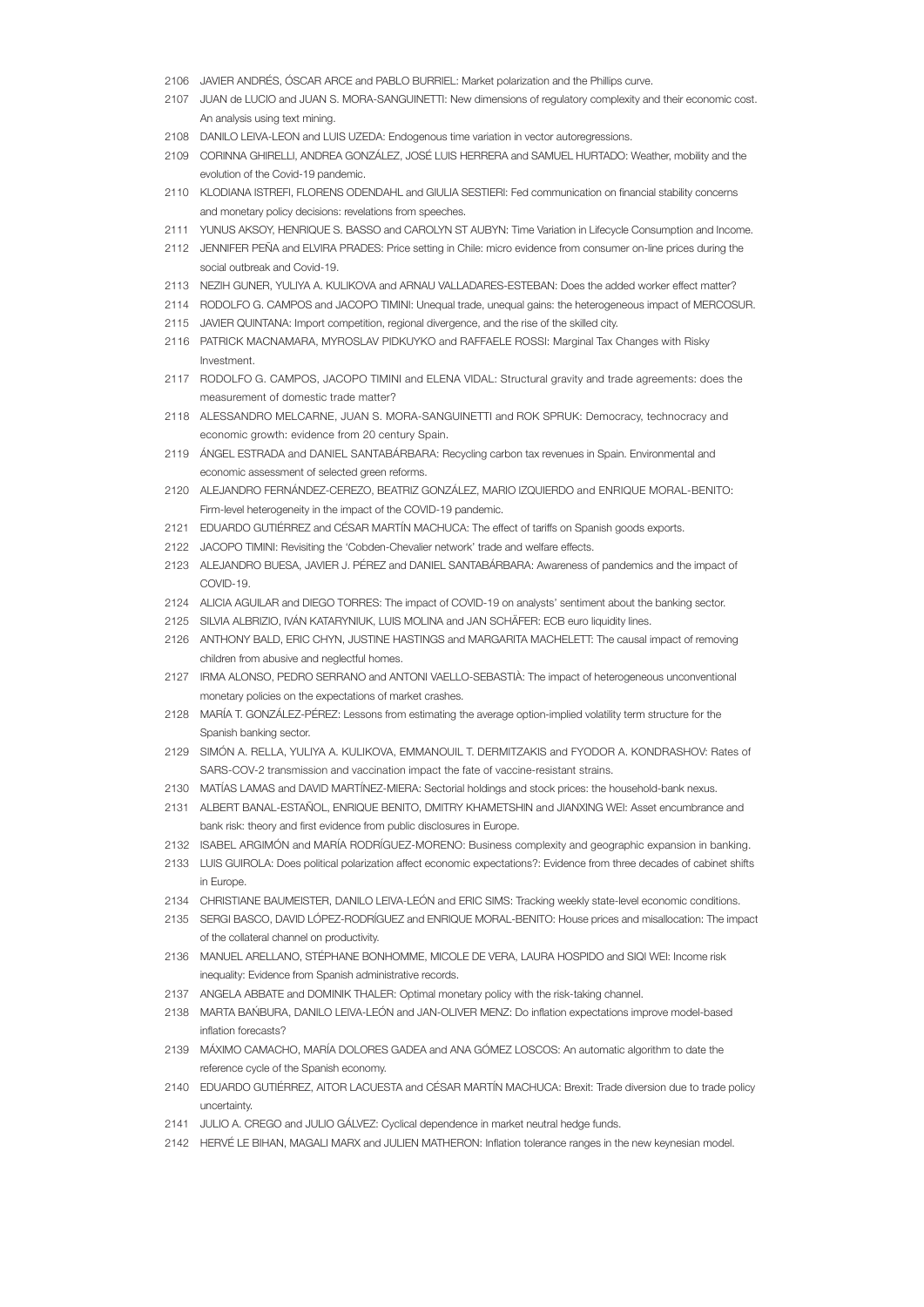2106 JAVIER ANDRÉS, ÓSCAR ARCE and PABLO BURRIEL: Market polarization and the Phillips curve.

2107 JUAN de LUCIO and JUAN S. MORA-SANGUINETTI: New dimensions of regulatory complexity and their economic cost. An analysis using text mining.

2108 DANILO LEIVA-LEON and LUIS UZEDA: Endogenous time variation in vector autoregressions.

2109 CORINNA GHIRELLI, ANDREA GONZÁLEZ, JOSÉ LUIS HERRERA and SAMUEL HURTADO: Weather, mobility and the evolution of the Covid-19 pandemic.

2110 KLODIANA ISTREFI, FLORENS ODENDAHL and GIULIA SESTIERI: Fed communication on financial stability concerns and monetary policy decisions: revelations from speeches.

2111 YUNUS AKSOY, HENRIQUE S. BASSO and CAROLYN ST AUBYN: Time Variation in Lifecycle Consumption and Income.

2112 JENNIFER PEÑA and ELVIRA PRADES: Price setting in Chile: micro evidence from consumer on-line prices during the social outbreak and Covid-19.

2113 NEZIH GUNER, YULIYA A. KULIKOVA and ARNAU VALLADARES-ESTEBAN: Does the added worker effect matter?

2114 RODOLFO G. CAMPOS and JACOPO TIMINI: Unequal trade, unequal gains: the heterogeneous impact of MERCOSUR.

2115 JAVIER QUINTANA: Import competition, regional divergence, and the rise of the skilled city.

2116 PATRICK MACNAMARA, MYROSLAV PIDKUYKO and RAFFAELE ROSSI: Marginal Tax Changes with Risky Investment.

2117 RODOLFO G. CAMPOS, JACOPO TIMINI and ELENA VIDAL: Structural gravity and trade agreements: does the measurement of domestic trade matter?

2118 ALESSANDRO MELCARNE, JUAN S. MORA-SANGUINETTI and ROK SPRUK: Democracy, technocracy and economic growth: evidence from 20 century Spain.

2119 ÁNGEL ESTRADA and DANIEL SANTABÁRBARA: Recycling carbon tax revenues in Spain. Environmental and economic assessment of selected green reforms.

2120 ALEJANDRO FERNÁNDEZ-CEREZO, BEATRIZ GONZÁLEZ, MARIO IZQUIERDO and ENRIQUE MORAL-BENITO: Firm-level heterogeneity in the impact of the COVID-19 pandemic.

2121 EDUARDO GUTIÉRREZ and CÉSAR MARTÍN MACHUCA: The effect of tariffs on Spanish goods exports.

2122 JACOPO TIMINI: Revisiting the 'Cobden-Chevalier network' trade and welfare effects.

2123 ALEJANDRO BUESA, JAVIER J. PÉREZ and DANIEL SANTABÁRBARA: Awareness of pandemics and the impact of COVID-19.

2124 ALICIA AGUILAR and DIEGO TORRES: The impact of COVID-19 on analysts' sentiment about the banking sector.

2125 SILVIA ALBRIZIO, IVÁN KATARYNIUK, LUIS MOLINA and JAN SCHÄFER: ECB euro liquidity lines.

2126 ANTHONY BALD, ERIC CHYN, JUSTINE HASTINGS and MARGARITA MACHELETT: The causal impact of removing children from abusive and neglectful homes.

2127 IRMA ALONSO, PEDRO SERRANO and ANTONI VAELLO-SEBASTIÀ: The impact of heterogeneous unconventional monetary policies on the expectations of market crashes.

2128 MARÍA T. GONZÁLEZ-PÉREZ: Lessons from estimating the average option-implied volatility term structure for the Spanish banking sector.

2129 SIMÓN A. RELLA, YULIYA A. KULIKOVA, EMMANOUIL T. DERMITZAKIS and FYODOR A. KONDRASHOV: Rates of SARS-COV-2 transmission and vaccination impact the fate of vaccine-resistant strains.

2130 MATÍAS LAMAS and DAVID MARTÍNEZ-MIERA: Sectorial holdings and stock prices: the household-bank nexus.

2131 ALBERT BANAL-ESTAÑOL, ENRIQUE BENITO, DMITRY KHAMETSHIN and JIANXING WEI: Asset encumbrance and bank risk: theory and first evidence from public disclosures in Europe.

2132 ISABEL ARGIMÓN and MARÍA RODRÍGUEZ-MORENO: Business complexity and geographic expansion in banking.

2133 LUIS GUIROLA: Does political polarization affect economic expectations?: Evidence from three decades of cabinet shifts in Europe.

2134 CHRISTIANE BAUMEISTER, DANILO LEIVA-LEÓN and ERIC SIMS: Tracking weekly state-level economic conditions.

2135 SERGI BASCO, DAVID LÓPEZ-RODRÍGUEZ and ENRIQUE MORAL-BENITO: House prices and misallocation: The impact of the collateral channel on productivity.

2136 MANUEL ARELLANO, STÉPHANE BONHOMME, MICOLE DE VERA, LAURA HOSPIDO and SIQI WEI: Income risk inequality: Evidence from Spanish administrative records.

2137 ANGELA ABBATE and DOMINIK THALER: Optimal monetary policy with the risk-taking channel.

2138 MARTA BAŃBURA, DANILO LEIVA-LEÓN and JAN-OLIVER MENZ: Do inflation expectations improve model-based inflation forecasts?

2139 MÁXIMO CAMACHO, MARÍA DOLORES GADEA and ANA GÓMEZ LOSCOS: An automatic algorithm to date the reference cycle of the Spanish economy.

2140 EDUARDO GUTIÉRREZ, AITOR LACUESTA and CÉSAR MARTÍN MACHUCA: Brexit: Trade diversion due to trade policy uncertainty.

2141 JULIO A. CREGO and JULIO GÁLVEZ: Cyclical dependence in market neutral hedge funds.

2142 HERVÉ LE BIHAN, MAGALI MARX and JULIEN MATHERON: Inflation tolerance ranges in the new keynesian model.